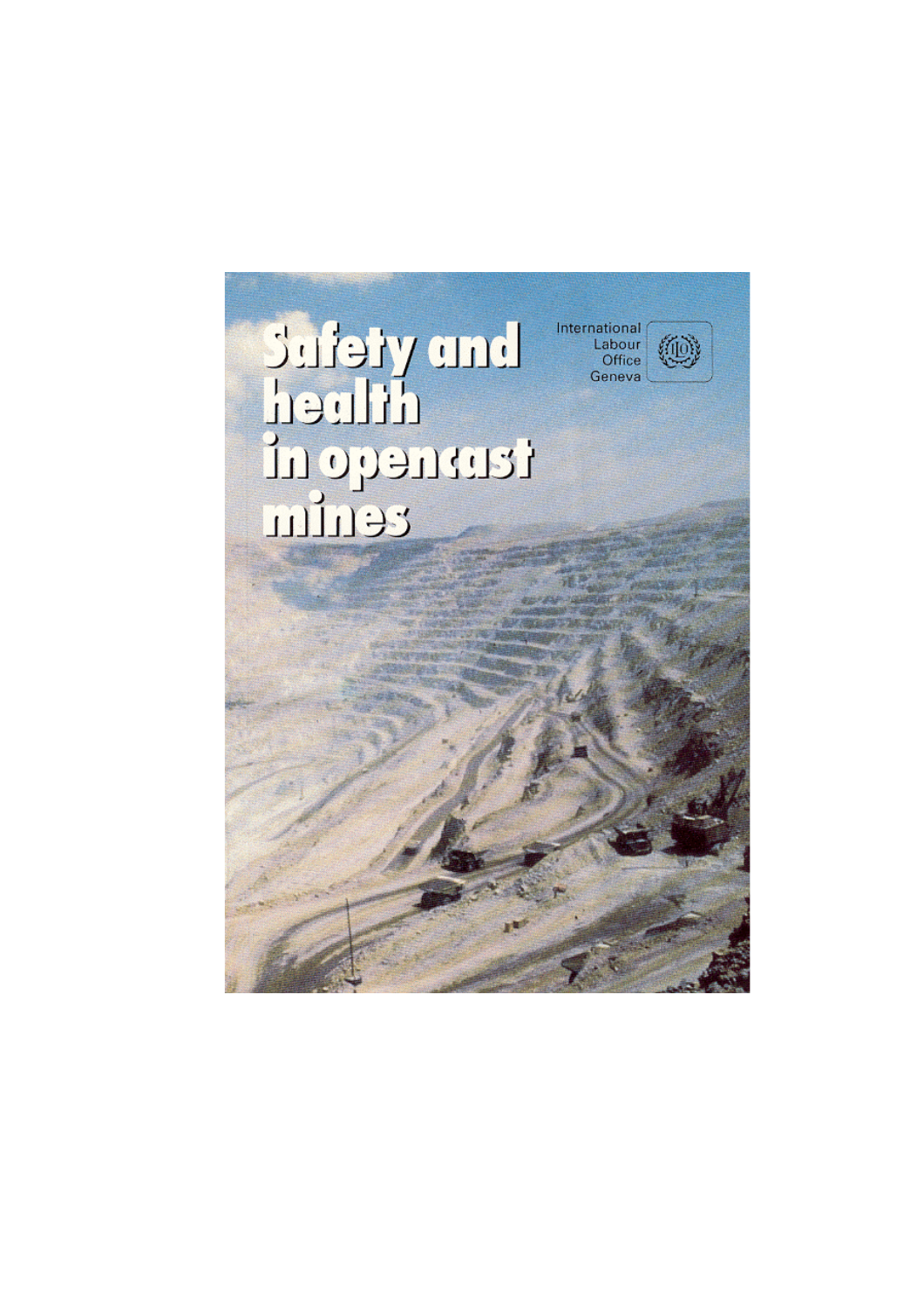# Safety and health in opencast mines

International Labour Office
Geneva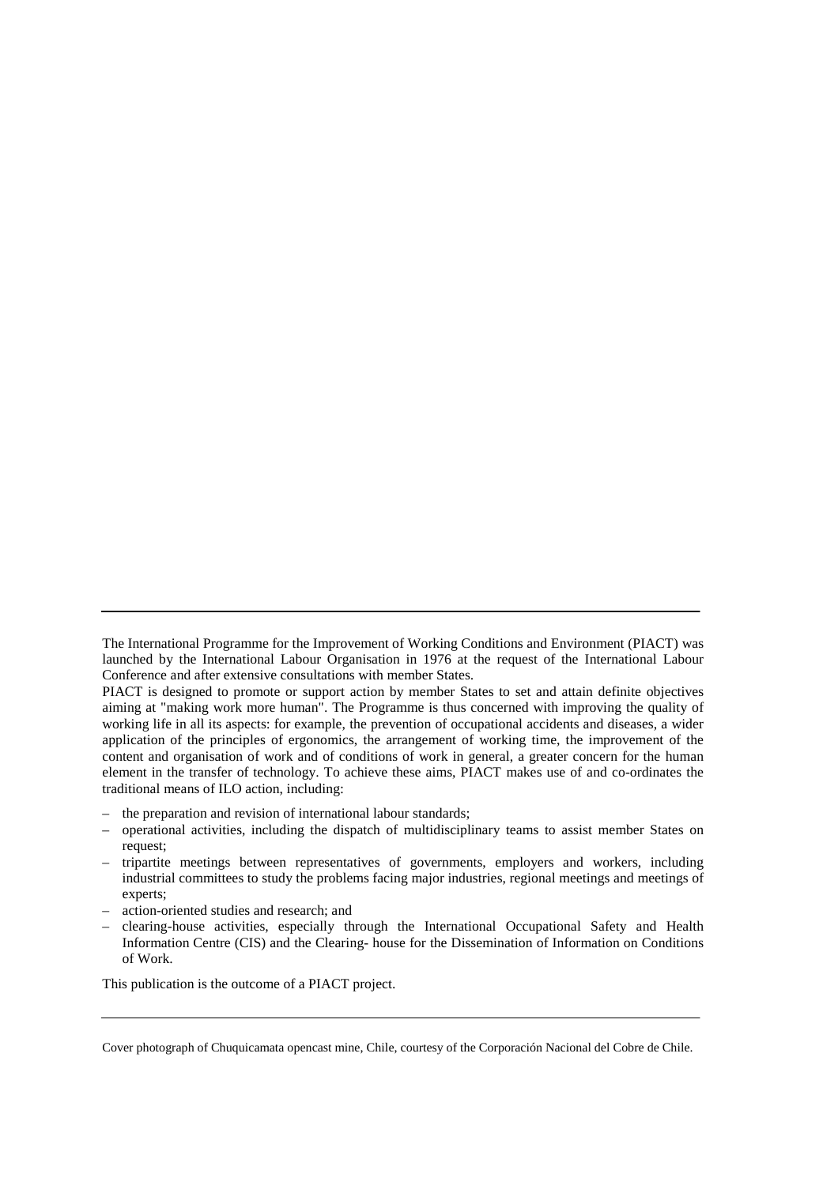The International Programme for the Improvement of Working Conditions and Environment (PIACT) was launched by the International Labour Organisation in 1976 at the request of the International Labour Conference and after extensive consultations with member States.

PIACT is designed to promote or support action by member States to set and attain definite objectives aiming at "making work more human". The Programme is thus concerned with improving the quality of working life in all its aspects: for example, the prevention of occupational accidents and diseases, a wider application of the principles of ergonomics, the arrangement of working time, the improvement of the content and organisation of work and of conditions of work in general, a greater concern for the human element in the transfer of technology. To achieve these aims, PIACT makes use of and co-ordinates the traditional means of ILO action, including:

- the preparation and revision of international labour standards;
- operational activities, including the dispatch of multidisciplinary teams to assist member States on request;
- tripartite meetings between representatives of governments, employers and workers, including industrial committees to study the problems facing major industries, regional meetings and meetings of experts;
- action-oriented studies and research; and
- clearing-house activities, especially through the International Occupational Safety and Health Information Centre (CIS) and the Clearing- house for the Dissemination of Information on Conditions of Work.

This publication is the outcome of a PIACT project.

---

Cover photograph of Chuquicamata opencast mine, Chile, courtesy of the Corporación Nacional del Cobre de Chile.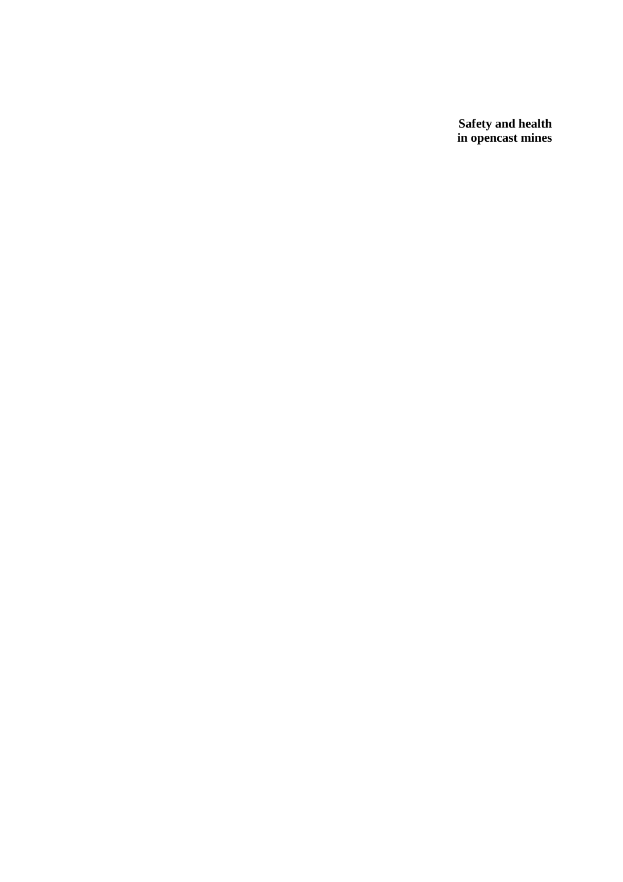**Safety and health in opencast mines**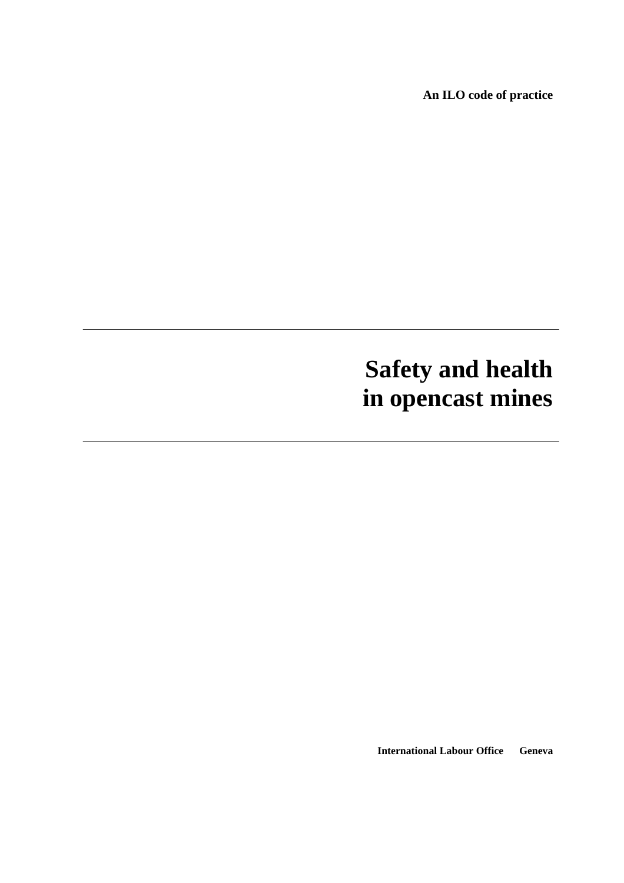**An ILO code of practice**

---

# Safety and health in opencast mines

---

**International Labour Office Geneva**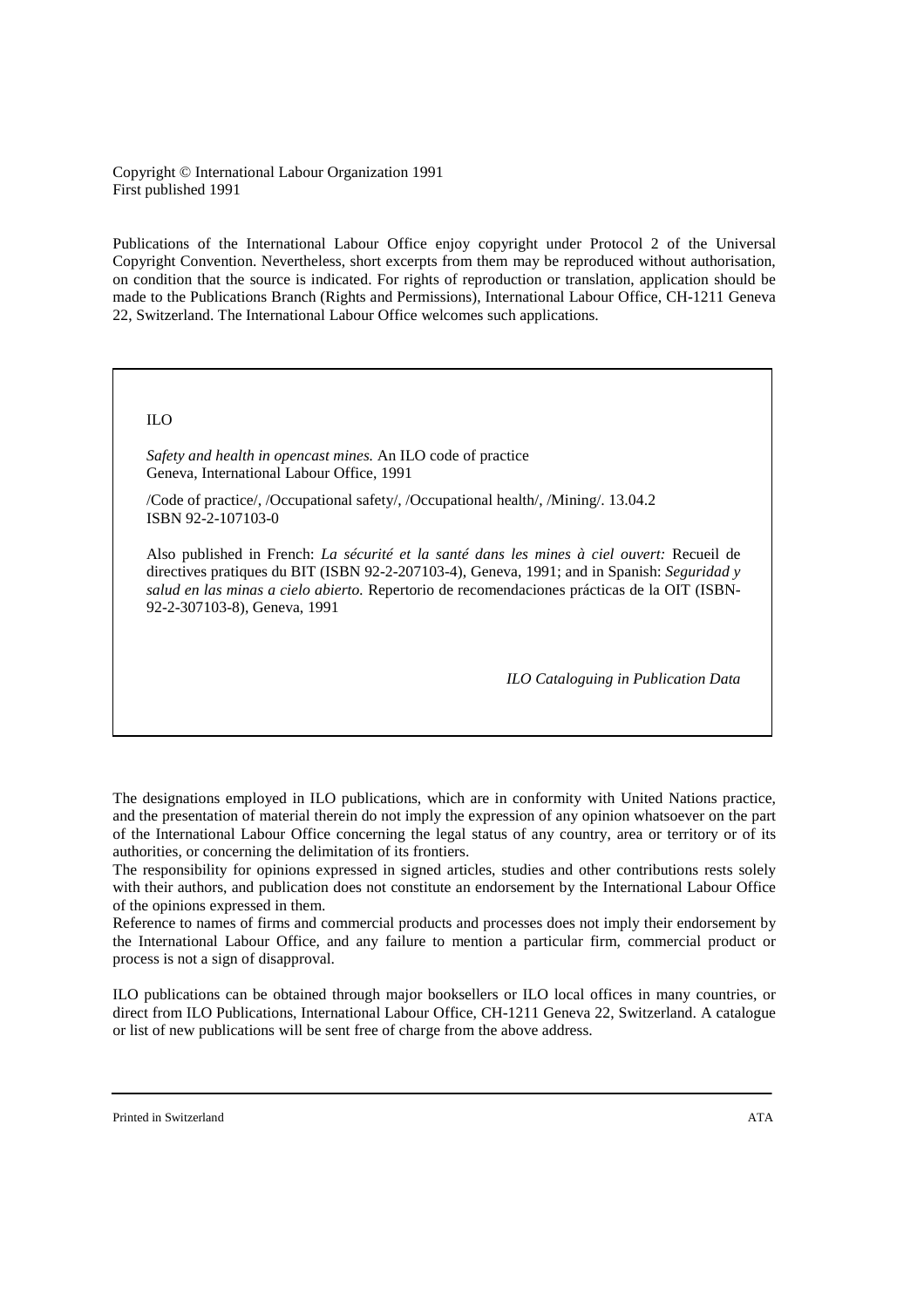Copyright © International Labour Organization 1991
First published 1991

Publications of the International Labour Office enjoy copyright under Protocol 2 of the Universal Copyright Convention. Nevertheless, short excerpts from them may be reproduced without authorisation, on condition that the source is indicated. For rights of reproduction or translation, application should be made to the Publications Branch (Rights and Permissions), International Labour Office, CH-1211 Geneva 22, Switzerland. The International Labour Office welcomes such applications.

ILO

*Safety and health in opencast mines.* An ILO code of practice
Geneva, International Labour Office, 1991

/Code of practice/, /Occupational safety/, /Occupational health/, /Mining/. 13.04.2
ISBN 92-2-107103-0

Also published in French: *La sécurité et la santé dans les mines à ciel ouvert:* Recueil de directives pratiques du BIT (ISBN 92-2-207103-4), Geneva, 1991; and in Spanish: *Seguridad y salud en las minas a cielo abierto.* Repertorio de recomendaciones prácticas de la OIT (ISBN-92-2-307103-8), Geneva, 1991

*ILO Cataloguing in Publication Data*

The designations employed in ILO publications, which are in conformity with United Nations practice, and the presentation of material therein do not imply the expression of any opinion whatsoever on the part of the International Labour Office concerning the legal status of any country, area or territory or of its authorities, or concerning the delimitation of its frontiers.
The responsibility for opinions expressed in signed articles, studies and other contributions rests solely with their authors, and publication does not constitute an endorsement by the International Labour Office of the opinions expressed in them.
Reference to names of firms and commercial products and processes does not imply their endorsement by the International Labour Office, and any failure to mention a particular firm, commercial product or process is not a sign of disapproval.

ILO publications can be obtained through major booksellers or ILO local offices in many countries, or direct from ILO Publications, International Labour Office, CH-1211 Geneva 22, Switzerland. A catalogue or list of new publications will be sent free of charge from the above address.

Printed in Switzerland ATA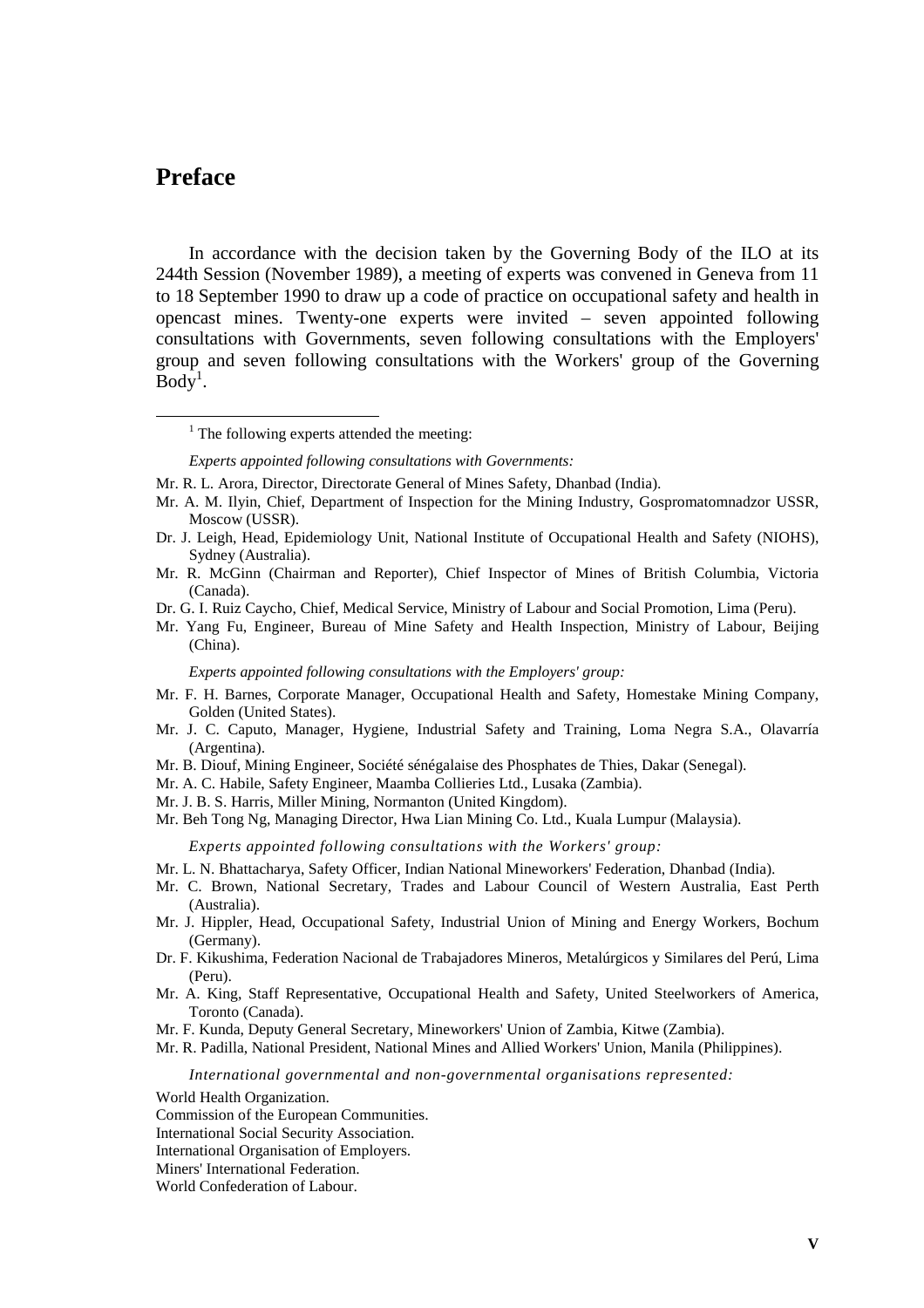## Preface

In accordance with the decision taken by the Governing Body of the ILO at its 244th Session (November 1989), a meeting of experts was convened in Geneva from 11 to 18 September 1990 to draw up a code of practice on occupational safety and health in opencast mines. Twenty-one experts were invited – seven appointed following consultations with Governments, seven following consultations with the Employers' group and seven following consultations with the Workers' group of the Governing Body[1].

---

[1] The following experts attended the meeting:

*Experts appointed following consultations with Governments:*

Mr. R. L. Arora, Director, Directorate General of Mines Safety, Dhanbad (India).

Mr. A. M. Ilyin, Chief, Department of Inspection for the Mining Industry, Gospromatomnadzor USSR, Moscow (USSR).

Dr. J. Leigh, Head, Epidemiology Unit, National Institute of Occupational Health and Safety (NIOHS), Sydney (Australia).

Mr. R. McGinn (Chairman and Reporter), Chief Inspector of Mines of British Columbia, Victoria (Canada).

Dr. G. I. Ruiz Caycho, Chief, Medical Service, Ministry of Labour and Social Promotion, Lima (Peru).

Mr. Yang Fu, Engineer, Bureau of Mine Safety and Health Inspection, Ministry of Labour, Beijing (China).

*Experts appointed following consultations with the Employers' group:*

Mr. F. H. Barnes, Corporate Manager, Occupational Health and Safety, Homestake Mining Company, Golden (United States).

Mr. J. C. Caputo, Manager, Hygiene, Industrial Safety and Training, Loma Negra S.A., Olavarría (Argentina).

Mr. B. Diouf, Mining Engineer, Société sénégalaise des Phosphates de Thies, Dakar (Senegal).

Mr. A. C. Habile, Safety Engineer, Maamba Collieries Ltd., Lusaka (Zambia).

Mr. J. B. S. Harris, Miller Mining, Normanton (United Kingdom).

Mr. Beh Tong Ng, Managing Director, Hwa Lian Mining Co. Ltd., Kuala Lumpur (Malaysia).

*Experts appointed following consultations with the Workers' group:*

Mr. L. N. Bhattacharya, Safety Officer, Indian National Mineworkers' Federation, Dhanbad (India).

Mr. C. Brown, National Secretary, Trades and Labour Council of Western Australia, East Perth (Australia).

Mr. J. Hippler, Head, Occupational Safety, Industrial Union of Mining and Energy Workers, Bochum (Germany).

Dr. F. Kikushima, Federation Nacional de Trabajadores Mineros, Metalúrgicos y Similares del Perú, Lima (Peru).

Mr. A. King, Staff Representative, Occupational Health and Safety, United Steelworkers of America, Toronto (Canada).

Mr. F. Kunda, Deputy General Secretary, Mineworkers' Union of Zambia, Kitwe (Zambia).

Mr. R. Padilla, National President, National Mines and Allied Workers' Union, Manila (Philippines).

*International governmental and non-governmental organisations represented:*

World Health Organization.
Commission of the European Communities.
International Social Security Association.
International Organisation of Employers.
Miners' International Federation.
World Confederation of Labour.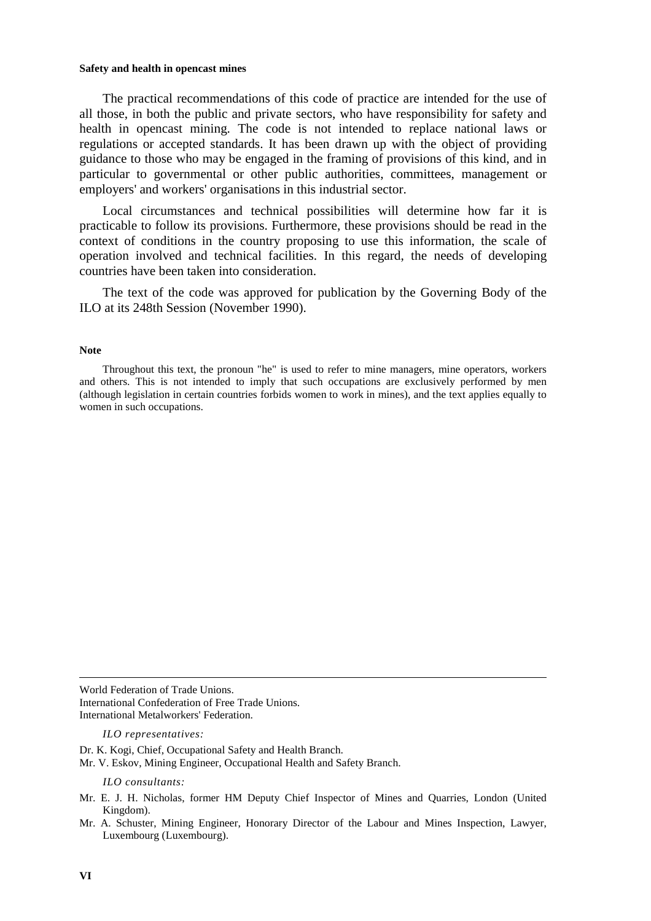The practical recommendations of this code of practice are intended for the use of all those, in both the public and private sectors, who have responsibility for safety and health in opencast mining. The code is not intended to replace national laws or regulations or accepted standards. It has been drawn up with the object of providing guidance to those who may be engaged in the framing of provisions of this kind, and in particular to governmental or other public authorities, committees, management or employers' and workers' organisations in this industrial sector.

Local circumstances and technical possibilities will determine how far it is practicable to follow its provisions. Furthermore, these provisions should be read in the context of conditions in the country proposing to use this information, the scale of operation involved and technical facilities. In this regard, the needs of developing countries have been taken into consideration.

The text of the code was approved for publication by the Governing Body of the ILO at its 248th Session (November 1990).

**Note**

Throughout this text, the pronoun "he" is used to refer to mine managers, mine operators, workers and others. This is not intended to imply that such occupations are exclusively performed by men (although legislation in certain countries forbids women to work in mines), and the text applies equally to women in such occupations.

---

World Federation of Trade Unions.
International Confederation of Free Trade Unions.
International Metalworkers' Federation.

*ILO representatives:*

Dr. K. Kogi, Chief, Occupational Safety and Health Branch.
Mr. V. Eskov, Mining Engineer, Occupational Health and Safety Branch.

*ILO consultants:*

Mr. E. J. H. Nicholas, former HM Deputy Chief Inspector of Mines and Quarries, London (United Kingdom).

Mr. A. Schuster, Mining Engineer, Honorary Director of the Labour and Mines Inspection, Lawyer, Luxembourg (Luxembourg).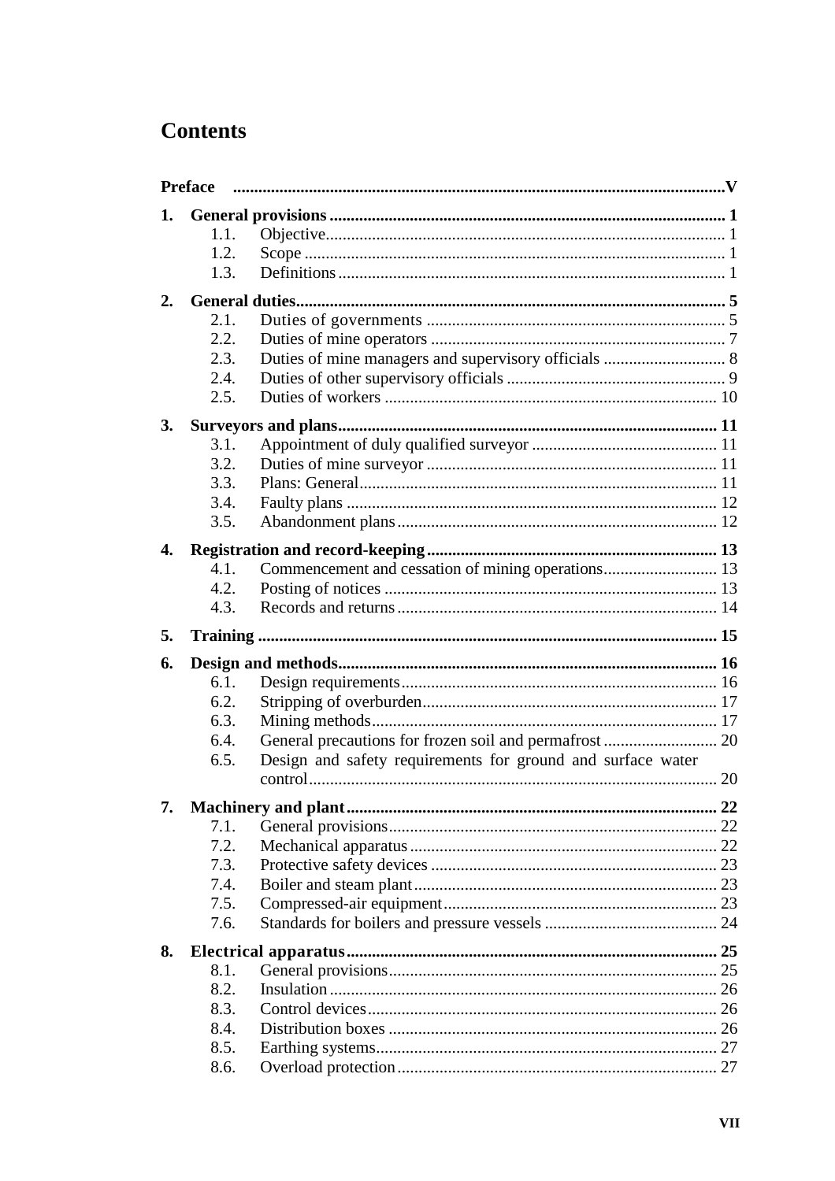# Contents

**Preface** .......... **V**

**1. General provisions** .......... **1**
- 1.1. Objective .......... 1
- 1.2. Scope .......... 1
- 1.3. Definitions .......... 1

**2. General duties** .......... **5**
- 2.1. Duties of governments .......... 5
- 2.2. Duties of mine operators .......... 7
- 2.3. Duties of mine managers and supervisory officials .......... 8
- 2.4. Duties of other supervisory officials .......... 9
- 2.5. Duties of workers .......... 10

**3. Surveyors and plans** .......... **11**
- 3.1. Appointment of duly qualified surveyor .......... 11
- 3.2. Duties of mine surveyor .......... 11
- 3.3. Plans: General .......... 11
- 3.4. Faulty plans .......... 12
- 3.5. Abandonment plans .......... 12

**4. Registration and record-keeping** .......... **13**
- 4.1. Commencement and cessation of mining operations .......... 13
- 4.2. Posting of notices .......... 13
- 4.3. Records and returns .......... 14

**5. Training** .......... **15**

**6. Design and methods** .......... **16**
- 6.1. Design requirements .......... 16
- 6.2. Stripping of overburden .......... 17
- 6.3. Mining methods .......... 17
- 6.4. General precautions for frozen soil and permafrost .......... 20
- 6.5. Design and safety requirements for ground and surface water control .......... 20

**7. Machinery and plant** .......... **22**
- 7.1. General provisions .......... 22
- 7.2. Mechanical apparatus .......... 22
- 7.3. Protective safety devices .......... 23
- 7.4. Boiler and steam plant .......... 23
- 7.5. Compressed-air equipment .......... 23
- 7.6. Standards for boilers and pressure vessels .......... 24

**8. Electrical apparatus** .......... **25**
- 8.1. General provisions .......... 25
- 8.2. Insulation .......... 26
- 8.3. Control devices .......... 26
- 8.4. Distribution boxes .......... 26
- 8.5. Earthing systems .......... 27
- 8.6. Overload protection .......... 27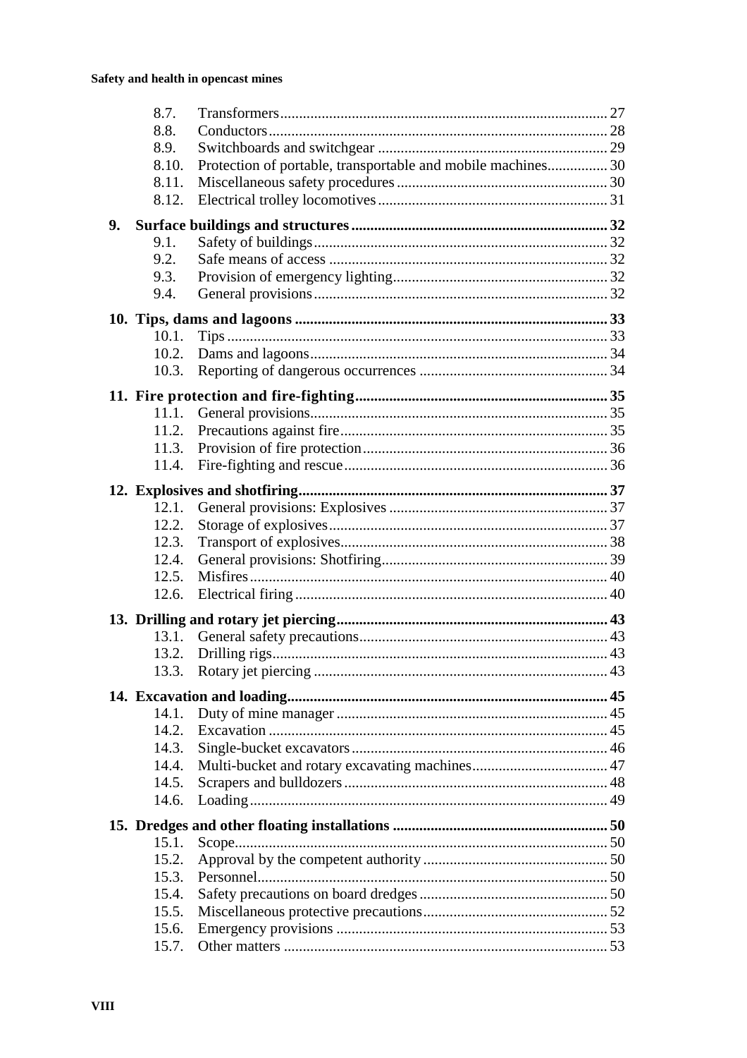| | | |
|---|---|---|
| 8.7. | Transformers | 27 |
| 8.8. | Conductors | 28 |
| 8.9. | Switchboards and switchgear | 29 |
| 8.10. | Protection of portable, transportable and mobile machines | 30 |
| 8.11. | Miscellaneous safety procedures | 30 |
| 8.12. | Electrical trolley locomotives | 31 |
| **9.** | **Surface buildings and structures** | **32** |
| 9.1. | Safety of buildings | 32 |
| 9.2. | Safe means of access | 32 |
| 9.3. | Provision of emergency lighting | 32 |
| 9.4. | General provisions | 32 |
| **10.** | **Tips, dams and lagoons** | **33** |
| 10.1. | Tips | 33 |
| 10.2. | Dams and lagoons | 34 |
| 10.3. | Reporting of dangerous occurrences | 34 |
| **11.** | **Fire protection and fire-fighting** | **35** |
| 11.1. | General provisions | 35 |
| 11.2. | Precautions against fire | 35 |
| 11.3. | Provision of fire protection | 36 |
| 11.4. | Fire-fighting and rescue | 36 |
| **12.** | **Explosives and shotfiring** | **37** |
| 12.1. | General provisions: Explosives | 37 |
| 12.2. | Storage of explosives | 37 |
| 12.3. | Transport of explosives | 38 |
| 12.4. | General provisions: Shotfiring | 39 |
| 12.5. | Misfires | 40 |
| 12.6. | Electrical firing | 40 |
| **13.** | **Drilling and rotary jet piercing** | **43** |
| 13.1. | General safety precautions | 43 |
| 13.2. | Drilling rigs | 43 |
| 13.3. | Rotary jet piercing | 43 |
| **14.** | **Excavation and loading** | **45** |
| 14.1. | Duty of mine manager | 45 |
| 14.2. | Excavation | 45 |
| 14.3. | Single-bucket excavators | 46 |
| 14.4. | Multi-bucket and rotary excavating machines | 47 |
| 14.5. | Scrapers and bulldozers | 48 |
| 14.6. | Loading | 49 |
| **15.** | **Dredges and other floating installations** | **50** |
| 15.1. | Scope | 50 |
| 15.2. | Approval by the competent authority | 50 |
| 15.3. | Personnel | 50 |
| 15.4. | Safety precautions on board dredges | 50 |
| 15.5. | Miscellaneous protective precautions | 52 |
| 15.6. | Emergency provisions | 53 |
| 15.7. | Other matters | 53 |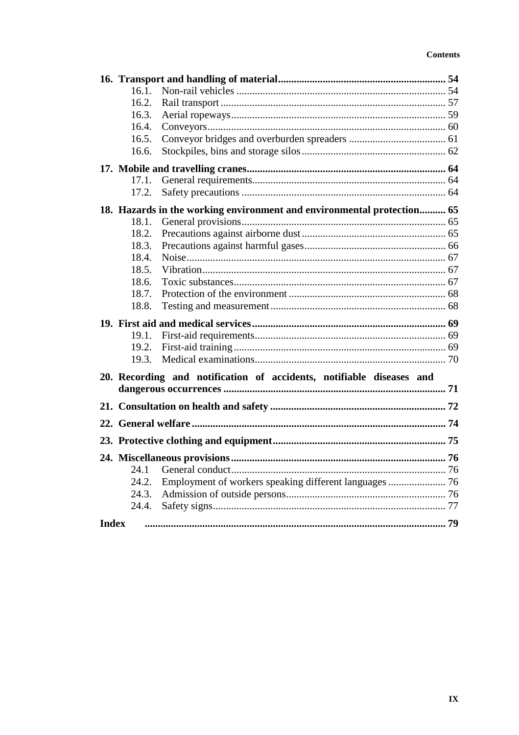**16. Transport and handling of material** ........ 54

- 16.1. Non-rail vehicles ........ 54
- 16.2. Rail transport ........ 57
- 16.3. Aerial ropeways ........ 59
- 16.4. Conveyors ........ 60
- 16.5. Conveyor bridges and overburden spreaders ........ 61
- 16.6. Stockpiles, bins and storage silos ........ 62

**17. Mobile and travelling cranes** ........ 64

- 17.1. General requirements ........ 64
- 17.2. Safety precautions ........ 64

**18. Hazards in the working environment and environmental protection** ........ 65

- 18.1. General provisions ........ 65
- 18.2. Precautions against airborne dust ........ 65
- 18.3. Precautions against harmful gases ........ 66
- 18.4. Noise ........ 67
- 18.5. Vibration ........ 67
- 18.6. Toxic substances ........ 67
- 18.7. Protection of the environment ........ 68
- 18.8. Testing and measurement ........ 68

**19. First aid and medical services** ........ 69

- 19.1. First-aid requirements ........ 69
- 19.2. First-aid training ........ 69
- 19.3. Medical examinations ........ 70

**20. Recording and notification of accidents, notifiable diseases and dangerous occurrences** ........ 71

**21. Consultation on health and safety** ........ 72

**22. General welfare** ........ 74

**23. Protective clothing and equipment** ........ 75

**24. Miscellaneous provisions** ........ 76

- 24.1 General conduct ........ 76
- 24.2. Employment of workers speaking different languages ........ 76
- 24.3. Admission of outside persons ........ 76
- 24.4. Safety signs ........ 77

**Index** ........ 79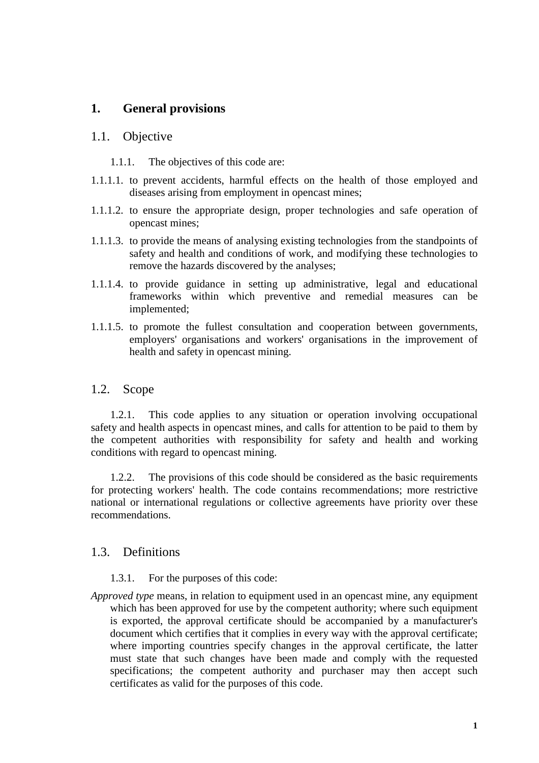# 1. General provisions

## 1.1. Objective

1.1.1. The objectives of this code are:

1.1.1.1. to prevent accidents, harmful effects on the health of those employed and diseases arising from employment in opencast mines;

1.1.1.2. to ensure the appropriate design, proper technologies and safe operation of opencast mines;

1.1.1.3. to provide the means of analysing existing technologies from the standpoints of safety and health and conditions of work, and modifying these technologies to remove the hazards discovered by the analyses;

1.1.1.4. to provide guidance in setting up administrative, legal and educational frameworks within which preventive and remedial measures can be implemented;

1.1.1.5. to promote the fullest consultation and cooperation between governments, employers' organisations and workers' organisations in the improvement of health and safety in opencast mining.

## 1.2. Scope

1.2.1. This code applies to any situation or operation involving occupational safety and health aspects in opencast mines, and calls for attention to be paid to them by the competent authorities with responsibility for safety and health and working conditions with regard to opencast mining.

1.2.2. The provisions of this code should be considered as the basic requirements for protecting workers' health. The code contains recommendations; more restrictive national or international regulations or collective agreements have priority over these recommendations.

## 1.3. Definitions

1.3.1. For the purposes of this code:

*Approved type* means, in relation to equipment used in an opencast mine, any equipment which has been approved for use by the competent authority; where such equipment is exported, the approval certificate should be accompanied by a manufacturer's document which certifies that it complies in every way with the approval certificate; where importing countries specify changes in the approval certificate, the latter must state that such changes have been made and comply with the requested specifications; the competent authority and purchaser may then accept such certificates as valid for the purposes of this code.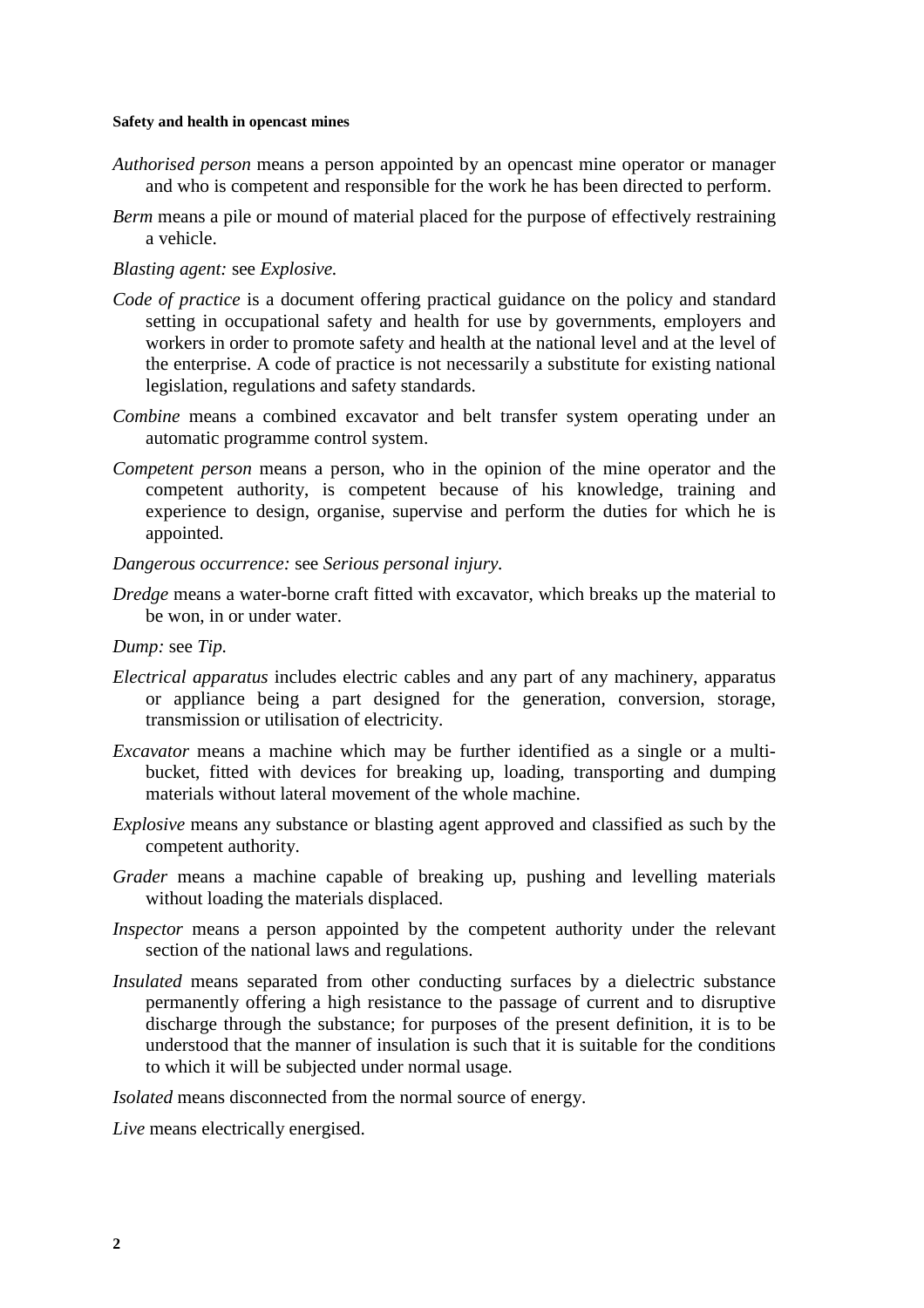*Authorised person* means a person appointed by an opencast mine operator or manager and who is competent and responsible for the work he has been directed to perform.

*Berm* means a pile or mound of material placed for the purpose of effectively restraining a vehicle.

*Blasting agent:* see *Explosive.*

*Code of practice* is a document offering practical guidance on the policy and standard setting in occupational safety and health for use by governments, employers and workers in order to promote safety and health at the national level and at the level of the enterprise. A code of practice is not necessarily a substitute for existing national legislation, regulations and safety standards.

*Combine* means a combined excavator and belt transfer system operating under an automatic programme control system.

*Competent person* means a person, who in the opinion of the mine operator and the competent authority, is competent because of his knowledge, training and experience to design, organise, supervise and perform the duties for which he is appointed.

*Dangerous occurrence:* see *Serious personal injury.*

*Dredge* means a water-borne craft fitted with excavator, which breaks up the material to be won, in or under water.

*Dump:* see *Tip.*

*Electrical apparatus* includes electric cables and any part of any machinery, apparatus or appliance being a part designed for the generation, conversion, storage, transmission or utilisation of electricity.

*Excavator* means a machine which may be further identified as a single or a multi-bucket, fitted with devices for breaking up, loading, transporting and dumping materials without lateral movement of the whole machine.

*Explosive* means any substance or blasting agent approved and classified as such by the competent authority.

*Grader* means a machine capable of breaking up, pushing and levelling materials without loading the materials displaced.

*Inspector* means a person appointed by the competent authority under the relevant section of the national laws and regulations.

*Insulated* means separated from other conducting surfaces by a dielectric substance permanently offering a high resistance to the passage of current and to disruptive discharge through the substance; for purposes of the present definition, it is to be understood that the manner of insulation is such that it is suitable for the conditions to which it will be subjected under normal usage.

*Isolated* means disconnected from the normal source of energy.

*Live* means electrically energised.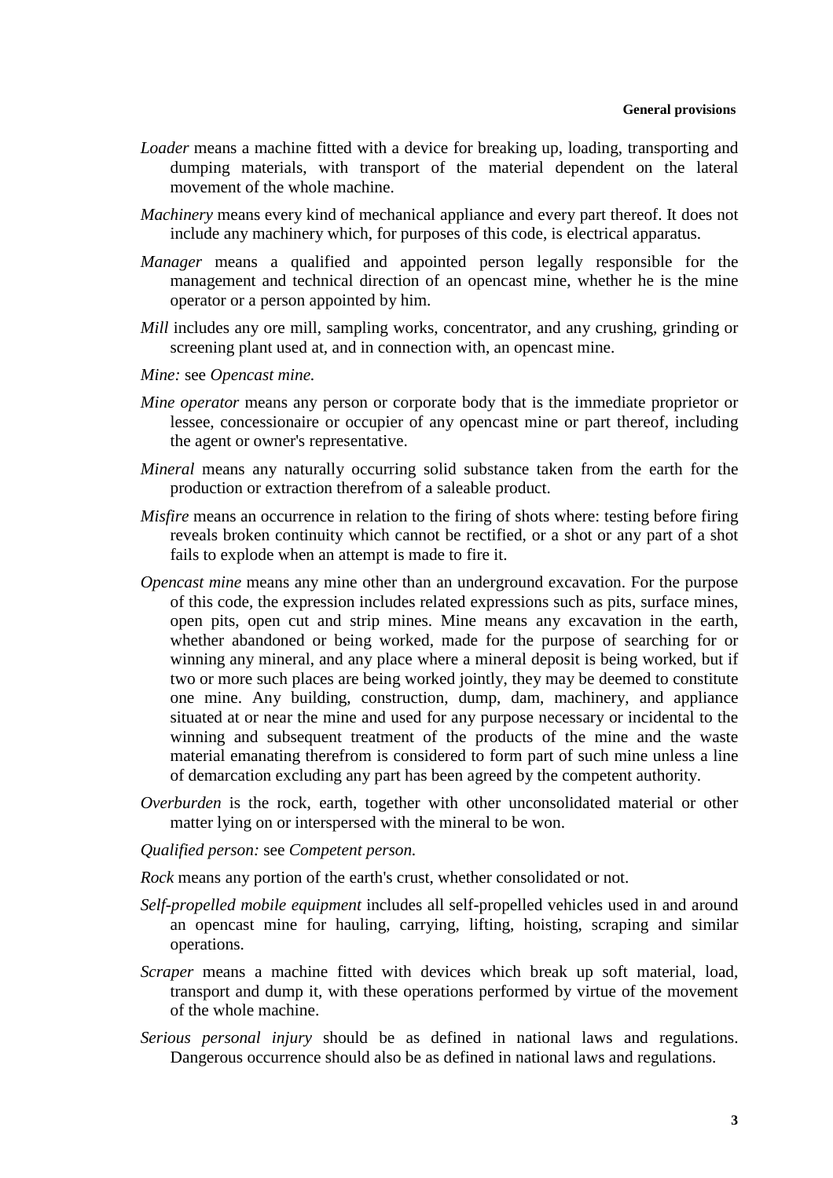*Loader* means a machine fitted with a device for breaking up, loading, transporting and dumping materials, with transport of the material dependent on the lateral movement of the whole machine.

*Machinery* means every kind of mechanical appliance and every part thereof. It does not include any machinery which, for purposes of this code, is electrical apparatus.

*Manager* means a qualified and appointed person legally responsible for the management and technical direction of an opencast mine, whether he is the mine operator or a person appointed by him.

*Mill* includes any ore mill, sampling works, concentrator, and any crushing, grinding or screening plant used at, and in connection with, an opencast mine.

*Mine:* see *Opencast mine.*

*Mine operator* means any person or corporate body that is the immediate proprietor or lessee, concessionaire or occupier of any opencast mine or part thereof, including the agent or owner's representative.

*Mineral* means any naturally occurring solid substance taken from the earth for the production or extraction therefrom of a saleable product.

*Misfire* means an occurrence in relation to the firing of shots where: testing before firing reveals broken continuity which cannot be rectified, or a shot or any part of a shot fails to explode when an attempt is made to fire it.

*Opencast mine* means any mine other than an underground excavation. For the purpose of this code, the expression includes related expressions such as pits, surface mines, open pits, open cut and strip mines. Mine means any excavation in the earth, whether abandoned or being worked, made for the purpose of searching for or winning any mineral, and any place where a mineral deposit is being worked, but if two or more such places are being worked jointly, they may be deemed to constitute one mine. Any building, construction, dump, dam, machinery, and appliance situated at or near the mine and used for any purpose necessary or incidental to the winning and subsequent treatment of the products of the mine and the waste material emanating therefrom is considered to form part of such mine unless a line of demarcation excluding any part has been agreed by the competent authority.

*Overburden* is the rock, earth, together with other unconsolidated material or other matter lying on or interspersed with the mineral to be won.

*Qualified person:* see *Competent person.*

*Rock* means any portion of the earth's crust, whether consolidated or not.

*Self-propelled mobile equipment* includes all self-propelled vehicles used in and around an opencast mine for hauling, carrying, lifting, hoisting, scraping and similar operations.

*Scraper* means a machine fitted with devices which break up soft material, load, transport and dump it, with these operations performed by virtue of the movement of the whole machine.

*Serious personal injury* should be as defined in national laws and regulations. Dangerous occurrence should also be as defined in national laws and regulations.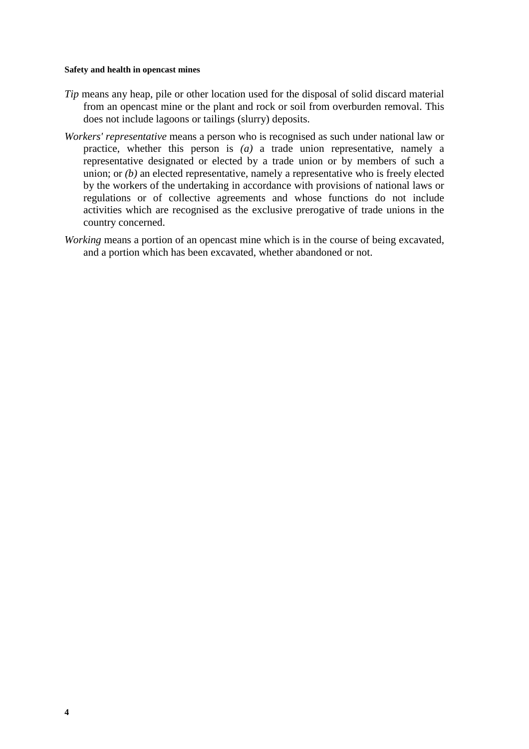*Tip* means any heap, pile or other location used for the disposal of solid discard material from an opencast mine or the plant and rock or soil from overburden removal. This does not include lagoons or tailings (slurry) deposits.

*Workers' representative* means a person who is recognised as such under national law or practice, whether this person is *(a)* a trade union representative, namely a representative designated or elected by a trade union or by members of such a union; or *(b)* an elected representative, namely a representative who is freely elected by the workers of the undertaking in accordance with provisions of national laws or regulations or of collective agreements and whose functions do not include activities which are recognised as the exclusive prerogative of trade unions in the country concerned.

*Working* means a portion of an opencast mine which is in the course of being excavated, and a portion which has been excavated, whether abandoned or not.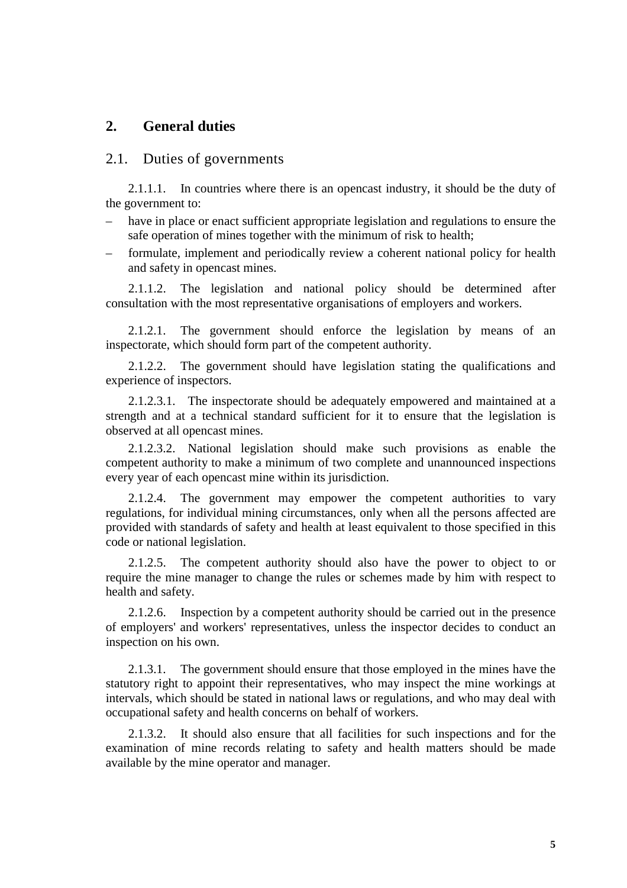## 2. General duties

### 2.1. Duties of governments

2.1.1.1. In countries where there is an opencast industry, it should be the duty of the government to:

- have in place or enact sufficient appropriate legislation and regulations to ensure the safe operation of mines together with the minimum of risk to health;
- formulate, implement and periodically review a coherent national policy for health and safety in opencast mines.

2.1.1.2. The legislation and national policy should be determined after consultation with the most representative organisations of employers and workers.

2.1.2.1. The government should enforce the legislation by means of an inspectorate, which should form part of the competent authority.

2.1.2.2. The government should have legislation stating the qualifications and experience of inspectors.

2.1.2.3.1. The inspectorate should be adequately empowered and maintained at a strength and at a technical standard sufficient for it to ensure that the legislation is observed at all opencast mines.

2.1.2.3.2. National legislation should make such provisions as enable the competent authority to make a minimum of two complete and unannounced inspections every year of each opencast mine within its jurisdiction.

2.1.2.4. The government may empower the competent authorities to vary regulations, for individual mining circumstances, only when all the persons affected are provided with standards of safety and health at least equivalent to those specified in this code or national legislation.

2.1.2.5. The competent authority should also have the power to object to or require the mine manager to change the rules or schemes made by him with respect to health and safety.

2.1.2.6. Inspection by a competent authority should be carried out in the presence of employers' and workers' representatives, unless the inspector decides to conduct an inspection on his own.

2.1.3.1. The government should ensure that those employed in the mines have the statutory right to appoint their representatives, who may inspect the mine workings at intervals, which should be stated in national laws or regulations, and who may deal with occupational safety and health concerns on behalf of workers.

2.1.3.2. It should also ensure that all facilities for such inspections and for the examination of mine records relating to safety and health matters should be made available by the mine operator and manager.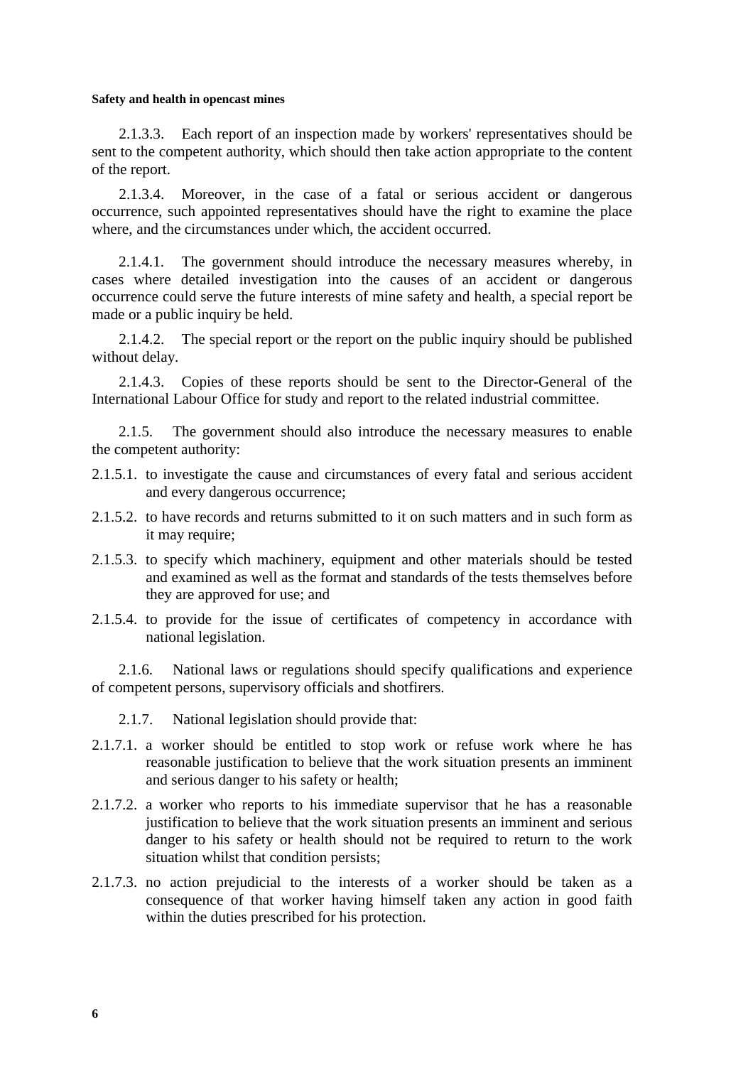2.1.3.3. Each report of an inspection made by workers' representatives should be sent to the competent authority, which should then take action appropriate to the content of the report.

2.1.3.4. Moreover, in the case of a fatal or serious accident or dangerous occurrence, such appointed representatives should have the right to examine the place where, and the circumstances under which, the accident occurred.

2.1.4.1. The government should introduce the necessary measures whereby, in cases where detailed investigation into the causes of an accident or dangerous occurrence could serve the future interests of mine safety and health, a special report be made or a public inquiry be held.

2.1.4.2. The special report or the report on the public inquiry should be published without delay.

2.1.4.3. Copies of these reports should be sent to the Director-General of the International Labour Office for study and report to the related industrial committee.

2.1.5. The government should also introduce the necessary measures to enable the competent authority:

2.1.5.1. to investigate the cause and circumstances of every fatal and serious accident and every dangerous occurrence;

2.1.5.2. to have records and returns submitted to it on such matters and in such form as it may require;

2.1.5.3. to specify which machinery, equipment and other materials should be tested and examined as well as the format and standards of the tests themselves before they are approved for use; and

2.1.5.4. to provide for the issue of certificates of competency in accordance with national legislation.

2.1.6. National laws or regulations should specify qualifications and experience of competent persons, supervisory officials and shotfirers.

2.1.7. National legislation should provide that:

2.1.7.1. a worker should be entitled to stop work or refuse work where he has reasonable justification to believe that the work situation presents an imminent and serious danger to his safety or health;

2.1.7.2. a worker who reports to his immediate supervisor that he has a reasonable justification to believe that the work situation presents an imminent and serious danger to his safety or health should not be required to return to the work situation whilst that condition persists;

2.1.7.3. no action prejudicial to the interests of a worker should be taken as a consequence of that worker having himself taken any action in good faith within the duties prescribed for his protection.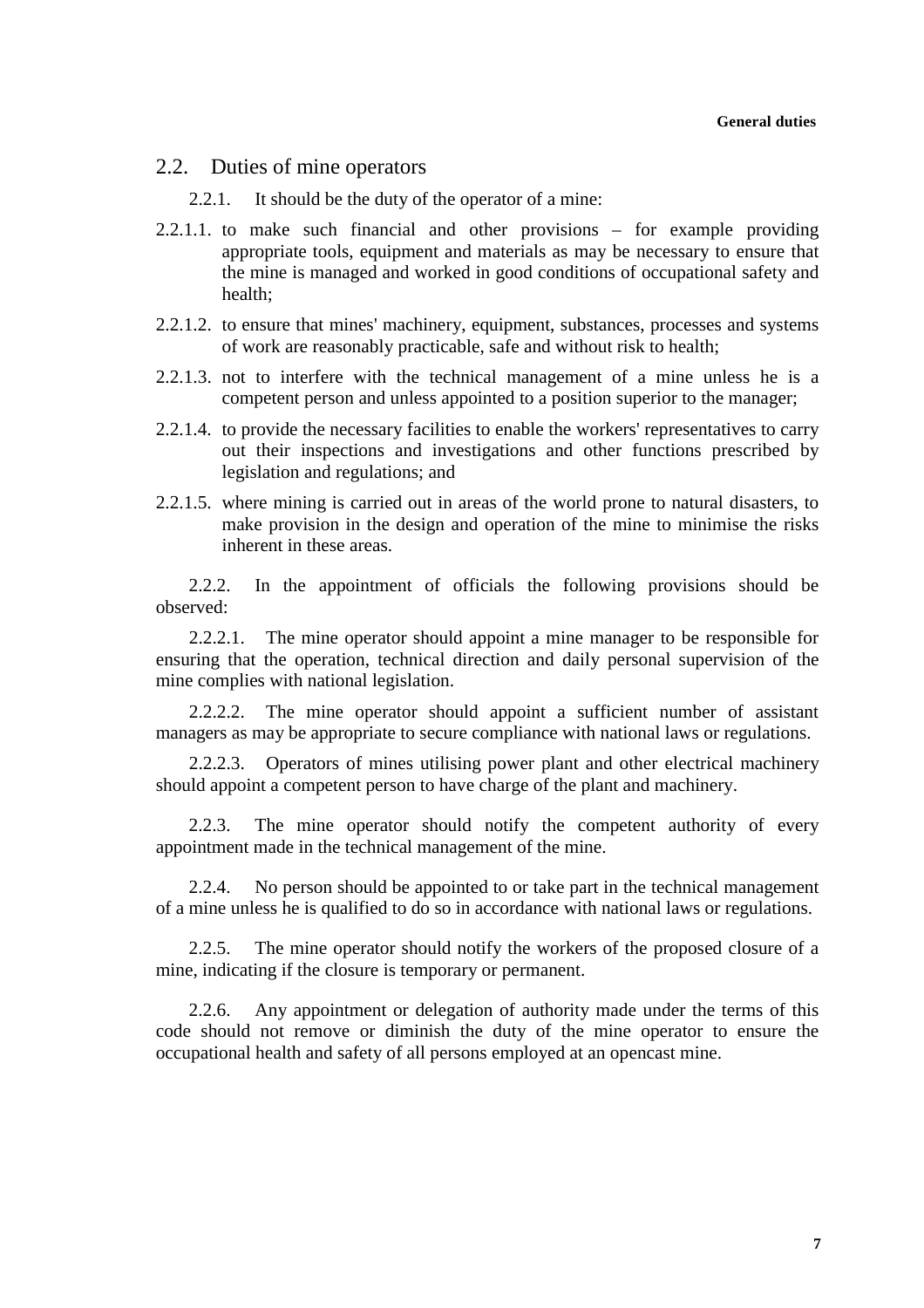## 2.2. Duties of mine operators

2.2.1. It should be the duty of the operator of a mine:

2.2.1.1. to make such financial and other provisions – for example providing appropriate tools, equipment and materials as may be necessary to ensure that the mine is managed and worked in good conditions of occupational safety and health;

2.2.1.2. to ensure that mines' machinery, equipment, substances, processes and systems of work are reasonably practicable, safe and without risk to health;

2.2.1.3. not to interfere with the technical management of a mine unless he is a competent person and unless appointed to a position superior to the manager;

2.2.1.4. to provide the necessary facilities to enable the workers' representatives to carry out their inspections and investigations and other functions prescribed by legislation and regulations; and

2.2.1.5. where mining is carried out in areas of the world prone to natural disasters, to make provision in the design and operation of the mine to minimise the risks inherent in these areas.

2.2.2. In the appointment of officials the following provisions should be observed:

2.2.2.1. The mine operator should appoint a mine manager to be responsible for ensuring that the operation, technical direction and daily personal supervision of the mine complies with national legislation.

2.2.2.2. The mine operator should appoint a sufficient number of assistant managers as may be appropriate to secure compliance with national laws or regulations.

2.2.2.3. Operators of mines utilising power plant and other electrical machinery should appoint a competent person to have charge of the plant and machinery.

2.2.3. The mine operator should notify the competent authority of every appointment made in the technical management of the mine.

2.2.4. No person should be appointed to or take part in the technical management of a mine unless he is qualified to do so in accordance with national laws or regulations.

2.2.5. The mine operator should notify the workers of the proposed closure of a mine, indicating if the closure is temporary or permanent.

2.2.6. Any appointment or delegation of authority made under the terms of this code should not remove or diminish the duty of the mine operator to ensure the occupational health and safety of all persons employed at an opencast mine.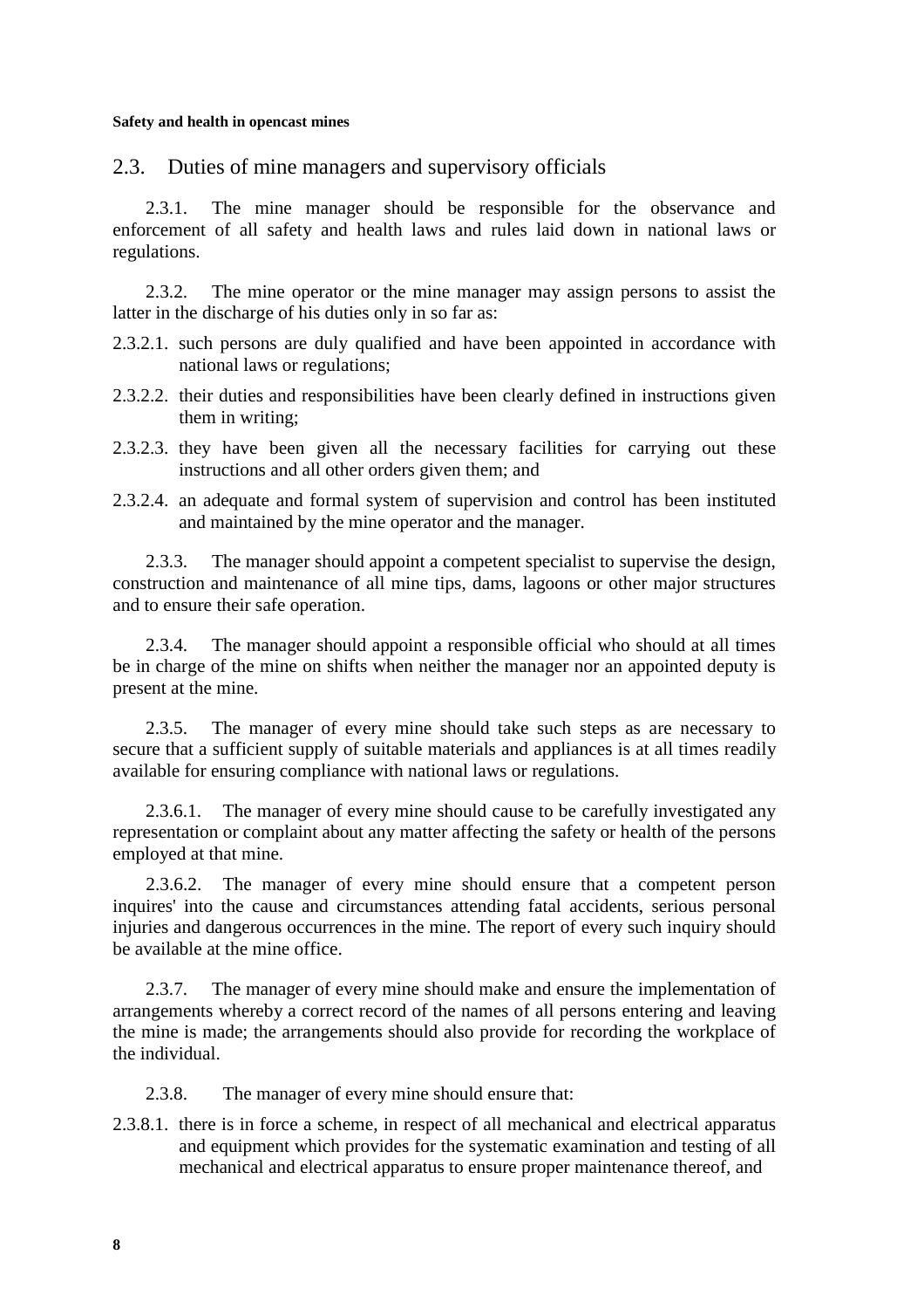## 2.3. Duties of mine managers and supervisory officials

2.3.1. The mine manager should be responsible for the observance and enforcement of all safety and health laws and rules laid down in national laws or regulations.

2.3.2. The mine operator or the mine manager may assign persons to assist the latter in the discharge of his duties only in so far as:

2.3.2.1. such persons are duly qualified and have been appointed in accordance with national laws or regulations;

2.3.2.2. their duties and responsibilities have been clearly defined in instructions given them in writing;

2.3.2.3. they have been given all the necessary facilities for carrying out these instructions and all other orders given them; and

2.3.2.4. an adequate and formal system of supervision and control has been instituted and maintained by the mine operator and the manager.

2.3.3. The manager should appoint a competent specialist to supervise the design, construction and maintenance of all mine tips, dams, lagoons or other major structures and to ensure their safe operation.

2.3.4. The manager should appoint a responsible official who should at all times be in charge of the mine on shifts when neither the manager nor an appointed deputy is present at the mine.

2.3.5. The manager of every mine should take such steps as are necessary to secure that a sufficient supply of suitable materials and appliances is at all times readily available for ensuring compliance with national laws or regulations.

2.3.6.1. The manager of every mine should cause to be carefully investigated any representation or complaint about any matter affecting the safety or health of the persons employed at that mine.

2.3.6.2. The manager of every mine should ensure that a competent person inquires' into the cause and circumstances attending fatal accidents, serious personal injuries and dangerous occurrences in the mine. The report of every such inquiry should be available at the mine office.

2.3.7. The manager of every mine should make and ensure the implementation of arrangements whereby a correct record of the names of all persons entering and leaving the mine is made; the arrangements should also provide for recording the workplace of the individual.

2.3.8. The manager of every mine should ensure that:

2.3.8.1. there is in force a scheme, in respect of all mechanical and electrical apparatus and equipment which provides for the systematic examination and testing of all mechanical and electrical apparatus to ensure proper maintenance thereof, and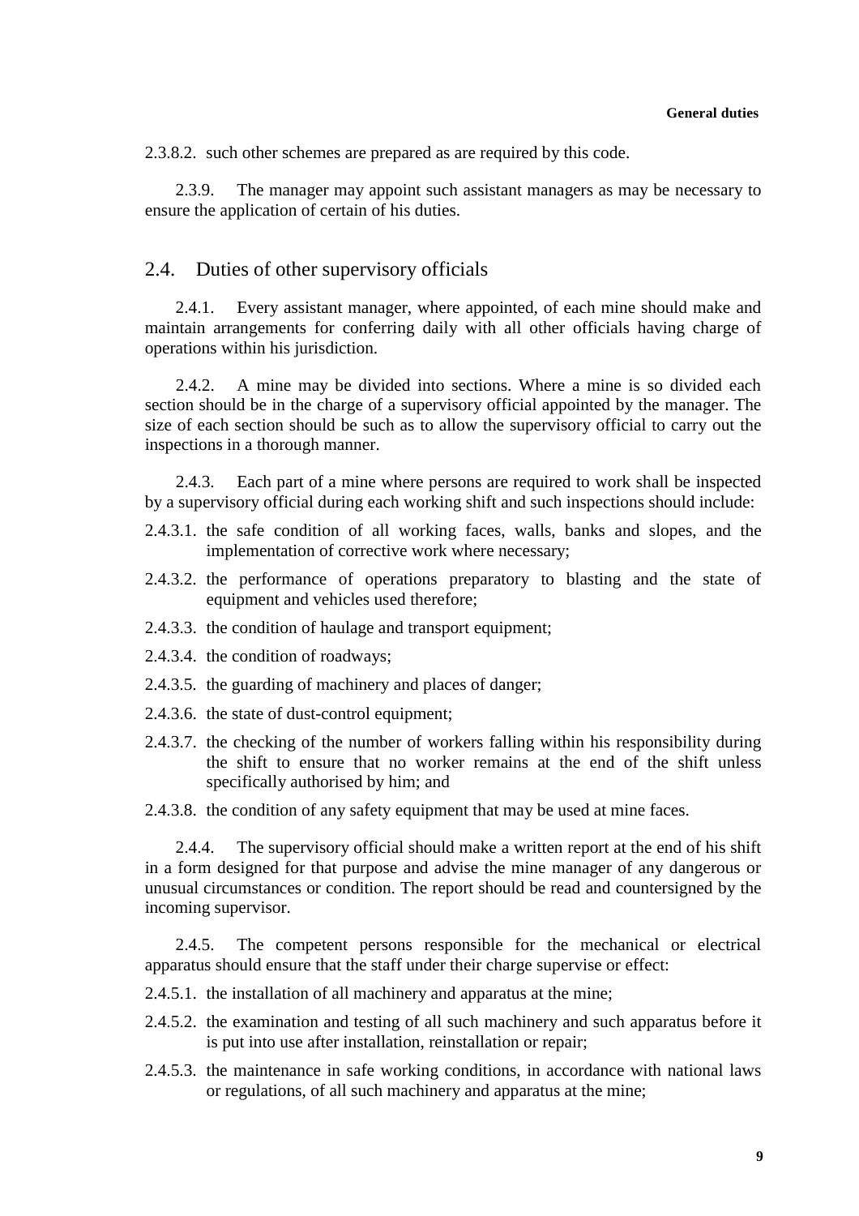2.3.8.2. such other schemes are prepared as are required by this code.

2.3.9. The manager may appoint such assistant managers as may be necessary to ensure the application of certain of his duties.

## 2.4. Duties of other supervisory officials

2.4.1. Every assistant manager, where appointed, of each mine should make and maintain arrangements for conferring daily with all other officials having charge of operations within his jurisdiction.

2.4.2. A mine may be divided into sections. Where a mine is so divided each section should be in the charge of a supervisory official appointed by the manager. The size of each section should be such as to allow the supervisory official to carry out the inspections in a thorough manner.

2.4.3. Each part of a mine where persons are required to work shall be inspected by a supervisory official during each working shift and such inspections should include:

2.4.3.1. the safe condition of all working faces, walls, banks and slopes, and the implementation of corrective work where necessary;

2.4.3.2. the performance of operations preparatory to blasting and the state of equipment and vehicles used therefore;

2.4.3.3. the condition of haulage and transport equipment;

2.4.3.4. the condition of roadways;

2.4.3.5. the guarding of machinery and places of danger;

2.4.3.6. the state of dust-control equipment;

2.4.3.7. the checking of the number of workers falling within his responsibility during the shift to ensure that no worker remains at the end of the shift unless specifically authorised by him; and

2.4.3.8. the condition of any safety equipment that may be used at mine faces.

2.4.4. The supervisory official should make a written report at the end of his shift in a form designed for that purpose and advise the mine manager of any dangerous or unusual circumstances or condition. The report should be read and countersigned by the incoming supervisor.

2.4.5. The competent persons responsible for the mechanical or electrical apparatus should ensure that the staff under their charge supervise or effect:

2.4.5.1. the installation of all machinery and apparatus at the mine;

2.4.5.2. the examination and testing of all such machinery and such apparatus before it is put into use after installation, reinstallation or repair;

2.4.5.3. the maintenance in safe working conditions, in accordance with national laws or regulations, of all such machinery and apparatus at the mine;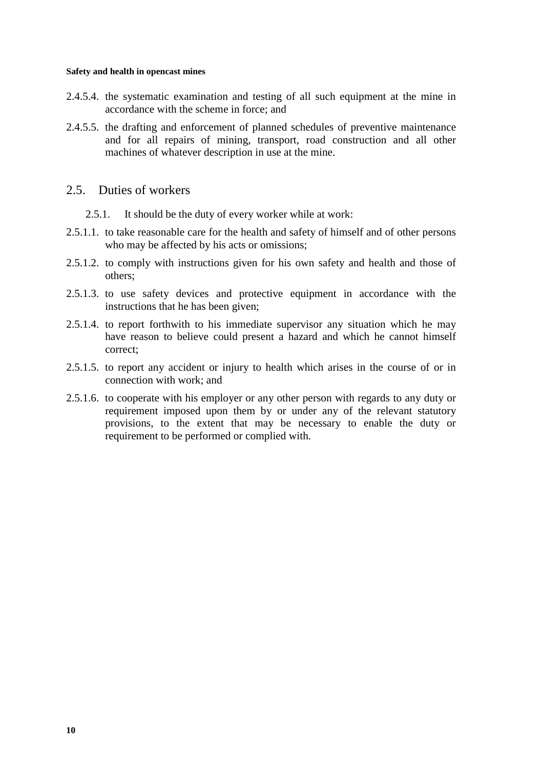2.4.5.4. the systematic examination and testing of all such equipment at the mine in accordance with the scheme in force; and

2.4.5.5. the drafting and enforcement of planned schedules of preventive maintenance and for all repairs of mining, transport, road construction and all other machines of whatever description in use at the mine.

## 2.5. Duties of workers

2.5.1. It should be the duty of every worker while at work:

2.5.1.1. to take reasonable care for the health and safety of himself and of other persons who may be affected by his acts or omissions;

2.5.1.2. to comply with instructions given for his own safety and health and those of others;

2.5.1.3. to use safety devices and protective equipment in accordance with the instructions that he has been given;

2.5.1.4. to report forthwith to his immediate supervisor any situation which he may have reason to believe could present a hazard and which he cannot himself correct;

2.5.1.5. to report any accident or injury to health which arises in the course of or in connection with work; and

2.5.1.6. to cooperate with his employer or any other person with regards to any duty or requirement imposed upon them by or under any of the relevant statutory provisions, to the extent that may be necessary to enable the duty or requirement to be performed or complied with.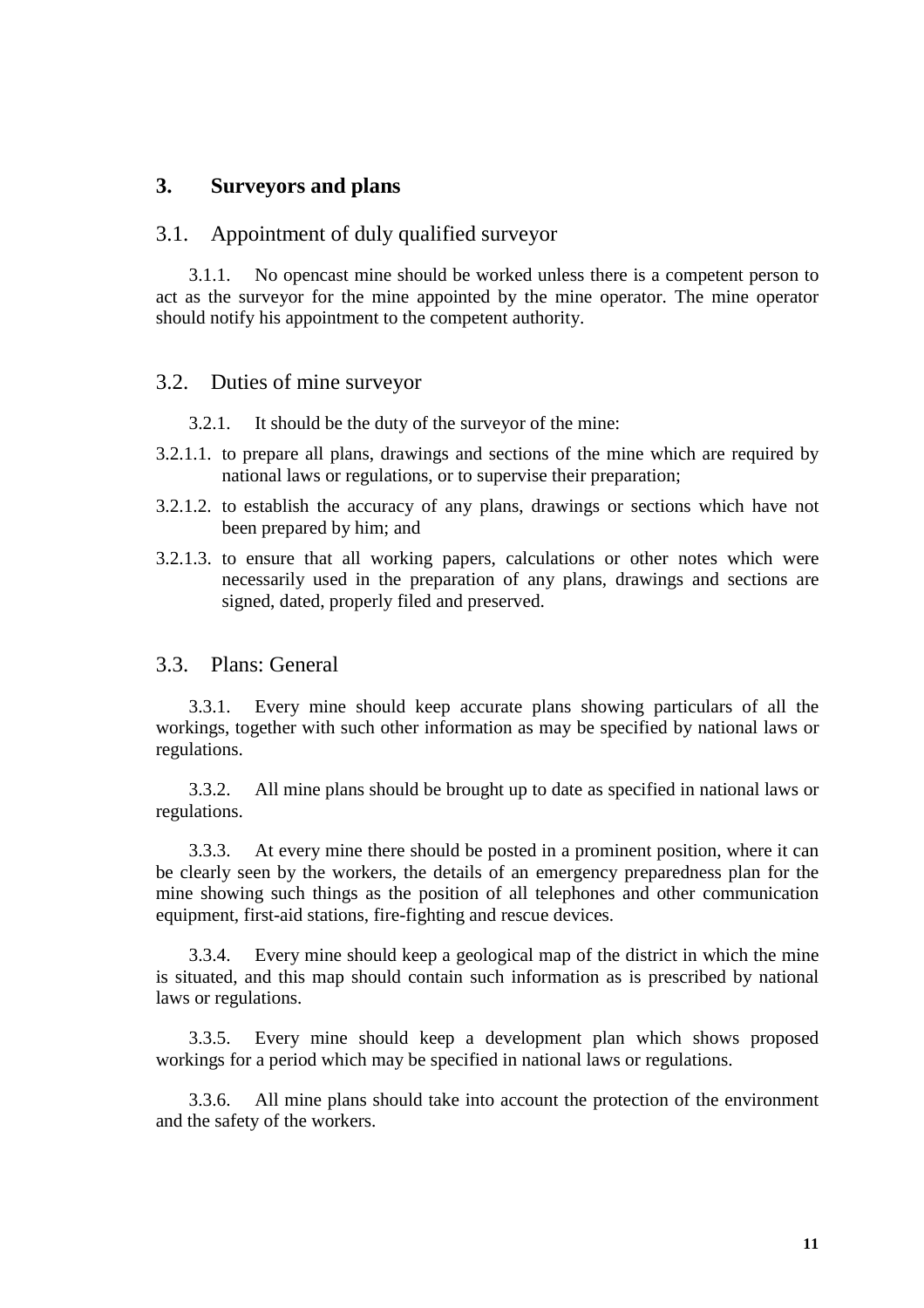# 3. Surveyors and plans

## 3.1. Appointment of duly qualified surveyor

3.1.1. No opencast mine should be worked unless there is a competent person to act as the surveyor for the mine appointed by the mine operator. The mine operator should notify his appointment to the competent authority.

## 3.2. Duties of mine surveyor

3.2.1. It should be the duty of the surveyor of the mine:

3.2.1.1. to prepare all plans, drawings and sections of the mine which are required by national laws or regulations, or to supervise their preparation;

3.2.1.2. to establish the accuracy of any plans, drawings or sections which have not been prepared by him; and

3.2.1.3. to ensure that all working papers, calculations or other notes which were necessarily used in the preparation of any plans, drawings and sections are signed, dated, properly filed and preserved.

## 3.3. Plans: General

3.3.1. Every mine should keep accurate plans showing particulars of all the workings, together with such other information as may be specified by national laws or regulations.

3.3.2. All mine plans should be brought up to date as specified in national laws or regulations.

3.3.3. At every mine there should be posted in a prominent position, where it can be clearly seen by the workers, the details of an emergency preparedness plan for the mine showing such things as the position of all telephones and other communication equipment, first-aid stations, fire-fighting and rescue devices.

3.3.4. Every mine should keep a geological map of the district in which the mine is situated, and this map should contain such information as is prescribed by national laws or regulations.

3.3.5. Every mine should keep a development plan which shows proposed workings for a period which may be specified in national laws or regulations.

3.3.6. All mine plans should take into account the protection of the environment and the safety of the workers.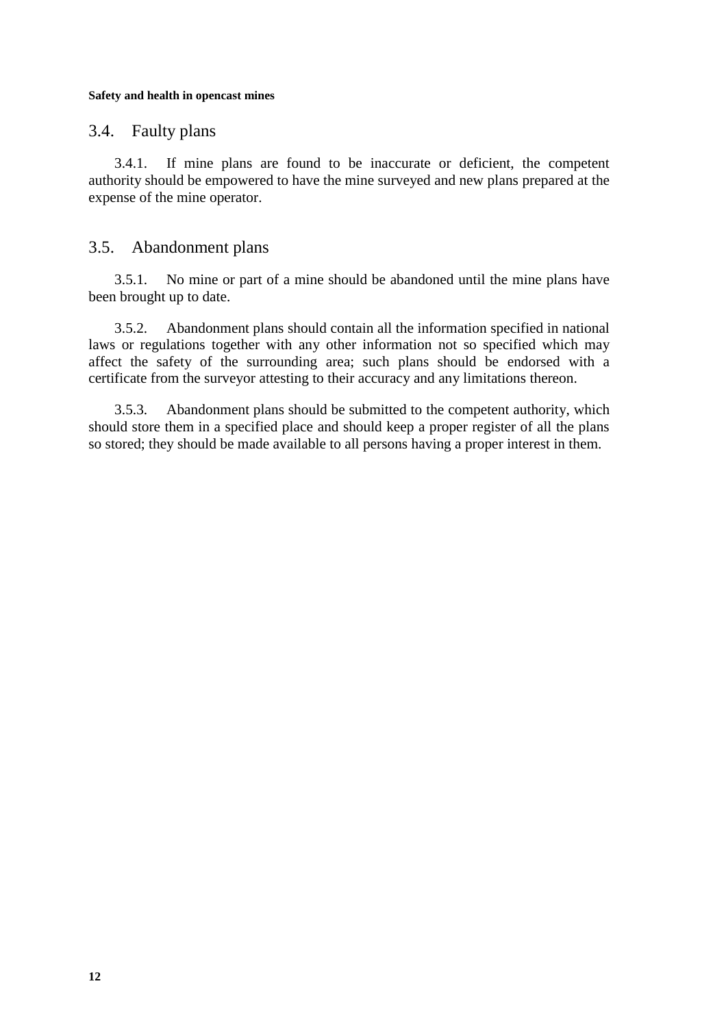## 3.4. Faulty plans

3.4.1. If mine plans are found to be inaccurate or deficient, the competent authority should be empowered to have the mine surveyed and new plans prepared at the expense of the mine operator.

## 3.5. Abandonment plans

3.5.1. No mine or part of a mine should be abandoned until the mine plans have been brought up to date.

3.5.2. Abandonment plans should contain all the information specified in national laws or regulations together with any other information not so specified which may affect the safety of the surrounding area; such plans should be endorsed with a certificate from the surveyor attesting to their accuracy and any limitations thereon.

3.5.3. Abandonment plans should be submitted to the competent authority, which should store them in a specified place and should keep a proper register of all the plans so stored; they should be made available to all persons having a proper interest in them.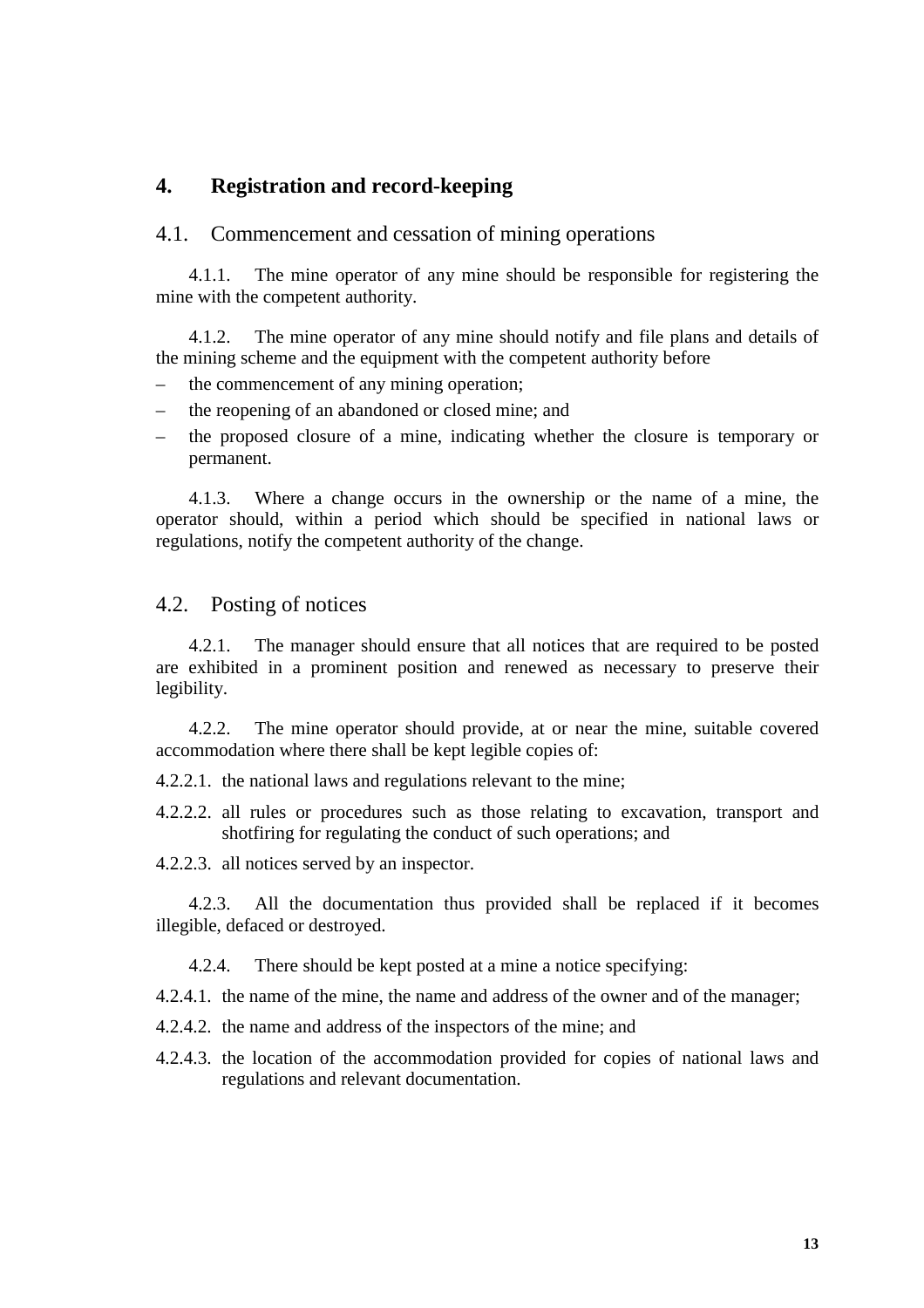# 4. Registration and record-keeping

## 4.1. Commencement and cessation of mining operations

4.1.1. The mine operator of any mine should be responsible for registering the mine with the competent authority.

4.1.2. The mine operator of any mine should notify and file plans and details of the mining scheme and the equipment with the competent authority before

- the commencement of any mining operation;
- the reopening of an abandoned or closed mine; and
- the proposed closure of a mine, indicating whether the closure is temporary or permanent.

4.1.3. Where a change occurs in the ownership or the name of a mine, the operator should, within a period which should be specified in national laws or regulations, notify the competent authority of the change.

## 4.2. Posting of notices

4.2.1. The manager should ensure that all notices that are required to be posted are exhibited in a prominent position and renewed as necessary to preserve their legibility.

4.2.2. The mine operator should provide, at or near the mine, suitable covered accommodation where there shall be kept legible copies of:

4.2.2.1. the national laws and regulations relevant to the mine;

4.2.2.2. all rules or procedures such as those relating to excavation, transport and shotfiring for regulating the conduct of such operations; and

4.2.2.3. all notices served by an inspector.

4.2.3. All the documentation thus provided shall be replaced if it becomes illegible, defaced or destroyed.

4.2.4. There should be kept posted at a mine a notice specifying:

4.2.4.1. the name of the mine, the name and address of the owner and of the manager;

4.2.4.2. the name and address of the inspectors of the mine; and

4.2.4.3. the location of the accommodation provided for copies of national laws and regulations and relevant documentation.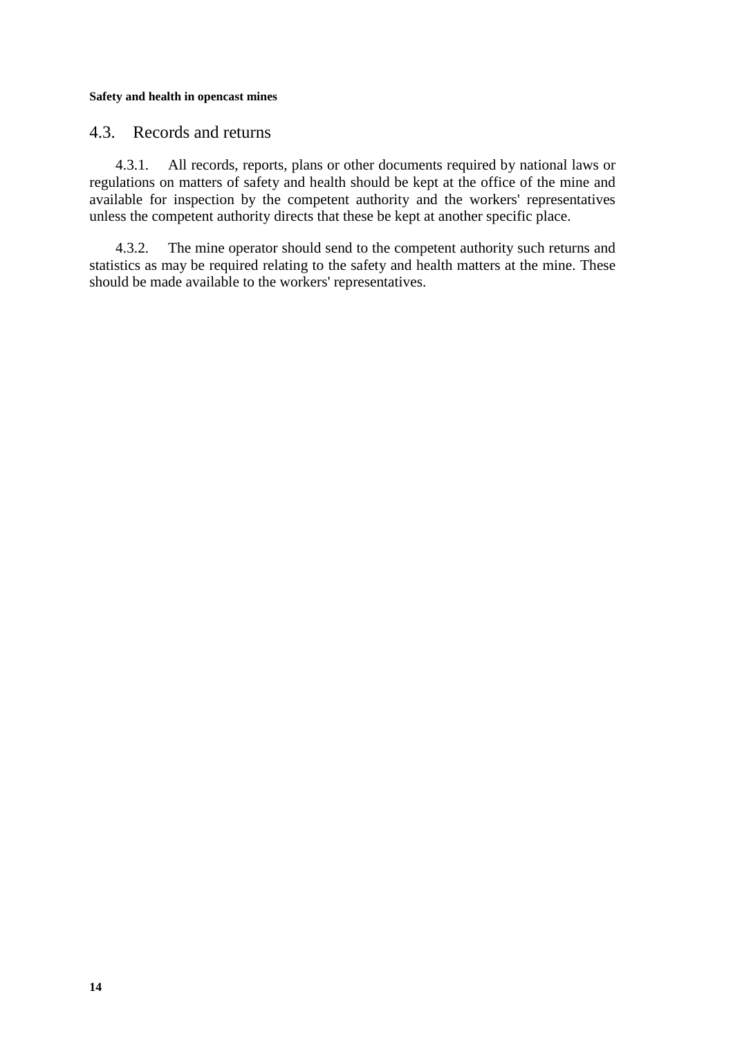## 4.3. Records and returns

4.3.1. All records, reports, plans or other documents required by national laws or regulations on matters of safety and health should be kept at the office of the mine and available for inspection by the competent authority and the workers' representatives unless the competent authority directs that these be kept at another specific place.

4.3.2. The mine operator should send to the competent authority such returns and statistics as may be required relating to the safety and health matters at the mine. These should be made available to the workers' representatives.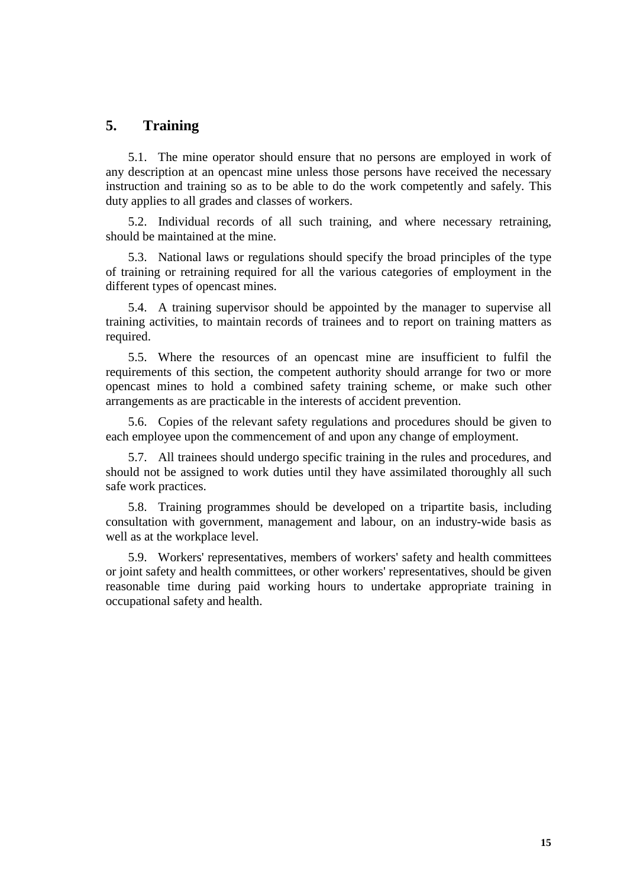## 5. Training

5.1. The mine operator should ensure that no persons are employed in work of any description at an opencast mine unless those persons have received the necessary instruction and training so as to be able to do the work competently and safely. This duty applies to all grades and classes of workers.

5.2. Individual records of all such training, and where necessary retraining, should be maintained at the mine.

5.3. National laws or regulations should specify the broad principles of the type of training or retraining required for all the various categories of employment in the different types of opencast mines.

5.4. A training supervisor should be appointed by the manager to supervise all training activities, to maintain records of trainees and to report on training matters as required.

5.5. Where the resources of an opencast mine are insufficient to fulfil the requirements of this section, the competent authority should arrange for two or more opencast mines to hold a combined safety training scheme, or make such other arrangements as are practicable in the interests of accident prevention.

5.6. Copies of the relevant safety regulations and procedures should be given to each employee upon the commencement of and upon any change of employment.

5.7. All trainees should undergo specific training in the rules and procedures, and should not be assigned to work duties until they have assimilated thoroughly all such safe work practices.

5.8. Training programmes should be developed on a tripartite basis, including consultation with government, management and labour, on an industry-wide basis as well as at the workplace level.

5.9. Workers' representatives, members of workers' safety and health committees or joint safety and health committees, or other workers' representatives, should be given reasonable time during paid working hours to undertake appropriate training in occupational safety and health.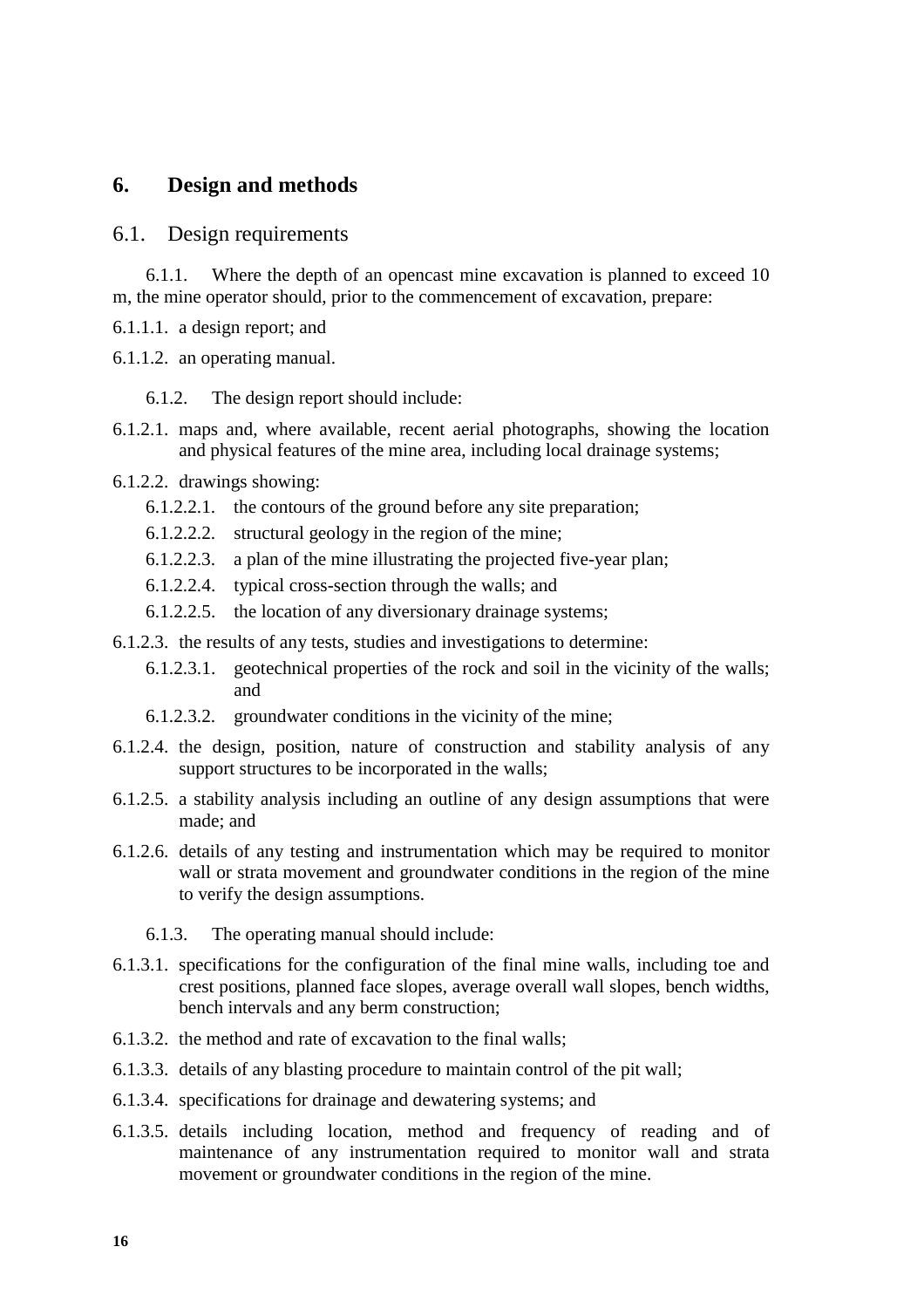# 6. Design and methods

## 6.1. Design requirements

6.1.1. Where the depth of an opencast mine excavation is planned to exceed 10 m, the mine operator should, prior to the commencement of excavation, prepare:

6.1.1.1. a design report; and

6.1.1.2. an operating manual.

6.1.2. The design report should include:

6.1.2.1. maps and, where available, recent aerial photographs, showing the location and physical features of the mine area, including local drainage systems;

6.1.2.2. drawings showing:

- 6.1.2.2.1. the contours of the ground before any site preparation;
- 6.1.2.2.2. structural geology in the region of the mine;
- 6.1.2.2.3. a plan of the mine illustrating the projected five-year plan;
- 6.1.2.2.4. typical cross-section through the walls; and
- 6.1.2.2.5. the location of any diversionary drainage systems;

6.1.2.3. the results of any tests, studies and investigations to determine:

- 6.1.2.3.1. geotechnical properties of the rock and soil in the vicinity of the walls; and
- 6.1.2.3.2. groundwater conditions in the vicinity of the mine;

6.1.2.4. the design, position, nature of construction and stability analysis of any support structures to be incorporated in the walls;

6.1.2.5. a stability analysis including an outline of any design assumptions that were made; and

6.1.2.6. details of any testing and instrumentation which may be required to monitor wall or strata movement and groundwater conditions in the region of the mine to verify the design assumptions.

6.1.3. The operating manual should include:

6.1.3.1. specifications for the configuration of the final mine walls, including toe and crest positions, planned face slopes, average overall wall slopes, bench widths, bench intervals and any berm construction;

6.1.3.2. the method and rate of excavation to the final walls;

6.1.3.3. details of any blasting procedure to maintain control of the pit wall;

6.1.3.4. specifications for drainage and dewatering systems; and

6.1.3.5. details including location, method and frequency of reading and of maintenance of any instrumentation required to monitor wall and strata movement or groundwater conditions in the region of the mine.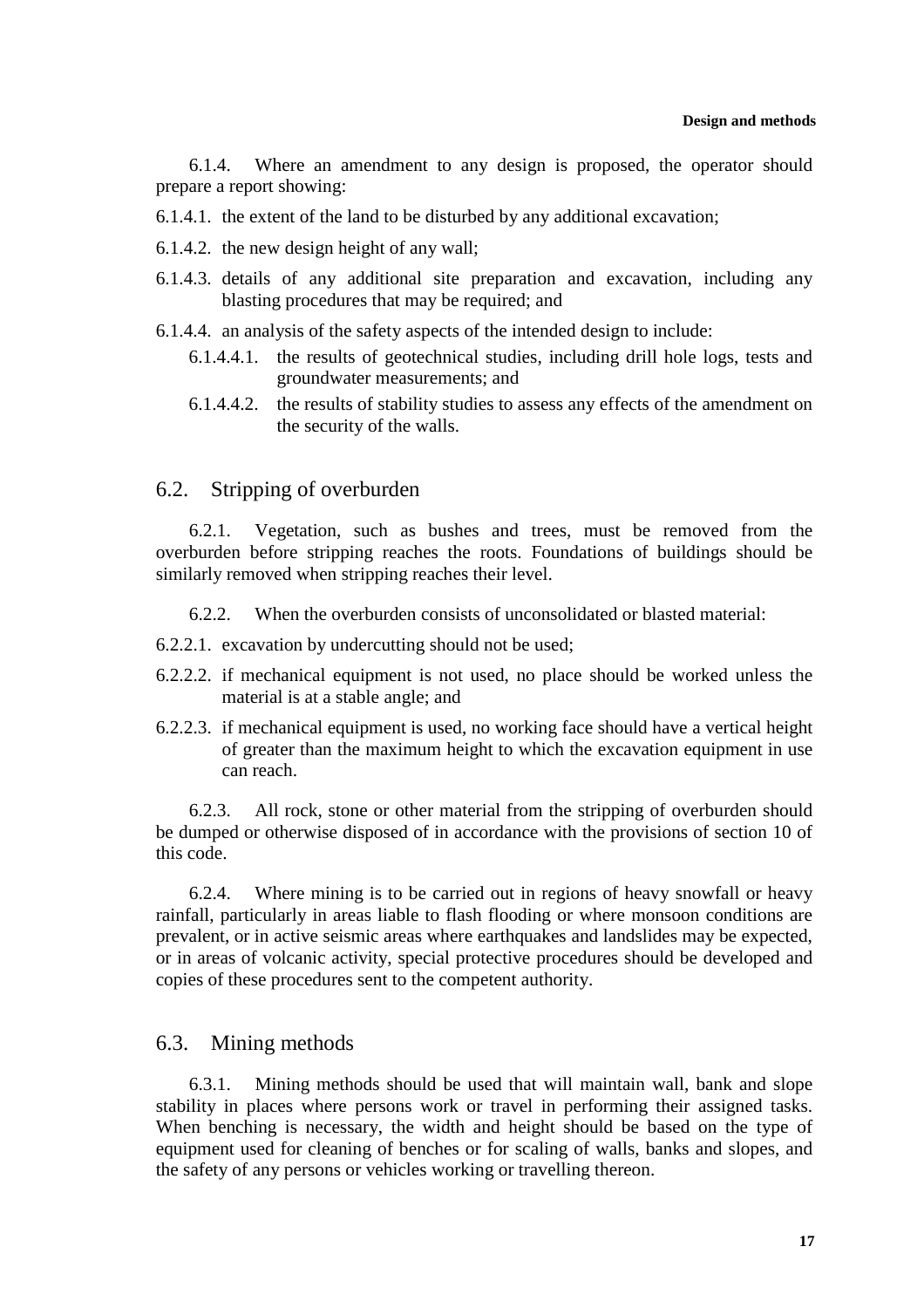6.1.4. Where an amendment to any design is proposed, the operator should prepare a report showing:

6.1.4.1. the extent of the land to be disturbed by any additional excavation;

6.1.4.2. the new design height of any wall;

6.1.4.3. details of any additional site preparation and excavation, including any blasting procedures that may be required; and

6.1.4.4. an analysis of the safety aspects of the intended design to include:

6.1.4.4.1. the results of geotechnical studies, including drill hole logs, tests and groundwater measurements; and

6.1.4.4.2. the results of stability studies to assess any effects of the amendment on the security of the walls.

## 6.2. Stripping of overburden

6.2.1. Vegetation, such as bushes and trees, must be removed from the overburden before stripping reaches the roots. Foundations of buildings should be similarly removed when stripping reaches their level.

6.2.2. When the overburden consists of unconsolidated or blasted material:

6.2.2.1. excavation by undercutting should not be used;

6.2.2.2. if mechanical equipment is not used, no place should be worked unless the material is at a stable angle; and

6.2.2.3. if mechanical equipment is used, no working face should have a vertical height of greater than the maximum height to which the excavation equipment in use can reach.

6.2.3. All rock, stone or other material from the stripping of overburden should be dumped or otherwise disposed of in accordance with the provisions of section 10 of this code.

6.2.4. Where mining is to be carried out in regions of heavy snowfall or heavy rainfall, particularly in areas liable to flash flooding or where monsoon conditions are prevalent, or in active seismic areas where earthquakes and landslides may be expected, or in areas of volcanic activity, special protective procedures should be developed and copies of these procedures sent to the competent authority.

## 6.3. Mining methods

6.3.1. Mining methods should be used that will maintain wall, bank and slope stability in places where persons work or travel in performing their assigned tasks. When benching is necessary, the width and height should be based on the type of equipment used for cleaning of benches or for scaling of walls, banks and slopes, and the safety of any persons or vehicles working or travelling thereon.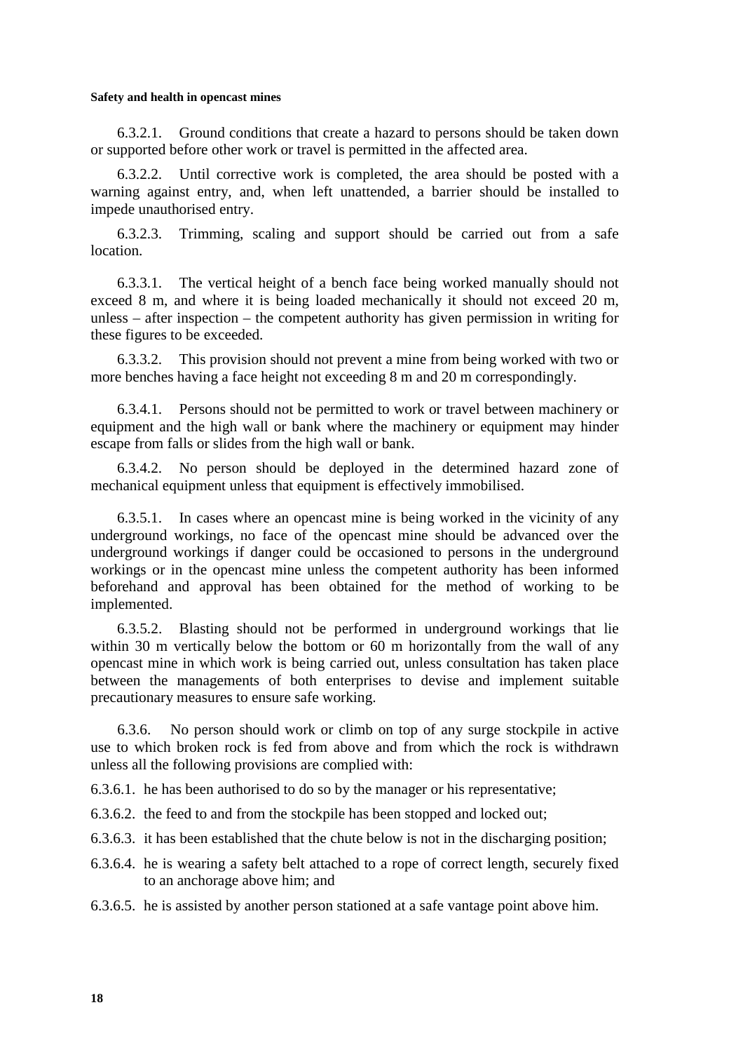6.3.2.1. Ground conditions that create a hazard to persons should be taken down or supported before other work or travel is permitted in the affected area.

6.3.2.2. Until corrective work is completed, the area should be posted with a warning against entry, and, when left unattended, a barrier should be installed to impede unauthorised entry.

6.3.2.3. Trimming, scaling and support should be carried out from a safe location.

6.3.3.1. The vertical height of a bench face being worked manually should not exceed 8 m, and where it is being loaded mechanically it should not exceed 20 m, unless – after inspection – the competent authority has given permission in writing for these figures to be exceeded.

6.3.3.2. This provision should not prevent a mine from being worked with two or more benches having a face height not exceeding 8 m and 20 m correspondingly.

6.3.4.1. Persons should not be permitted to work or travel between machinery or equipment and the high wall or bank where the machinery or equipment may hinder escape from falls or slides from the high wall or bank.

6.3.4.2. No person should be deployed in the determined hazard zone of mechanical equipment unless that equipment is effectively immobilised.

6.3.5.1. In cases where an opencast mine is being worked in the vicinity of any underground workings, no face of the opencast mine should be advanced over the underground workings if danger could be occasioned to persons in the underground workings or in the opencast mine unless the competent authority has been informed beforehand and approval has been obtained for the method of working to be implemented.

6.3.5.2. Blasting should not be performed in underground workings that lie within 30 m vertically below the bottom or 60 m horizontally from the wall of any opencast mine in which work is being carried out, unless consultation has taken place between the managements of both enterprises to devise and implement suitable precautionary measures to ensure safe working.

6.3.6. No person should work or climb on top of any surge stockpile in active use to which broken rock is fed from above and from which the rock is withdrawn unless all the following provisions are complied with:

6.3.6.1. he has been authorised to do so by the manager or his representative;

6.3.6.2. the feed to and from the stockpile has been stopped and locked out;

6.3.6.3. it has been established that the chute below is not in the discharging position;

6.3.6.4. he is wearing a safety belt attached to a rope of correct length, securely fixed to an anchorage above him; and

6.3.6.5. he is assisted by another person stationed at a safe vantage point above him.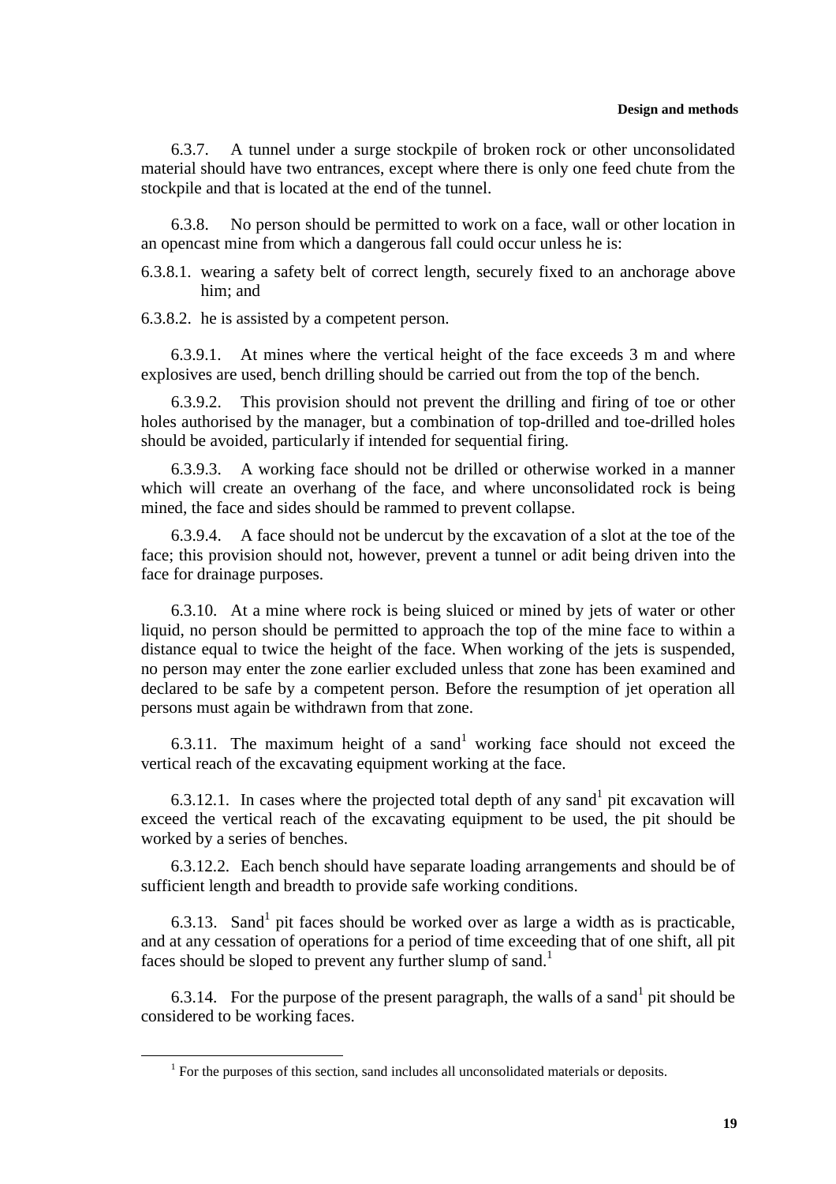6.3.7. A tunnel under a surge stockpile of broken rock or other unconsolidated material should have two entrances, except where there is only one feed chute from the stockpile and that is located at the end of the tunnel.

6.3.8. No person should be permitted to work on a face, wall or other location in an opencast mine from which a dangerous fall could occur unless he is:

6.3.8.1. wearing a safety belt of correct length, securely fixed to an anchorage above him; and

6.3.8.2. he is assisted by a competent person.

6.3.9.1. At mines where the vertical height of the face exceeds 3 m and where explosives are used, bench drilling should be carried out from the top of the bench.

6.3.9.2. This provision should not prevent the drilling and firing of toe or other holes authorised by the manager, but a combination of top-drilled and toe-drilled holes should be avoided, particularly if intended for sequential firing.

6.3.9.3. A working face should not be drilled or otherwise worked in a manner which will create an overhang of the face, and where unconsolidated rock is being mined, the face and sides should be rammed to prevent collapse.

6.3.9.4. A face should not be undercut by the excavation of a slot at the toe of the face; this provision should not, however, prevent a tunnel or adit being driven into the face for drainage purposes.

6.3.10. At a mine where rock is being sluiced or mined by jets of water or other liquid, no person should be permitted to approach the top of the mine face to within a distance equal to twice the height of the face. When working of the jets is suspended, no person may enter the zone earlier excluded unless that zone has been examined and declared to be safe by a competent person. Before the resumption of jet operation all persons must again be withdrawn from that zone.

6.3.11. The maximum height of a sand[1] working face should not exceed the vertical reach of the excavating equipment working at the face.

6.3.12.1. In cases where the projected total depth of any sand[1] pit excavation will exceed the vertical reach of the excavating equipment to be used, the pit should be worked by a series of benches.

6.3.12.2. Each bench should have separate loading arrangements and should be of sufficient length and breadth to provide safe working conditions.

6.3.13. Sand[1] pit faces should be worked over as large a width as is practicable, and at any cessation of operations for a period of time exceeding that of one shift, all pit faces should be sloped to prevent any further slump of sand.[1]

6.3.14. For the purpose of the present paragraph, the walls of a sand[1] pit should be considered to be working faces.

[1] For the purposes of this section, sand includes all unconsolidated materials or deposits.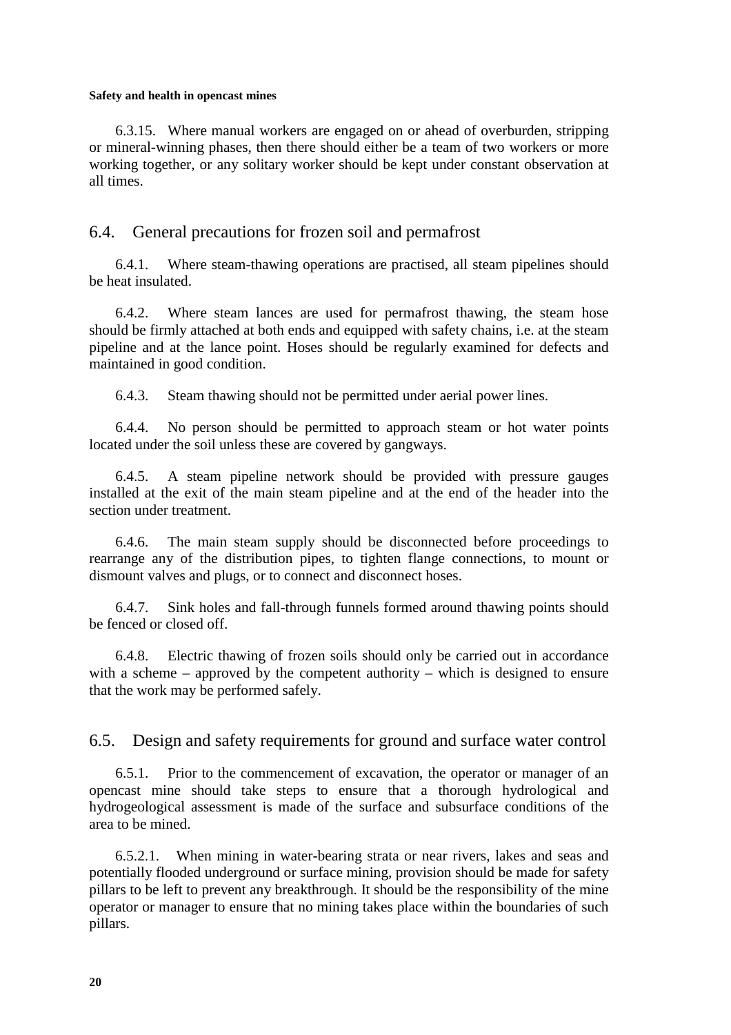6.3.15. Where manual workers are engaged on or ahead of overburden, stripping or mineral-winning phases, then there should either be a team of two workers or more working together, or any solitary worker should be kept under constant observation at all times.

## 6.4. General precautions for frozen soil and permafrost

6.4.1. Where steam-thawing operations are practised, all steam pipelines should be heat insulated.

6.4.2. Where steam lances are used for permafrost thawing, the steam hose should be firmly attached at both ends and equipped with safety chains, i.e. at the steam pipeline and at the lance point. Hoses should be regularly examined for defects and maintained in good condition.

6.4.3. Steam thawing should not be permitted under aerial power lines.

6.4.4. No person should be permitted to approach steam or hot water points located under the soil unless these are covered by gangways.

6.4.5. A steam pipeline network should be provided with pressure gauges installed at the exit of the main steam pipeline and at the end of the header into the section under treatment.

6.4.6. The main steam supply should be disconnected before proceedings to rearrange any of the distribution pipes, to tighten flange connections, to mount or dismount valves and plugs, or to connect and disconnect hoses.

6.4.7. Sink holes and fall-through funnels formed around thawing points should be fenced or closed off.

6.4.8. Electric thawing of frozen soils should only be carried out in accordance with a scheme – approved by the competent authority – which is designed to ensure that the work may be performed safely.

## 6.5. Design and safety requirements for ground and surface water control

6.5.1. Prior to the commencement of excavation, the operator or manager of an opencast mine should take steps to ensure that a thorough hydrological and hydrogeological assessment is made of the surface and subsurface conditions of the area to be mined.

6.5.2.1. When mining in water-bearing strata or near rivers, lakes and seas and potentially flooded underground or surface mining, provision should be made for safety pillars to be left to prevent any breakthrough. It should be the responsibility of the mine operator or manager to ensure that no mining takes place within the boundaries of such pillars.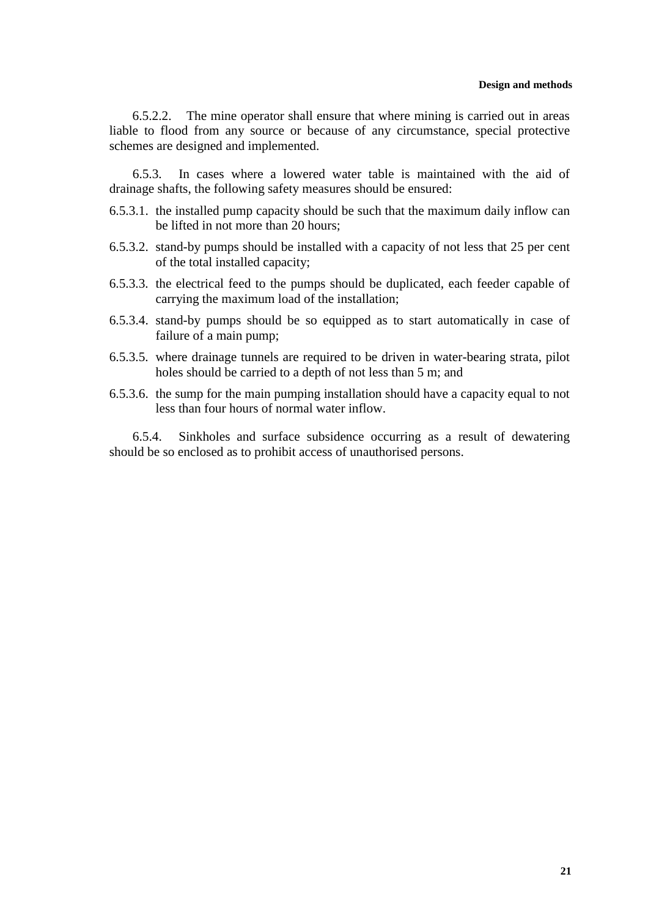6.5.2.2. The mine operator shall ensure that where mining is carried out in areas liable to flood from any source or because of any circumstance, special protective schemes are designed and implemented.

6.5.3. In cases where a lowered water table is maintained with the aid of drainage shafts, the following safety measures should be ensured:

6.5.3.1. the installed pump capacity should be such that the maximum daily inflow can be lifted in not more than 20 hours;

6.5.3.2. stand-by pumps should be installed with a capacity of not less that 25 per cent of the total installed capacity;

6.5.3.3. the electrical feed to the pumps should be duplicated, each feeder capable of carrying the maximum load of the installation;

6.5.3.4. stand-by pumps should be so equipped as to start automatically in case of failure of a main pump;

6.5.3.5. where drainage tunnels are required to be driven in water-bearing strata, pilot holes should be carried to a depth of not less than 5 m; and

6.5.3.6. the sump for the main pumping installation should have a capacity equal to not less than four hours of normal water inflow.

6.5.4. Sinkholes and surface subsidence occurring as a result of dewatering should be so enclosed as to prohibit access of unauthorised persons.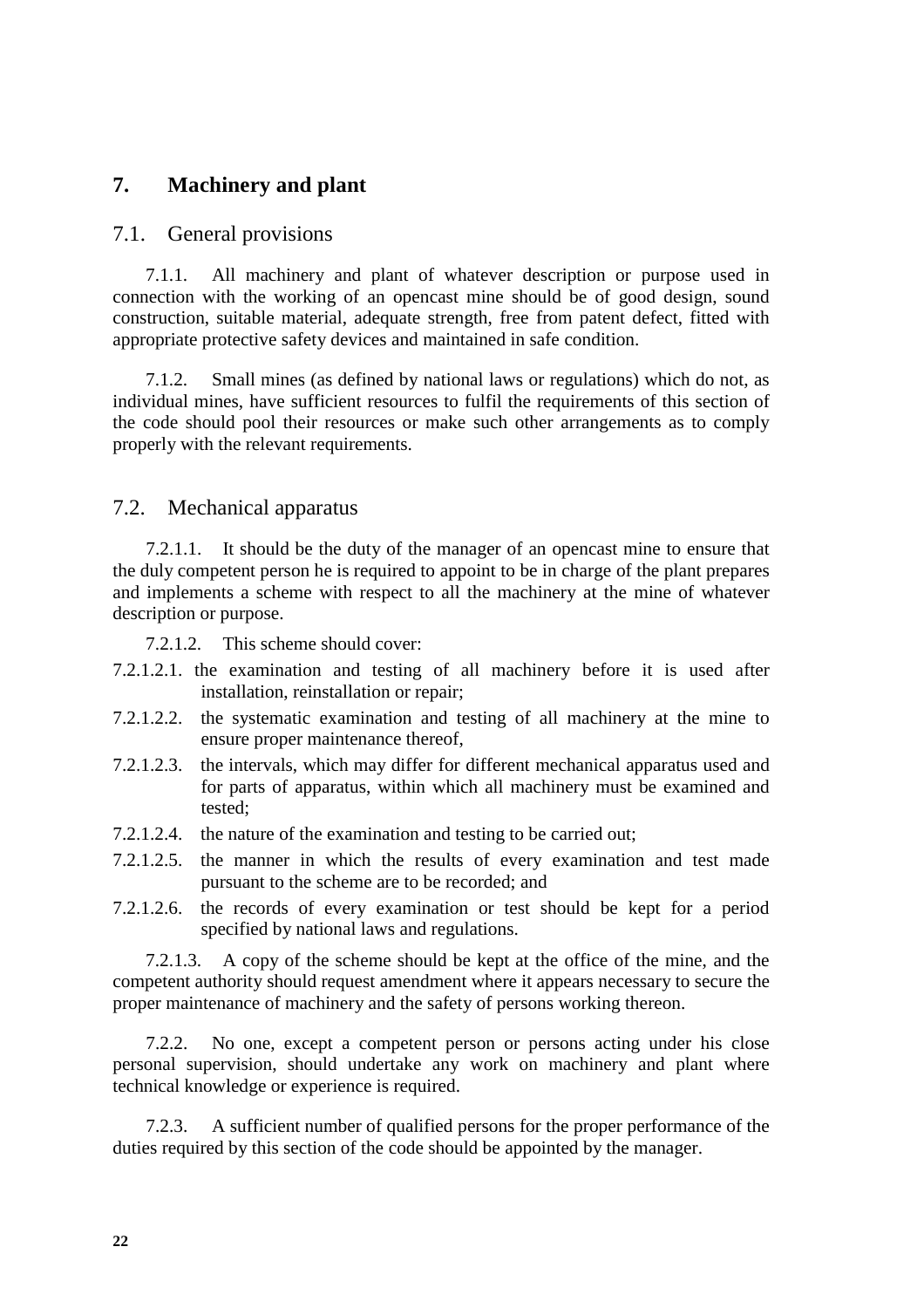# 7. Machinery and plant

## 7.1. General provisions

7.1.1. All machinery and plant of whatever description or purpose used in connection with the working of an opencast mine should be of good design, sound construction, suitable material, adequate strength, free from patent defect, fitted with appropriate protective safety devices and maintained in safe condition.

7.1.2. Small mines (as defined by national laws or regulations) which do not, as individual mines, have sufficient resources to fulfil the requirements of this section of the code should pool their resources or make such other arrangements as to comply properly with the relevant requirements.

## 7.2. Mechanical apparatus

7.2.1.1. It should be the duty of the manager of an opencast mine to ensure that the duly competent person he is required to appoint to be in charge of the plant prepares and implements a scheme with respect to all the machinery at the mine of whatever description or purpose.

7.2.1.2. This scheme should cover:

7.2.1.2.1. the examination and testing of all machinery before it is used after installation, reinstallation or repair;

7.2.1.2.2. the systematic examination and testing of all machinery at the mine to ensure proper maintenance thereof,

7.2.1.2.3. the intervals, which may differ for different mechanical apparatus used and for parts of apparatus, within which all machinery must be examined and tested;

7.2.1.2.4. the nature of the examination and testing to be carried out;

7.2.1.2.5. the manner in which the results of every examination and test made pursuant to the scheme are to be recorded; and

7.2.1.2.6. the records of every examination or test should be kept for a period specified by national laws and regulations.

7.2.1.3. A copy of the scheme should be kept at the office of the mine, and the competent authority should request amendment where it appears necessary to secure the proper maintenance of machinery and the safety of persons working thereon.

7.2.2. No one, except a competent person or persons acting under his close personal supervision, should undertake any work on machinery and plant where technical knowledge or experience is required.

7.2.3. A sufficient number of qualified persons for the proper performance of the duties required by this section of the code should be appointed by the manager.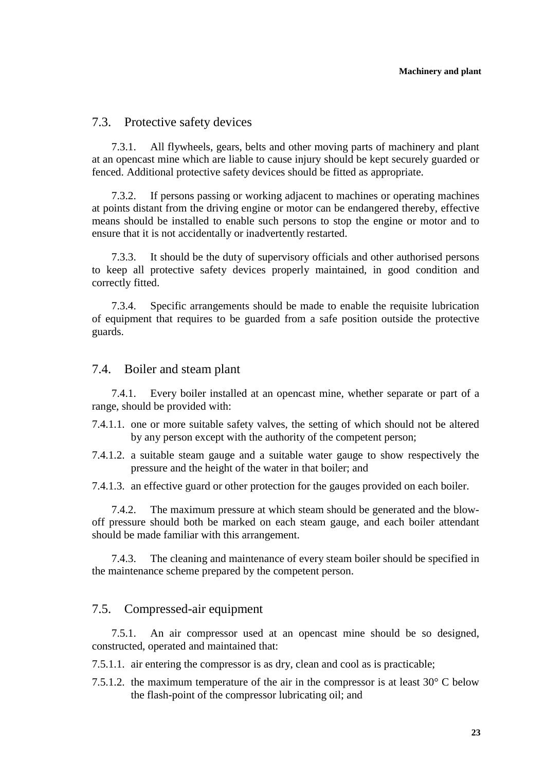## 7.3. Protective safety devices

7.3.1. All flywheels, gears, belts and other moving parts of machinery and plant at an opencast mine which are liable to cause injury should be kept securely guarded or fenced. Additional protective safety devices should be fitted as appropriate.

7.3.2. If persons passing or working adjacent to machines or operating machines at points distant from the driving engine or motor can be endangered thereby, effective means should be installed to enable such persons to stop the engine or motor and to ensure that it is not accidentally or inadvertently restarted.

7.3.3. It should be the duty of supervisory officials and other authorised persons to keep all protective safety devices properly maintained, in good condition and correctly fitted.

7.3.4. Specific arrangements should be made to enable the requisite lubrication of equipment that requires to be guarded from a safe position outside the protective guards.

## 7.4. Boiler and steam plant

7.4.1. Every boiler installed at an opencast mine, whether separate or part of a range, should be provided with:

7.4.1.1. one or more suitable safety valves, the setting of which should not be altered by any person except with the authority of the competent person;

7.4.1.2. a suitable steam gauge and a suitable water gauge to show respectively the pressure and the height of the water in that boiler; and

7.4.1.3. an effective guard or other protection for the gauges provided on each boiler.

7.4.2. The maximum pressure at which steam should be generated and the blow-off pressure should both be marked on each steam gauge, and each boiler attendant should be made familiar with this arrangement.

7.4.3. The cleaning and maintenance of every steam boiler should be specified in the maintenance scheme prepared by the competent person.

## 7.5. Compressed-air equipment

7.5.1. An air compressor used at an opencast mine should be so designed, constructed, operated and maintained that:

7.5.1.1. air entering the compressor is as dry, clean and cool as is practicable;

7.5.1.2. the maximum temperature of the air in the compressor is at least 30° C below the flash-point of the compressor lubricating oil; and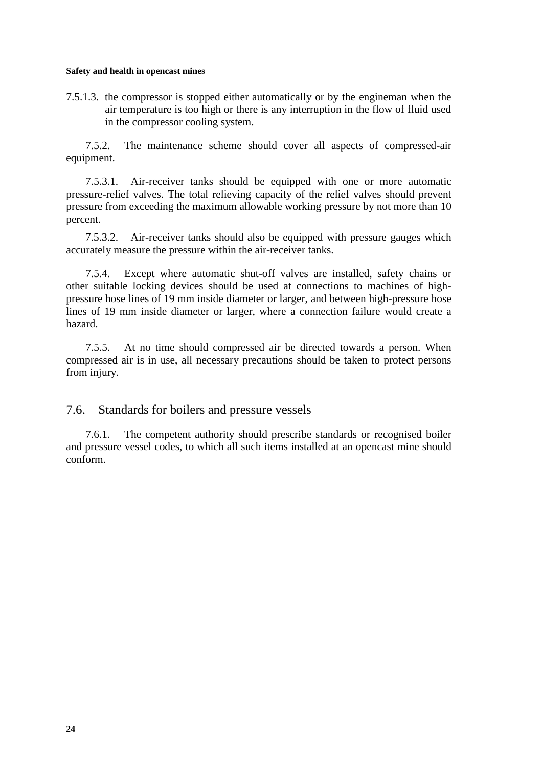7.5.1.3. the compressor is stopped either automatically or by the engineman when the air temperature is too high or there is any interruption in the flow of fluid used in the compressor cooling system.

7.5.2. The maintenance scheme should cover all aspects of compressed-air equipment.

7.5.3.1. Air-receiver tanks should be equipped with one or more automatic pressure-relief valves. The total relieving capacity of the relief valves should prevent pressure from exceeding the maximum allowable working pressure by not more than 10 percent.

7.5.3.2. Air-receiver tanks should also be equipped with pressure gauges which accurately measure the pressure within the air-receiver tanks.

7.5.4. Except where automatic shut-off valves are installed, safety chains or other suitable locking devices should be used at connections to machines of high-pressure hose lines of 19 mm inside diameter or larger, and between high-pressure hose lines of 19 mm inside diameter or larger, where a connection failure would create a hazard.

7.5.5. At no time should compressed air be directed towards a person. When compressed air is in use, all necessary precautions should be taken to protect persons from injury.

## 7.6. Standards for boilers and pressure vessels

7.6.1. The competent authority should prescribe standards or recognised boiler and pressure vessel codes, to which all such items installed at an opencast mine should conform.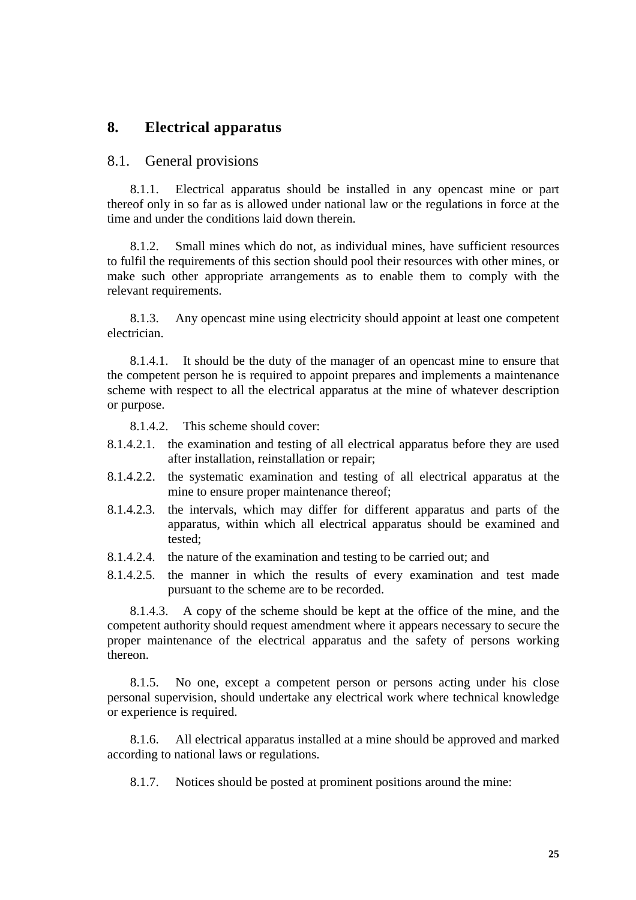# 8. Electrical apparatus

## 8.1. General provisions

8.1.1. Electrical apparatus should be installed in any opencast mine or part thereof only in so far as is allowed under national law or the regulations in force at the time and under the conditions laid down therein.

8.1.2. Small mines which do not, as individual mines, have sufficient resources to fulfil the requirements of this section should pool their resources with other mines, or make such other appropriate arrangements as to enable them to comply with the relevant requirements.

8.1.3. Any opencast mine using electricity should appoint at least one competent electrician.

8.1.4.1. It should be the duty of the manager of an opencast mine to ensure that the competent person he is required to appoint prepares and implements a maintenance scheme with respect to all the electrical apparatus at the mine of whatever description or purpose.

8.1.4.2. This scheme should cover:

8.1.4.2.1. the examination and testing of all electrical apparatus before they are used after installation, reinstallation or repair;

8.1.4.2.2. the systematic examination and testing of all electrical apparatus at the mine to ensure proper maintenance thereof;

8.1.4.2.3. the intervals, which may differ for different apparatus and parts of the apparatus, within which all electrical apparatus should be examined and tested;

8.1.4.2.4. the nature of the examination and testing to be carried out; and

8.1.4.2.5. the manner in which the results of every examination and test made pursuant to the scheme are to be recorded.

8.1.4.3. A copy of the scheme should be kept at the office of the mine, and the competent authority should request amendment where it appears necessary to secure the proper maintenance of the electrical apparatus and the safety of persons working thereon.

8.1.5. No one, except a competent person or persons acting under his close personal supervision, should undertake any electrical work where technical knowledge or experience is required.

8.1.6. All electrical apparatus installed at a mine should be approved and marked according to national laws or regulations.

8.1.7. Notices should be posted at prominent positions around the mine: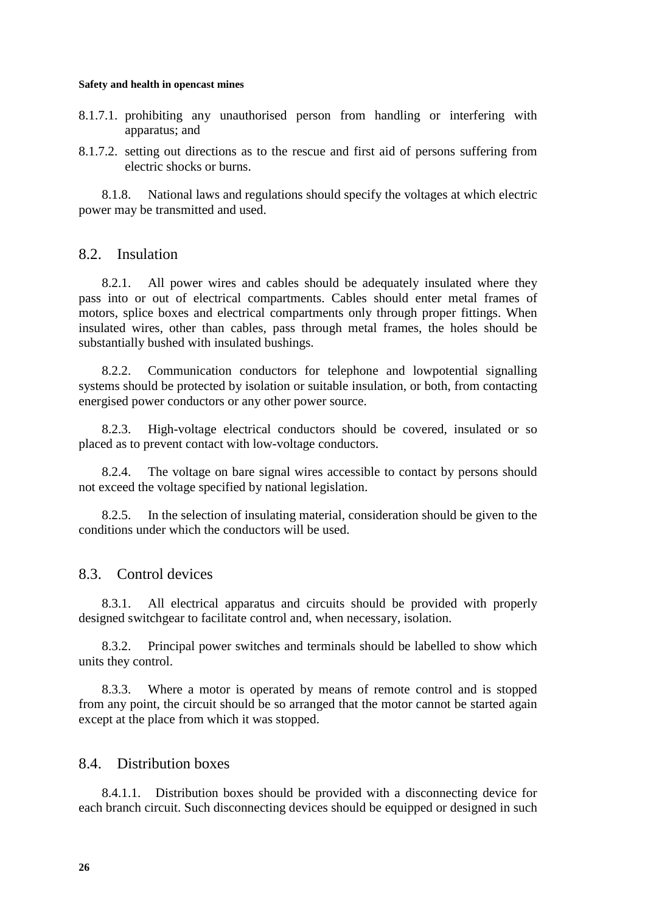8.1.7.1. prohibiting any unauthorised person from handling or interfering with apparatus; and

8.1.7.2. setting out directions as to the rescue and first aid of persons suffering from electric shocks or burns.

8.1.8. National laws and regulations should specify the voltages at which electric power may be transmitted and used.

## 8.2. Insulation

8.2.1. All power wires and cables should be adequately insulated where they pass into or out of electrical compartments. Cables should enter metal frames of motors, splice boxes and electrical compartments only through proper fittings. When insulated wires, other than cables, pass through metal frames, the holes should be substantially bushed with insulated bushings.

8.2.2. Communication conductors for telephone and lowpotential signalling systems should be protected by isolation or suitable insulation, or both, from contacting energised power conductors or any other power source.

8.2.3. High-voltage electrical conductors should be covered, insulated or so placed as to prevent contact with low-voltage conductors.

8.2.4. The voltage on bare signal wires accessible to contact by persons should not exceed the voltage specified by national legislation.

8.2.5. In the selection of insulating material, consideration should be given to the conditions under which the conductors will be used.

## 8.3. Control devices

8.3.1. All electrical apparatus and circuits should be provided with properly designed switchgear to facilitate control and, when necessary, isolation.

8.3.2. Principal power switches and terminals should be labelled to show which units they control.

8.3.3. Where a motor is operated by means of remote control and is stopped from any point, the circuit should be so arranged that the motor cannot be started again except at the place from which it was stopped.

## 8.4. Distribution boxes

8.4.1.1. Distribution boxes should be provided with a disconnecting device for each branch circuit. Such disconnecting devices should be equipped or designed in such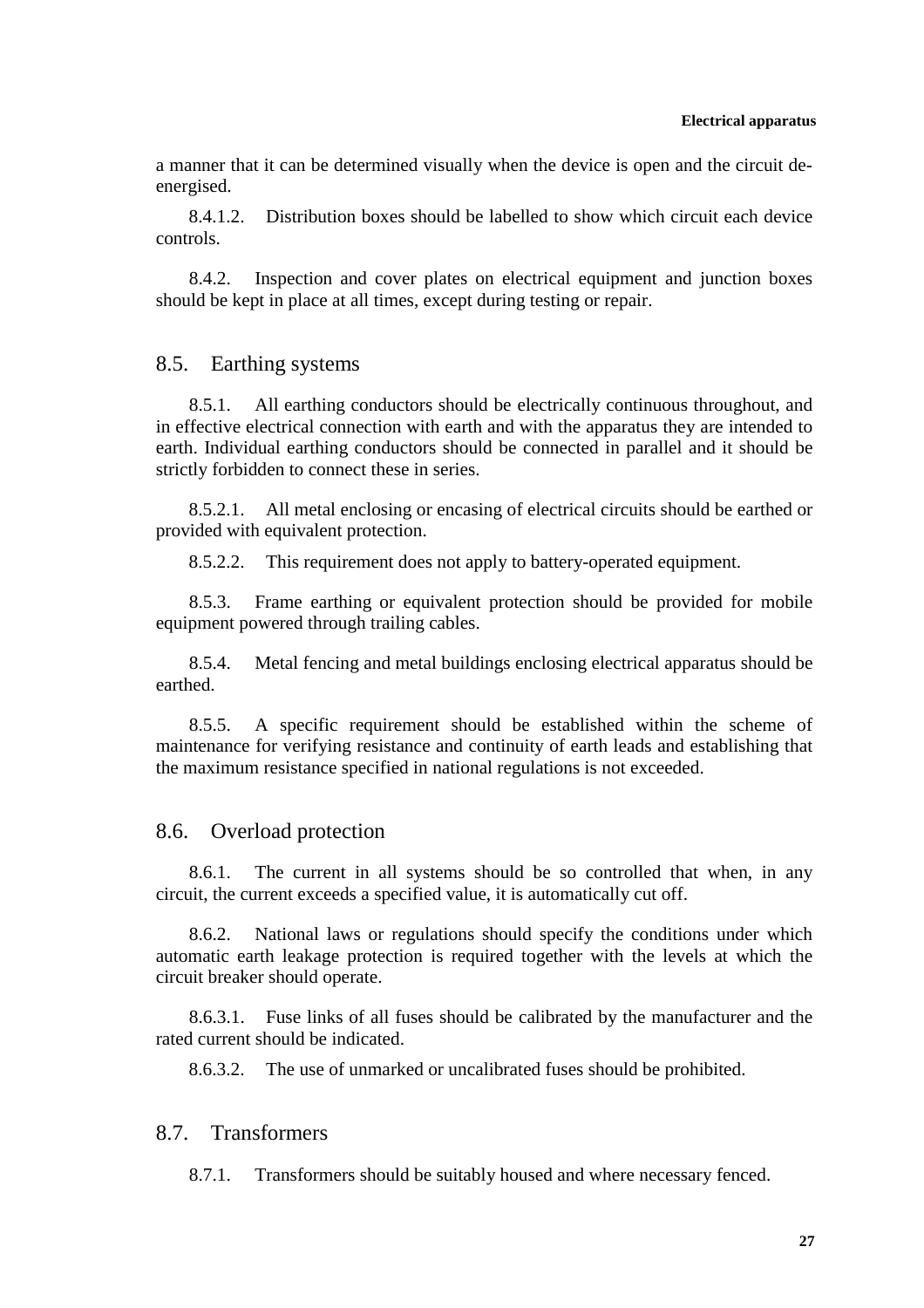a manner that it can be determined visually when the device is open and the circuit de-energised.

8.4.1.2. Distribution boxes should be labelled to show which circuit each device controls.

8.4.2. Inspection and cover plates on electrical equipment and junction boxes should be kept in place at all times, except during testing or repair.

## 8.5. Earthing systems

8.5.1. All earthing conductors should be electrically continuous throughout, and in effective electrical connection with earth and with the apparatus they are intended to earth. Individual earthing conductors should be connected in parallel and it should be strictly forbidden to connect these in series.

8.5.2.1. All metal enclosing or encasing of electrical circuits should be earthed or provided with equivalent protection.

8.5.2.2. This requirement does not apply to battery-operated equipment.

8.5.3. Frame earthing or equivalent protection should be provided for mobile equipment powered through trailing cables.

8.5.4. Metal fencing and metal buildings enclosing electrical apparatus should be earthed.

8.5.5. A specific requirement should be established within the scheme of maintenance for verifying resistance and continuity of earth leads and establishing that the maximum resistance specified in national regulations is not exceeded.

## 8.6. Overload protection

8.6.1. The current in all systems should be so controlled that when, in any circuit, the current exceeds a specified value, it is automatically cut off.

8.6.2. National laws or regulations should specify the conditions under which automatic earth leakage protection is required together with the levels at which the circuit breaker should operate.

8.6.3.1. Fuse links of all fuses should be calibrated by the manufacturer and the rated current should be indicated.

8.6.3.2. The use of unmarked or uncalibrated fuses should be prohibited.

## 8.7. Transformers

8.7.1. Transformers should be suitably housed and where necessary fenced.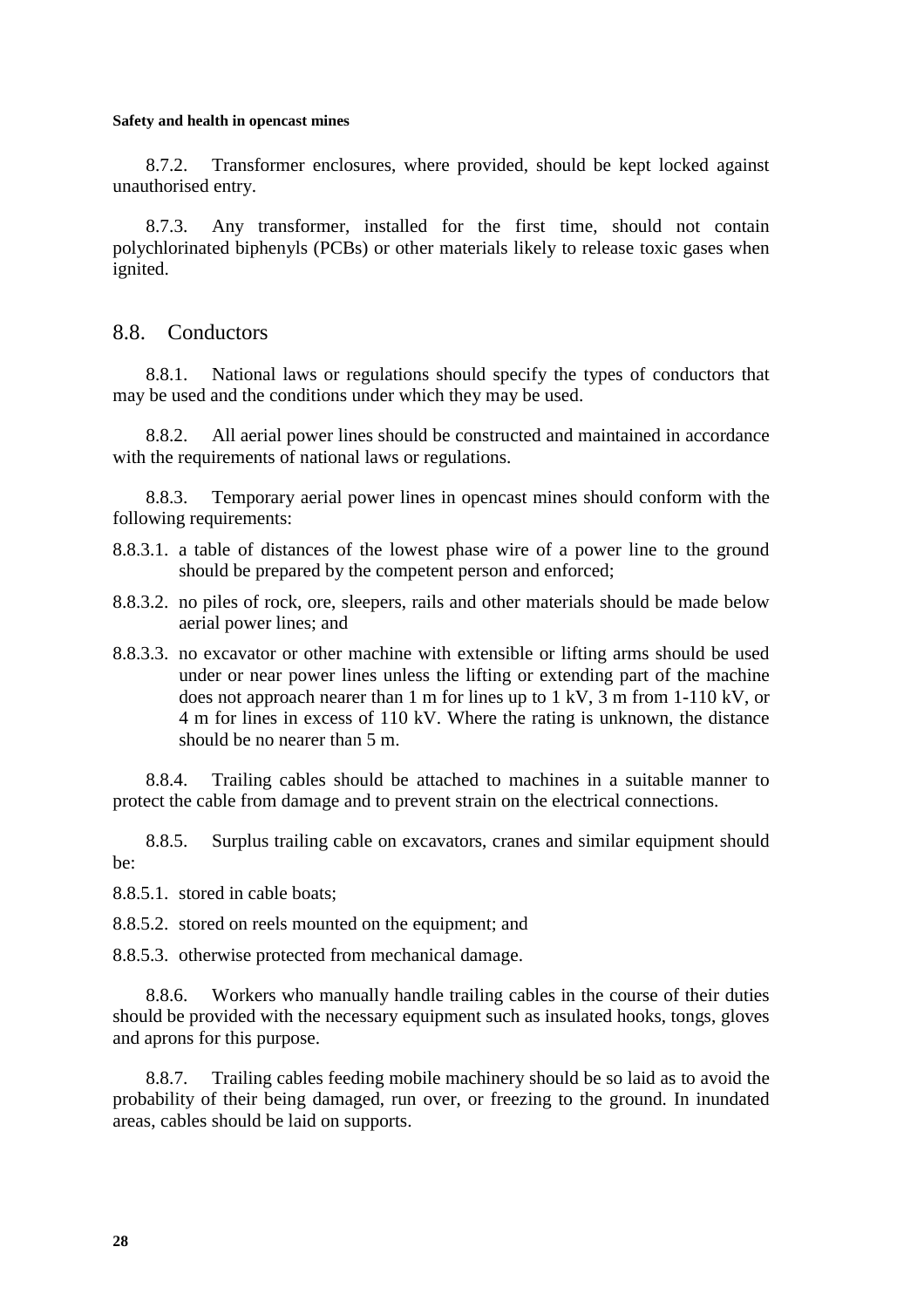8.7.2. Transformer enclosures, where provided, should be kept locked against unauthorised entry.

8.7.3. Any transformer, installed for the first time, should not contain polychlorinated biphenyls (PCBs) or other materials likely to release toxic gases when ignited.

## 8.8. Conductors

8.8.1. National laws or regulations should specify the types of conductors that may be used and the conditions under which they may be used.

8.8.2. All aerial power lines should be constructed and maintained in accordance with the requirements of national laws or regulations.

8.8.3. Temporary aerial power lines in opencast mines should conform with the following requirements:

8.8.3.1. a table of distances of the lowest phase wire of a power line to the ground should be prepared by the competent person and enforced;

8.8.3.2. no piles of rock, ore, sleepers, rails and other materials should be made below aerial power lines; and

8.8.3.3. no excavator or other machine with extensible or lifting arms should be used under or near power lines unless the lifting or extending part of the machine does not approach nearer than 1 m for lines up to 1 kV, 3 m from 1-110 kV, or 4 m for lines in excess of 110 kV. Where the rating is unknown, the distance should be no nearer than 5 m.

8.8.4. Trailing cables should be attached to machines in a suitable manner to protect the cable from damage and to prevent strain on the electrical connections.

8.8.5. Surplus trailing cable on excavators, cranes and similar equipment should be:

8.8.5.1. stored in cable boats;

8.8.5.2. stored on reels mounted on the equipment; and

8.8.5.3. otherwise protected from mechanical damage.

8.8.6. Workers who manually handle trailing cables in the course of their duties should be provided with the necessary equipment such as insulated hooks, tongs, gloves and aprons for this purpose.

8.8.7. Trailing cables feeding mobile machinery should be so laid as to avoid the probability of their being damaged, run over, or freezing to the ground. In inundated areas, cables should be laid on supports.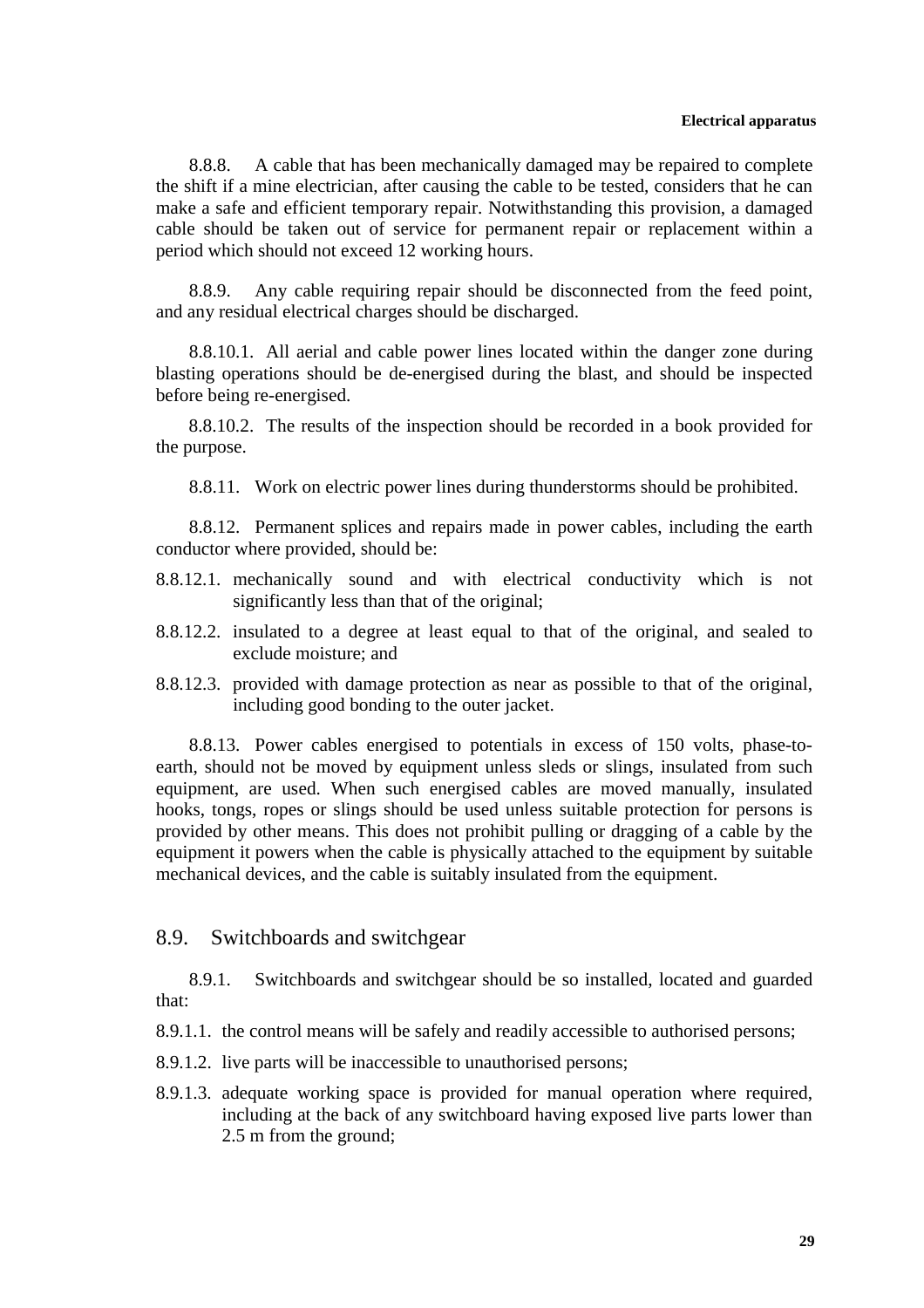8.8.8. A cable that has been mechanically damaged may be repaired to complete the shift if a mine electrician, after causing the cable to be tested, considers that he can make a safe and efficient temporary repair. Notwithstanding this provision, a damaged cable should be taken out of service for permanent repair or replacement within a period which should not exceed 12 working hours.

8.8.9. Any cable requiring repair should be disconnected from the feed point, and any residual electrical charges should be discharged.

8.8.10.1. All aerial and cable power lines located within the danger zone during blasting operations should be de-energised during the blast, and should be inspected before being re-energised.

8.8.10.2. The results of the inspection should be recorded in a book provided for the purpose.

8.8.11. Work on electric power lines during thunderstorms should be prohibited.

8.8.12. Permanent splices and repairs made in power cables, including the earth conductor where provided, should be:

8.8.12.1. mechanically sound and with electrical conductivity which is not significantly less than that of the original;

8.8.12.2. insulated to a degree at least equal to that of the original, and sealed to exclude moisture; and

8.8.12.3. provided with damage protection as near as possible to that of the original, including good bonding to the outer jacket.

8.8.13. Power cables energised to potentials in excess of 150 volts, phase-to-earth, should not be moved by equipment unless sleds or slings, insulated from such equipment, are used. When such energised cables are moved manually, insulated hooks, tongs, ropes or slings should be used unless suitable protection for persons is provided by other means. This does not prohibit pulling or dragging of a cable by the equipment it powers when the cable is physically attached to the equipment by suitable mechanical devices, and the cable is suitably insulated from the equipment.

## 8.9. Switchboards and switchgear

8.9.1. Switchboards and switchgear should be so installed, located and guarded that:

8.9.1.1. the control means will be safely and readily accessible to authorised persons;

8.9.1.2. live parts will be inaccessible to unauthorised persons;

8.9.1.3. adequate working space is provided for manual operation where required, including at the back of any switchboard having exposed live parts lower than 2.5 m from the ground;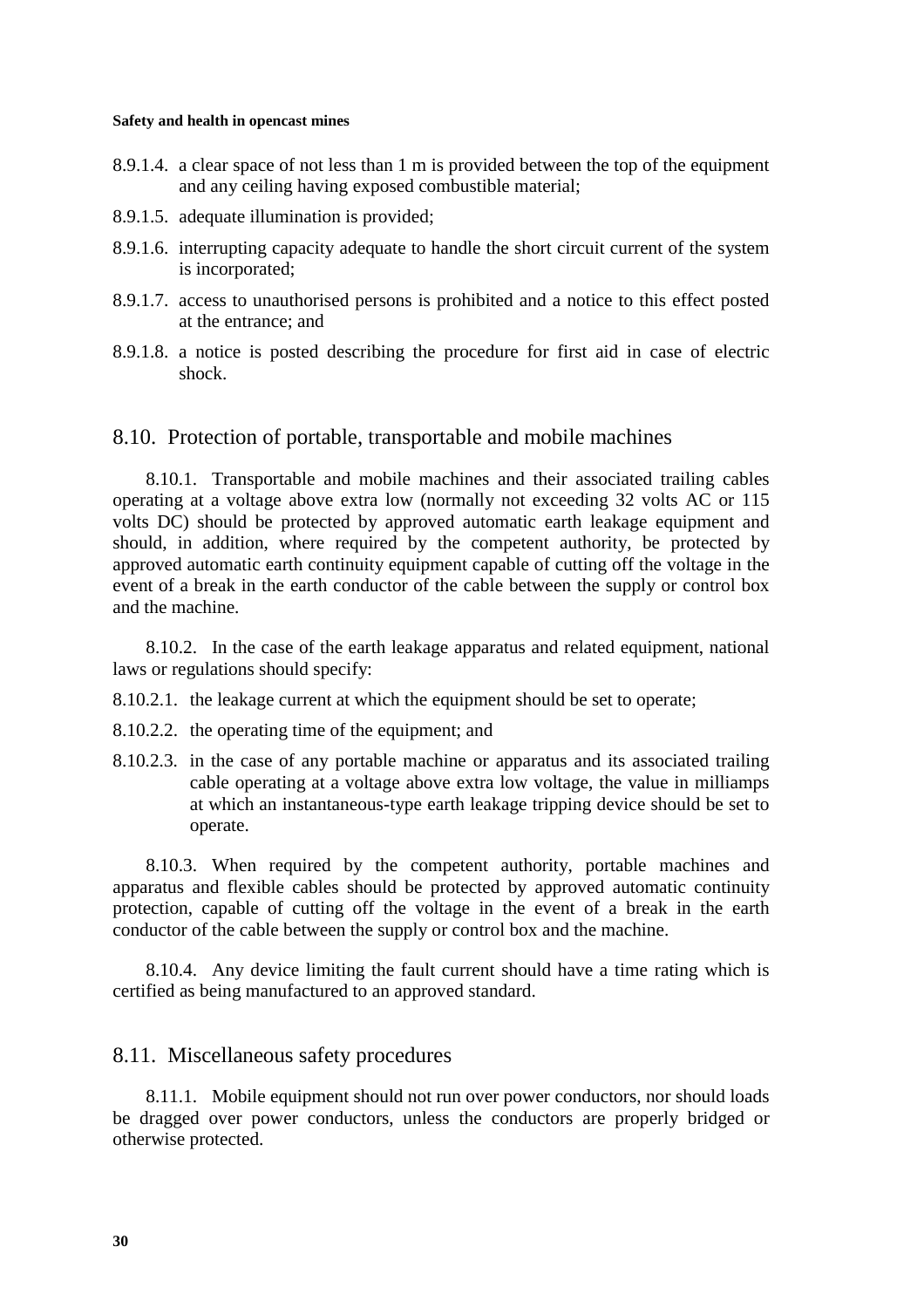8.9.1.4. a clear space of not less than 1 m is provided between the top of the equipment and any ceiling having exposed combustible material;

8.9.1.5. adequate illumination is provided;

8.9.1.6. interrupting capacity adequate to handle the short circuit current of the system is incorporated;

8.9.1.7. access to unauthorised persons is prohibited and a notice to this effect posted at the entrance; and

8.9.1.8. a notice is posted describing the procedure for first aid in case of electric shock.

## 8.10. Protection of portable, transportable and mobile machines

8.10.1. Transportable and mobile machines and their associated trailing cables operating at a voltage above extra low (normally not exceeding 32 volts AC or 115 volts DC) should be protected by approved automatic earth leakage equipment and should, in addition, where required by the competent authority, be protected by approved automatic earth continuity equipment capable of cutting off the voltage in the event of a break in the earth conductor of the cable between the supply or control box and the machine.

8.10.2. In the case of the earth leakage apparatus and related equipment, national laws or regulations should specify:

8.10.2.1. the leakage current at which the equipment should be set to operate;

8.10.2.2. the operating time of the equipment; and

8.10.2.3. in the case of any portable machine or apparatus and its associated trailing cable operating at a voltage above extra low voltage, the value in milliamps at which an instantaneous-type earth leakage tripping device should be set to operate.

8.10.3. When required by the competent authority, portable machines and apparatus and flexible cables should be protected by approved automatic continuity protection, capable of cutting off the voltage in the event of a break in the earth conductor of the cable between the supply or control box and the machine.

8.10.4. Any device limiting the fault current should have a time rating which is certified as being manufactured to an approved standard.

## 8.11. Miscellaneous safety procedures

8.11.1. Mobile equipment should not run over power conductors, nor should loads be dragged over power conductors, unless the conductors are properly bridged or otherwise protected.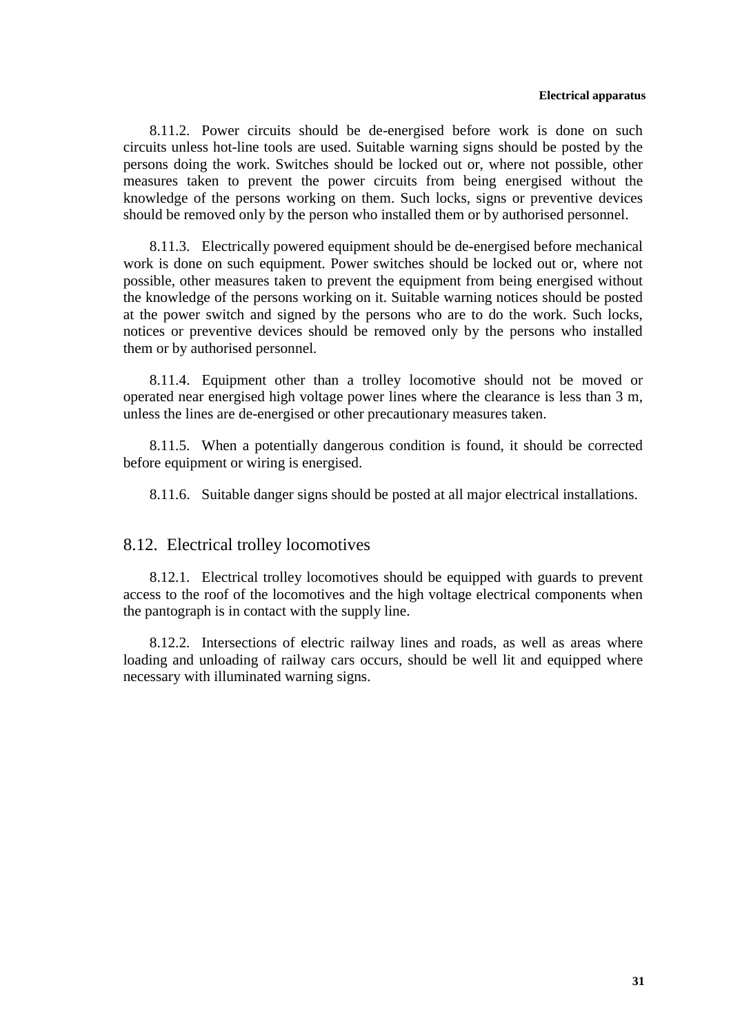8.11.2. Power circuits should be de-energised before work is done on such circuits unless hot-line tools are used. Suitable warning signs should be posted by the persons doing the work. Switches should be locked out or, where not possible, other measures taken to prevent the power circuits from being energised without the knowledge of the persons working on them. Such locks, signs or preventive devices should be removed only by the person who installed them or by authorised personnel.

8.11.3. Electrically powered equipment should be de-energised before mechanical work is done on such equipment. Power switches should be locked out or, where not possible, other measures taken to prevent the equipment from being energised without the knowledge of the persons working on it. Suitable warning notices should be posted at the power switch and signed by the persons who are to do the work. Such locks, notices or preventive devices should be removed only by the persons who installed them or by authorised personnel.

8.11.4. Equipment other than a trolley locomotive should not be moved or operated near energised high voltage power lines where the clearance is less than 3 m, unless the lines are de-energised or other precautionary measures taken.

8.11.5. When a potentially dangerous condition is found, it should be corrected before equipment or wiring is energised.

8.11.6. Suitable danger signs should be posted at all major electrical installations.

## 8.12. Electrical trolley locomotives

8.12.1. Electrical trolley locomotives should be equipped with guards to prevent access to the roof of the locomotives and the high voltage electrical components when the pantograph is in contact with the supply line.

8.12.2. Intersections of electric railway lines and roads, as well as areas where loading and unloading of railway cars occurs, should be well lit and equipped where necessary with illuminated warning signs.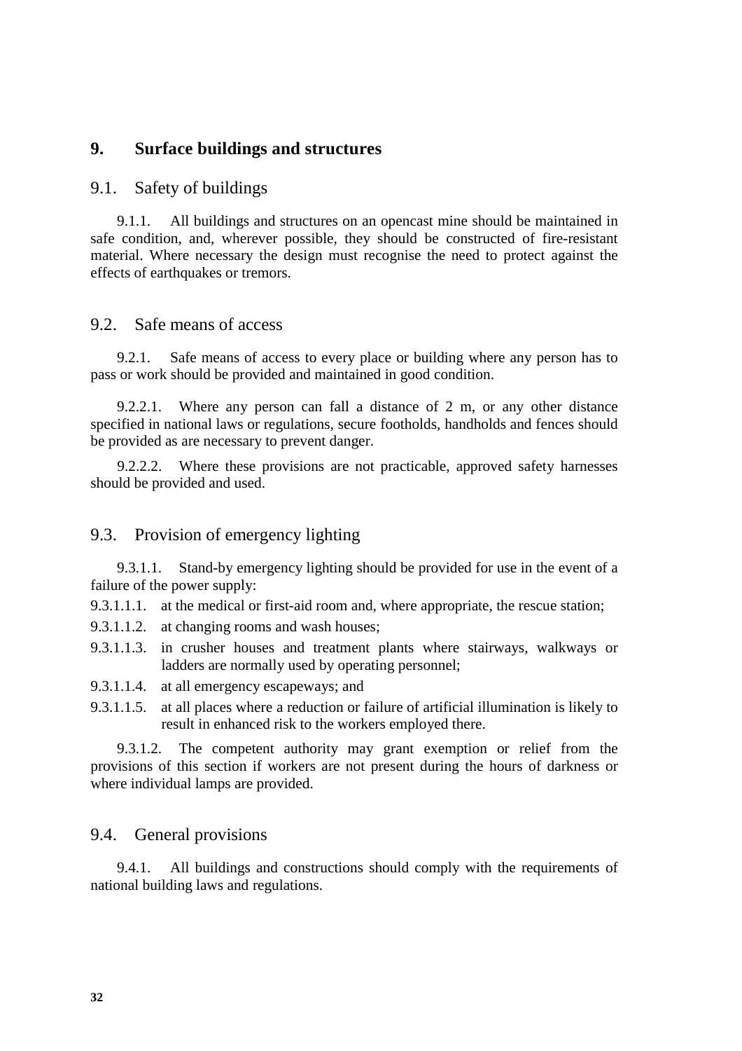# 9. Surface buildings and structures

## 9.1. Safety of buildings

9.1.1. All buildings and structures on an opencast mine should be maintained in safe condition, and, wherever possible, they should be constructed of fire-resistant material. Where necessary the design must recognise the need to protect against the effects of earthquakes or tremors.

## 9.2. Safe means of access

9.2.1. Safe means of access to every place or building where any person has to pass or work should be provided and maintained in good condition.

9.2.2.1. Where any person can fall a distance of 2 m, or any other distance specified in national laws or regulations, secure footholds, handholds and fences should be provided as are necessary to prevent danger.

9.2.2.2. Where these provisions are not practicable, approved safety harnesses should be provided and used.

## 9.3. Provision of emergency lighting

9.3.1.1. Stand-by emergency lighting should be provided for use in the event of a failure of the power supply:

9.3.1.1.1. at the medical or first-aid room and, where appropriate, the rescue station;

9.3.1.1.2. at changing rooms and wash houses;

9.3.1.1.3. in crusher houses and treatment plants where stairways, walkways or ladders are normally used by operating personnel;

9.3.1.1.4. at all emergency escapeways; and

9.3.1.1.5. at all places where a reduction or failure of artificial illumination is likely to result in enhanced risk to the workers employed there.

9.3.1.2. The competent authority may grant exemption or relief from the provisions of this section if workers are not present during the hours of darkness or where individual lamps are provided.

## 9.4. General provisions

9.4.1. All buildings and constructions should comply with the requirements of national building laws and regulations.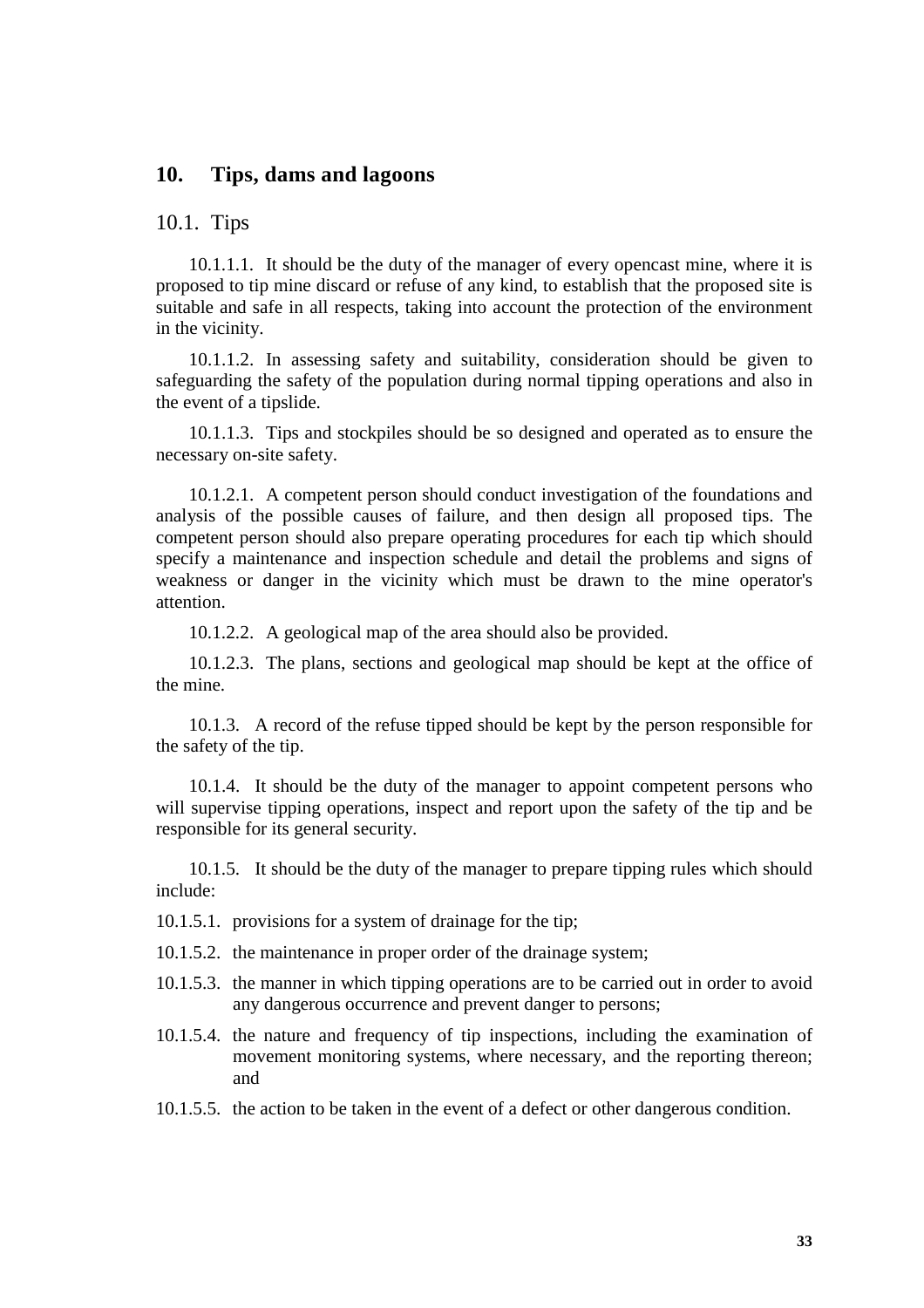# 10. Tips, dams and lagoons

## 10.1. Tips

10.1.1.1. It should be the duty of the manager of every opencast mine, where it is proposed to tip mine discard or refuse of any kind, to establish that the proposed site is suitable and safe in all respects, taking into account the protection of the environment in the vicinity.

10.1.1.2. In assessing safety and suitability, consideration should be given to safeguarding the safety of the population during normal tipping operations and also in the event of a tipslide.

10.1.1.3. Tips and stockpiles should be so designed and operated as to ensure the necessary on-site safety.

10.1.2.1. A competent person should conduct investigation of the foundations and analysis of the possible causes of failure, and then design all proposed tips. The competent person should also prepare operating procedures for each tip which should specify a maintenance and inspection schedule and detail the problems and signs of weakness or danger in the vicinity which must be drawn to the mine operator's attention.

10.1.2.2. A geological map of the area should also be provided.

10.1.2.3. The plans, sections and geological map should be kept at the office of the mine.

10.1.3. A record of the refuse tipped should be kept by the person responsible for the safety of the tip.

10.1.4. It should be the duty of the manager to appoint competent persons who will supervise tipping operations, inspect and report upon the safety of the tip and be responsible for its general security.

10.1.5. It should be the duty of the manager to prepare tipping rules which should include:

10.1.5.1. provisions for a system of drainage for the tip;

10.1.5.2. the maintenance in proper order of the drainage system;

10.1.5.3. the manner in which tipping operations are to be carried out in order to avoid any dangerous occurrence and prevent danger to persons;

10.1.5.4. the nature and frequency of tip inspections, including the examination of movement monitoring systems, where necessary, and the reporting thereon; and

10.1.5.5. the action to be taken in the event of a defect or other dangerous condition.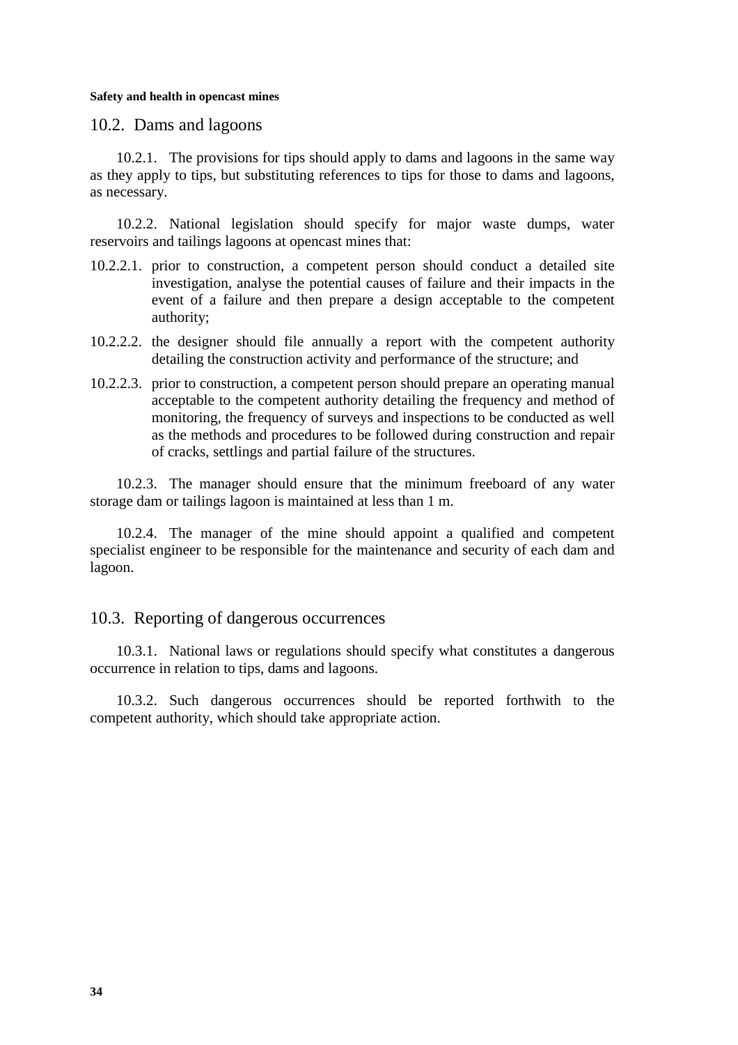## 10.2. Dams and lagoons

10.2.1. The provisions for tips should apply to dams and lagoons in the same way as they apply to tips, but substituting references to tips for those to dams and lagoons, as necessary.

10.2.2. National legislation should specify for major waste dumps, water reservoirs and tailings lagoons at opencast mines that:

10.2.2.1. prior to construction, a competent person should conduct a detailed site investigation, analyse the potential causes of failure and their impacts in the event of a failure and then prepare a design acceptable to the competent authority;

10.2.2.2. the designer should file annually a report with the competent authority detailing the construction activity and performance of the structure; and

10.2.2.3. prior to construction, a competent person should prepare an operating manual acceptable to the competent authority detailing the frequency and method of monitoring, the frequency of surveys and inspections to be conducted as well as the methods and procedures to be followed during construction and repair of cracks, settlings and partial failure of the structures.

10.2.3. The manager should ensure that the minimum freeboard of any water storage dam or tailings lagoon is maintained at less than 1 m.

10.2.4. The manager of the mine should appoint a qualified and competent specialist engineer to be responsible for the maintenance and security of each dam and lagoon.

## 10.3. Reporting of dangerous occurrences

10.3.1. National laws or regulations should specify what constitutes a dangerous occurrence in relation to tips, dams and lagoons.

10.3.2. Such dangerous occurrences should be reported forthwith to the competent authority, which should take appropriate action.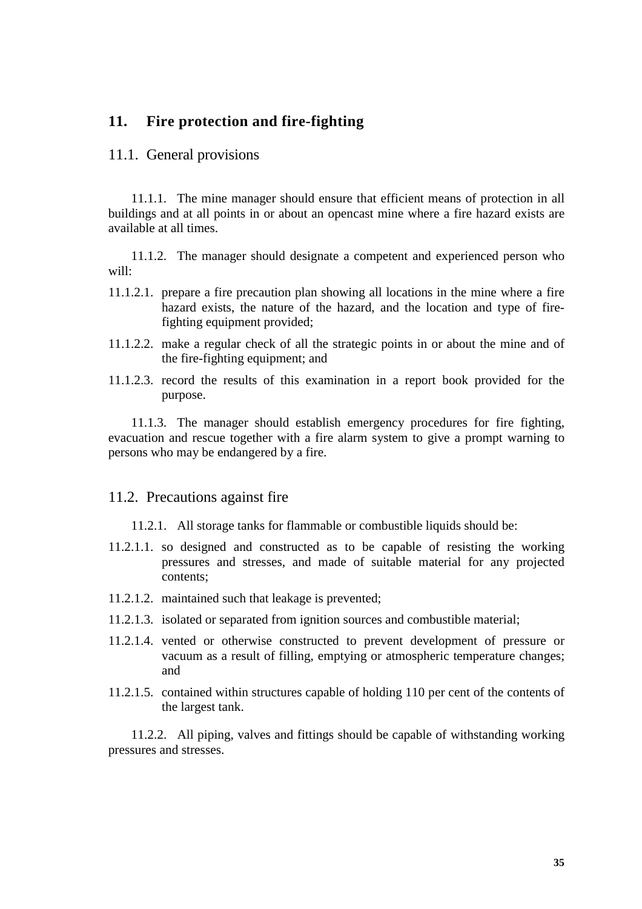## 11. Fire protection and fire-fighting

### 11.1. General provisions

11.1.1. The mine manager should ensure that efficient means of protection in all buildings and at all points in or about an opencast mine where a fire hazard exists are available at all times.

11.1.2. The manager should designate a competent and experienced person who will:

11.1.2.1. prepare a fire precaution plan showing all locations in the mine where a fire hazard exists, the nature of the hazard, and the location and type of fire-fighting equipment provided;

11.1.2.2. make a regular check of all the strategic points in or about the mine and of the fire-fighting equipment; and

11.1.2.3. record the results of this examination in a report book provided for the purpose.

11.1.3. The manager should establish emergency procedures for fire fighting, evacuation and rescue together with a fire alarm system to give a prompt warning to persons who may be endangered by a fire.

### 11.2. Precautions against fire

11.2.1. All storage tanks for flammable or combustible liquids should be:

11.2.1.1. so designed and constructed as to be capable of resisting the working pressures and stresses, and made of suitable material for any projected contents;

11.2.1.2. maintained such that leakage is prevented;

11.2.1.3. isolated or separated from ignition sources and combustible material;

11.2.1.4. vented or otherwise constructed to prevent development of pressure or vacuum as a result of filling, emptying or atmospheric temperature changes; and

11.2.1.5. contained within structures capable of holding 110 per cent of the contents of the largest tank.

11.2.2. All piping, valves and fittings should be capable of withstanding working pressures and stresses.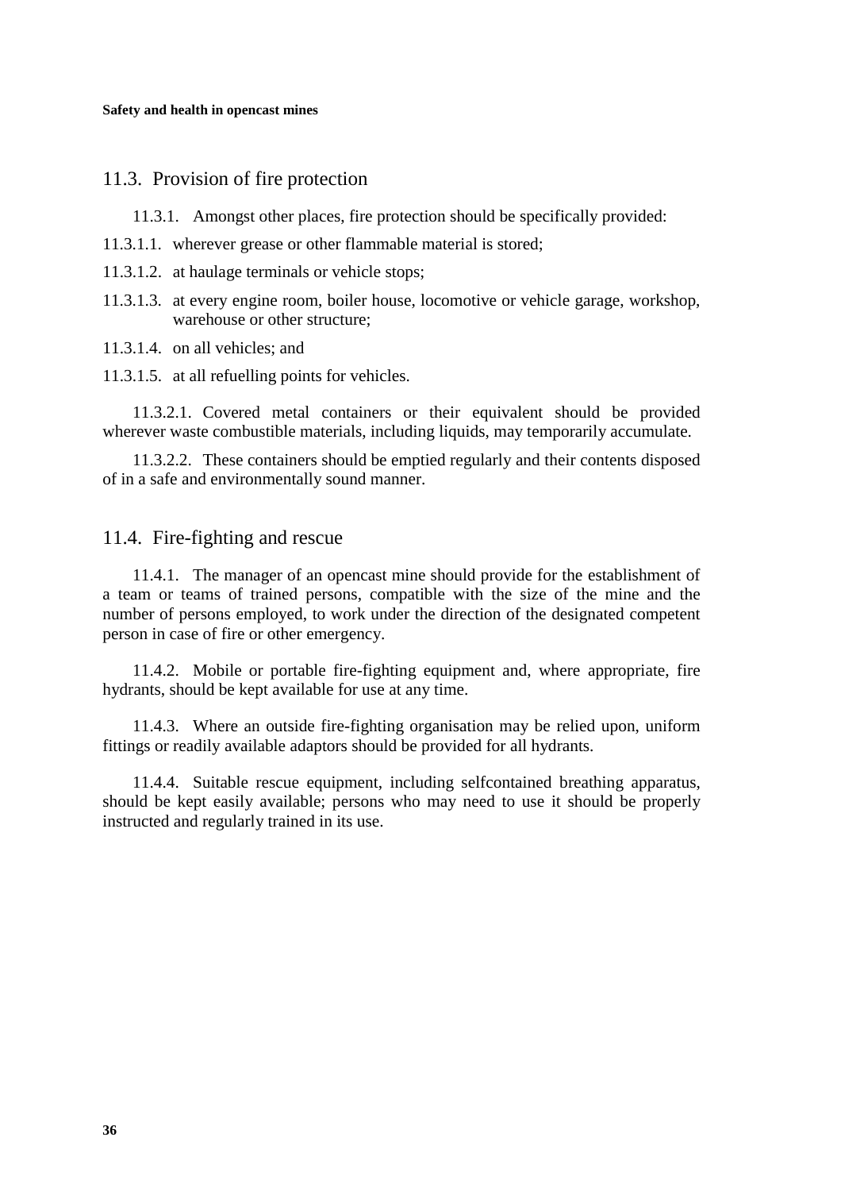## 11.3. Provision of fire protection

11.3.1. Amongst other places, fire protection should be specifically provided:

11.3.1.1. wherever grease or other flammable material is stored;

11.3.1.2. at haulage terminals or vehicle stops;

11.3.1.3. at every engine room, boiler house, locomotive or vehicle garage, workshop, warehouse or other structure;

11.3.1.4. on all vehicles; and

11.3.1.5. at all refuelling points for vehicles.

11.3.2.1. Covered metal containers or their equivalent should be provided wherever waste combustible materials, including liquids, may temporarily accumulate.

11.3.2.2. These containers should be emptied regularly and their contents disposed of in a safe and environmentally sound manner.

## 11.4. Fire-fighting and rescue

11.4.1. The manager of an opencast mine should provide for the establishment of a team or teams of trained persons, compatible with the size of the mine and the number of persons employed, to work under the direction of the designated competent person in case of fire or other emergency.

11.4.2. Mobile or portable fire-fighting equipment and, where appropriate, fire hydrants, should be kept available for use at any time.

11.4.3. Where an outside fire-fighting organisation may be relied upon, uniform fittings or readily available adaptors should be provided for all hydrants.

11.4.4. Suitable rescue equipment, including selfcontained breathing apparatus, should be kept easily available; persons who may need to use it should be properly instructed and regularly trained in its use.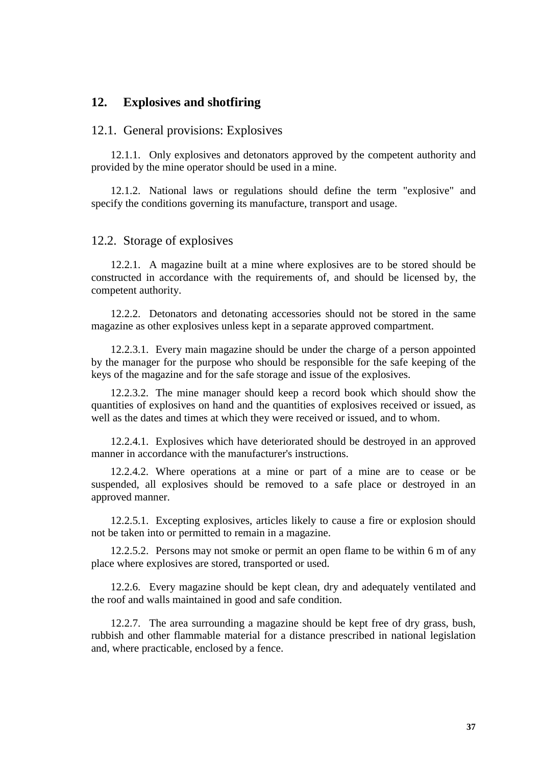## 12. Explosives and shotfiring

### 12.1. General provisions: Explosives

12.1.1. Only explosives and detonators approved by the competent authority and provided by the mine operator should be used in a mine.

12.1.2. National laws or regulations should define the term "explosive" and specify the conditions governing its manufacture, transport and usage.

### 12.2. Storage of explosives

12.2.1. A magazine built at a mine where explosives are to be stored should be constructed in accordance with the requirements of, and should be licensed by, the competent authority.

12.2.2. Detonators and detonating accessories should not be stored in the same magazine as other explosives unless kept in a separate approved compartment.

12.2.3.1. Every main magazine should be under the charge of a person appointed by the manager for the purpose who should be responsible for the safe keeping of the keys of the magazine and for the safe storage and issue of the explosives.

12.2.3.2. The mine manager should keep a record book which should show the quantities of explosives on hand and the quantities of explosives received or issued, as well as the dates and times at which they were received or issued, and to whom.

12.2.4.1. Explosives which have deteriorated should be destroyed in an approved manner in accordance with the manufacturer's instructions.

12.2.4.2. Where operations at a mine or part of a mine are to cease or be suspended, all explosives should be removed to a safe place or destroyed in an approved manner.

12.2.5.1. Excepting explosives, articles likely to cause a fire or explosion should not be taken into or permitted to remain in a magazine.

12.2.5.2. Persons may not smoke or permit an open flame to be within 6 m of any place where explosives are stored, transported or used.

12.2.6. Every magazine should be kept clean, dry and adequately ventilated and the roof and walls maintained in good and safe condition.

12.2.7. The area surrounding a magazine should be kept free of dry grass, bush, rubbish and other flammable material for a distance prescribed in national legislation and, where practicable, enclosed by a fence.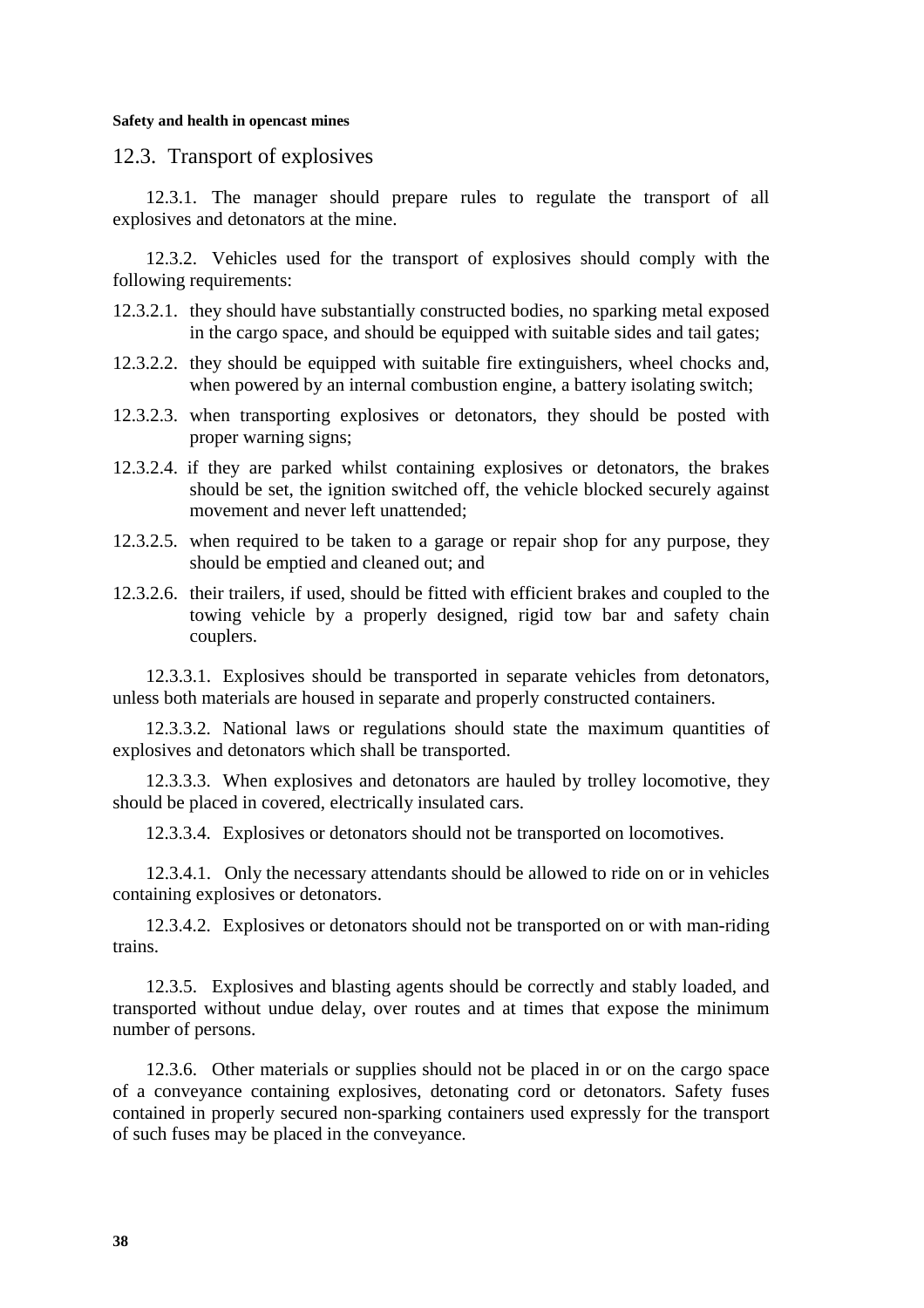## 12.3. Transport of explosives

12.3.1. The manager should prepare rules to regulate the transport of all explosives and detonators at the mine.

12.3.2. Vehicles used for the transport of explosives should comply with the following requirements:

12.3.2.1. they should have substantially constructed bodies, no sparking metal exposed in the cargo space, and should be equipped with suitable sides and tail gates;

12.3.2.2. they should be equipped with suitable fire extinguishers, wheel chocks and, when powered by an internal combustion engine, a battery isolating switch;

12.3.2.3. when transporting explosives or detonators, they should be posted with proper warning signs;

12.3.2.4. if they are parked whilst containing explosives or detonators, the brakes should be set, the ignition switched off, the vehicle blocked securely against movement and never left unattended;

12.3.2.5. when required to be taken to a garage or repair shop for any purpose, they should be emptied and cleaned out; and

12.3.2.6. their trailers, if used, should be fitted with efficient brakes and coupled to the towing vehicle by a properly designed, rigid tow bar and safety chain couplers.

12.3.3.1. Explosives should be transported in separate vehicles from detonators, unless both materials are housed in separate and properly constructed containers.

12.3.3.2. National laws or regulations should state the maximum quantities of explosives and detonators which shall be transported.

12.3.3.3. When explosives and detonators are hauled by trolley locomotive, they should be placed in covered, electrically insulated cars.

12.3.3.4. Explosives or detonators should not be transported on locomotives.

12.3.4.1. Only the necessary attendants should be allowed to ride on or in vehicles containing explosives or detonators.

12.3.4.2. Explosives or detonators should not be transported on or with man-riding trains.

12.3.5. Explosives and blasting agents should be correctly and stably loaded, and transported without undue delay, over routes and at times that expose the minimum number of persons.

12.3.6. Other materials or supplies should not be placed in or on the cargo space of a conveyance containing explosives, detonating cord or detonators. Safety fuses contained in properly secured non-sparking containers used expressly for the transport of such fuses may be placed in the conveyance.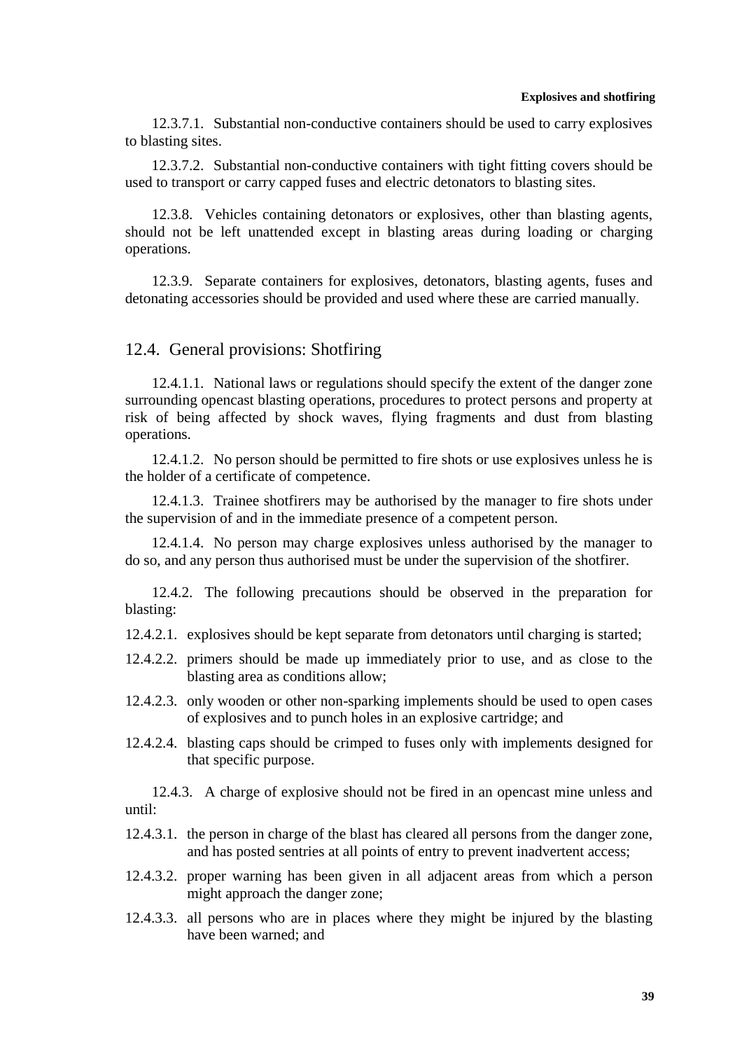12.3.7.1. Substantial non-conductive containers should be used to carry explosives to blasting sites.

12.3.7.2. Substantial non-conductive containers with tight fitting covers should be used to transport or carry capped fuses and electric detonators to blasting sites.

12.3.8. Vehicles containing detonators or explosives, other than blasting agents, should not be left unattended except in blasting areas during loading or charging operations.

12.3.9. Separate containers for explosives, detonators, blasting agents, fuses and detonating accessories should be provided and used where these are carried manually.

## 12.4. General provisions: Shotfiring

12.4.1.1. National laws or regulations should specify the extent of the danger zone surrounding opencast blasting operations, procedures to protect persons and property at risk of being affected by shock waves, flying fragments and dust from blasting operations.

12.4.1.2. No person should be permitted to fire shots or use explosives unless he is the holder of a certificate of competence.

12.4.1.3. Trainee shotfirers may be authorised by the manager to fire shots under the supervision of and in the immediate presence of a competent person.

12.4.1.4. No person may charge explosives unless authorised by the manager to do so, and any person thus authorised must be under the supervision of the shotfirer.

12.4.2. The following precautions should be observed in the preparation for blasting:

12.4.2.1. explosives should be kept separate from detonators until charging is started;

12.4.2.2. primers should be made up immediately prior to use, and as close to the blasting area as conditions allow;

12.4.2.3. only wooden or other non-sparking implements should be used to open cases of explosives and to punch holes in an explosive cartridge; and

12.4.2.4. blasting caps should be crimped to fuses only with implements designed for that specific purpose.

12.4.3. A charge of explosive should not be fired in an opencast mine unless and until:

12.4.3.1. the person in charge of the blast has cleared all persons from the danger zone, and has posted sentries at all points of entry to prevent inadvertent access;

12.4.3.2. proper warning has been given in all adjacent areas from which a person might approach the danger zone;

12.4.3.3. all persons who are in places where they might be injured by the blasting have been warned; and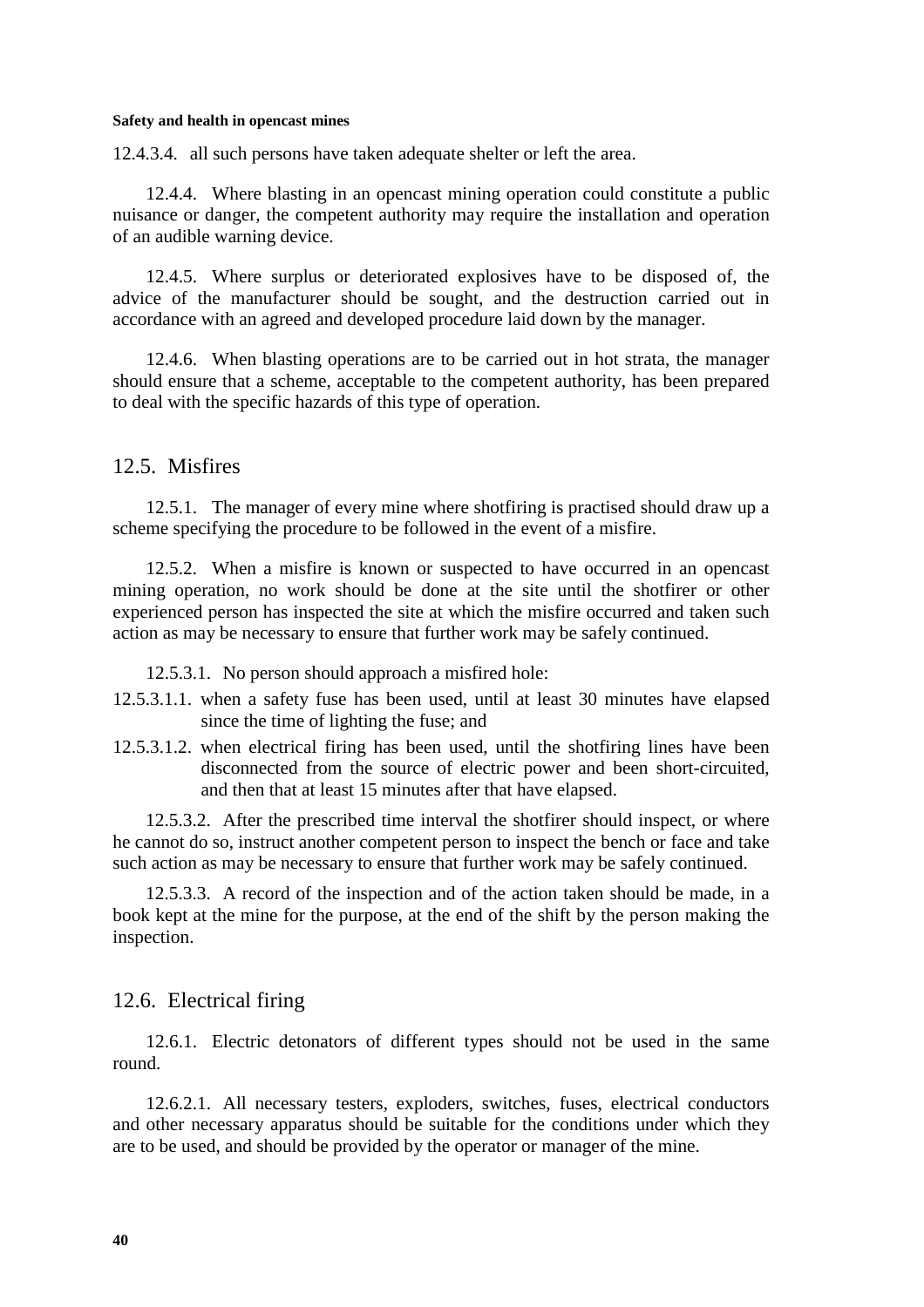12.4.3.4. all such persons have taken adequate shelter or left the area.

12.4.4. Where blasting in an opencast mining operation could constitute a public nuisance or danger, the competent authority may require the installation and operation of an audible warning device.

12.4.5. Where surplus or deteriorated explosives have to be disposed of, the advice of the manufacturer should be sought, and the destruction carried out in accordance with an agreed and developed procedure laid down by the manager.

12.4.6. When blasting operations are to be carried out in hot strata, the manager should ensure that a scheme, acceptable to the competent authority, has been prepared to deal with the specific hazards of this type of operation.

## 12.5. Misfires

12.5.1. The manager of every mine where shotfiring is practised should draw up a scheme specifying the procedure to be followed in the event of a misfire.

12.5.2. When a misfire is known or suspected to have occurred in an opencast mining operation, no work should be done at the site until the shotfirer or other experienced person has inspected the site at which the misfire occurred and taken such action as may be necessary to ensure that further work may be safely continued.

12.5.3.1. No person should approach a misfired hole:

12.5.3.1.1. when a safety fuse has been used, until at least 30 minutes have elapsed since the time of lighting the fuse; and

12.5.3.1.2. when electrical firing has been used, until the shotfiring lines have been disconnected from the source of electric power and been short-circuited, and then that at least 15 minutes after that have elapsed.

12.5.3.2. After the prescribed time interval the shotfirer should inspect, or where he cannot do so, instruct another competent person to inspect the bench or face and take such action as may be necessary to ensure that further work may be safely continued.

12.5.3.3. A record of the inspection and of the action taken should be made, in a book kept at the mine for the purpose, at the end of the shift by the person making the inspection.

## 12.6. Electrical firing

12.6.1. Electric detonators of different types should not be used in the same round.

12.6.2.1. All necessary testers, exploders, switches, fuses, electrical conductors and other necessary apparatus should be suitable for the conditions under which they are to be used, and should be provided by the operator or manager of the mine.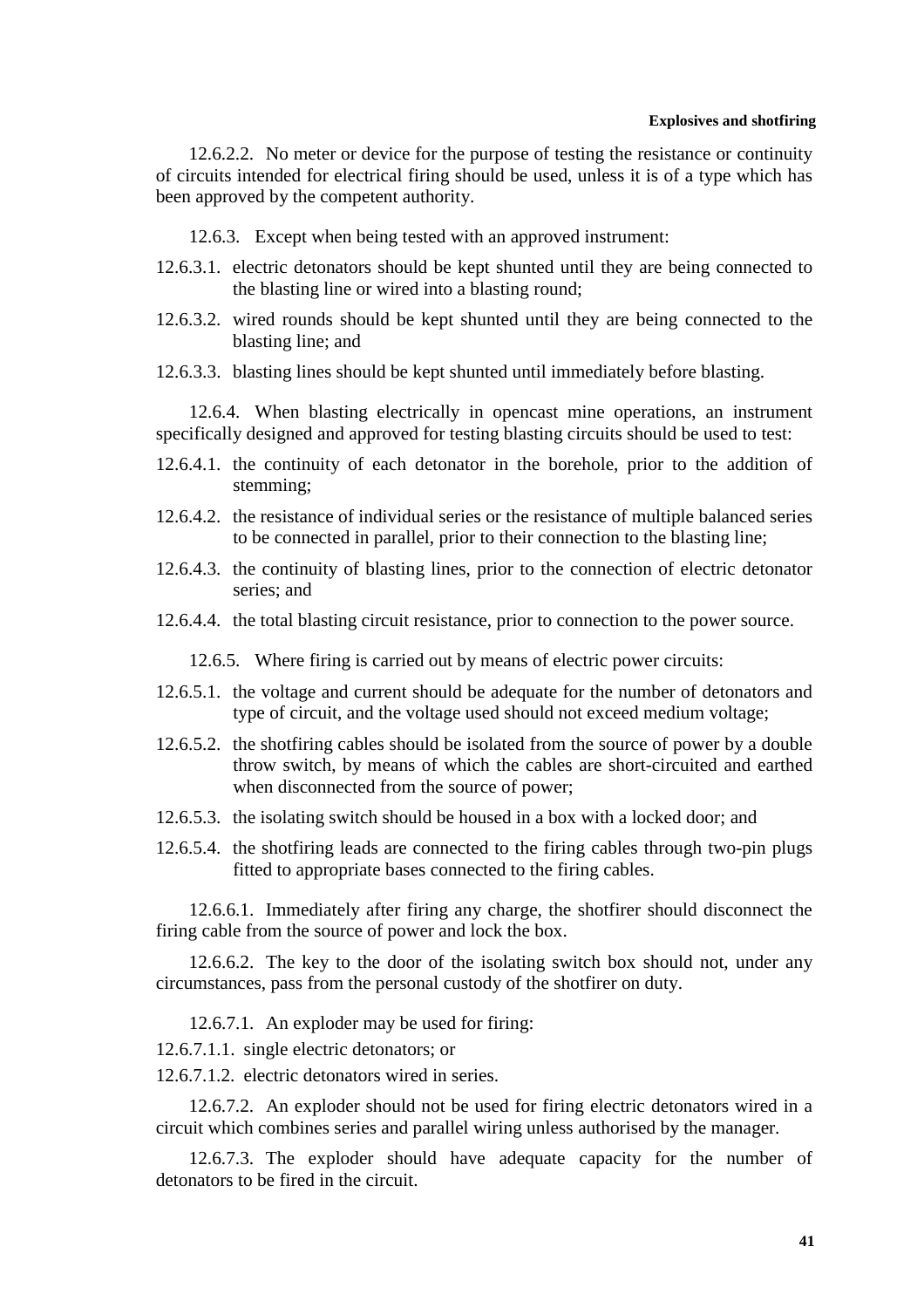12.6.2.2. No meter or device for the purpose of testing the resistance or continuity of circuits intended for electrical firing should be used, unless it is of a type which has been approved by the competent authority.

12.6.3. Except when being tested with an approved instrument:

12.6.3.1. electric detonators should be kept shunted until they are being connected to the blasting line or wired into a blasting round;

12.6.3.2. wired rounds should be kept shunted until they are being connected to the blasting line; and

12.6.3.3. blasting lines should be kept shunted until immediately before blasting.

12.6.4. When blasting electrically in opencast mine operations, an instrument specifically designed and approved for testing blasting circuits should be used to test:

12.6.4.1. the continuity of each detonator in the borehole, prior to the addition of stemming;

12.6.4.2. the resistance of individual series or the resistance of multiple balanced series to be connected in parallel, prior to their connection to the blasting line;

12.6.4.3. the continuity of blasting lines, prior to the connection of electric detonator series; and

12.6.4.4. the total blasting circuit resistance, prior to connection to the power source.

12.6.5. Where firing is carried out by means of electric power circuits:

12.6.5.1. the voltage and current should be adequate for the number of detonators and type of circuit, and the voltage used should not exceed medium voltage;

12.6.5.2. the shotfiring cables should be isolated from the source of power by a double throw switch, by means of which the cables are short-circuited and earthed when disconnected from the source of power;

12.6.5.3. the isolating switch should be housed in a box with a locked door; and

12.6.5.4. the shotfiring leads are connected to the firing cables through two-pin plugs fitted to appropriate bases connected to the firing cables.

12.6.6.1. Immediately after firing any charge, the shotfirer should disconnect the firing cable from the source of power and lock the box.

12.6.6.2. The key to the door of the isolating switch box should not, under any circumstances, pass from the personal custody of the shotfirer on duty.

12.6.7.1. An exploder may be used for firing:

12.6.7.1.1. single electric detonators; or

12.6.7.1.2. electric detonators wired in series.

12.6.7.2. An exploder should not be used for firing electric detonators wired in a circuit which combines series and parallel wiring unless authorised by the manager.

12.6.7.3. The exploder should have adequate capacity for the number of detonators to be fired in the circuit.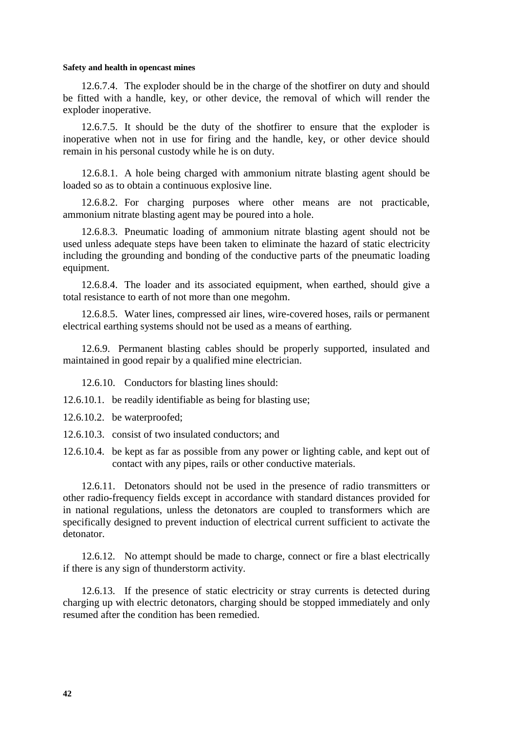12.6.7.4. The exploder should be in the charge of the shotfirer on duty and should be fitted with a handle, key, or other device, the removal of which will render the exploder inoperative.

12.6.7.5. It should be the duty of the shotfirer to ensure that the exploder is inoperative when not in use for firing and the handle, key, or other device should remain in his personal custody while he is on duty.

12.6.8.1. A hole being charged with ammonium nitrate blasting agent should be loaded so as to obtain a continuous explosive line.

12.6.8.2. For charging purposes where other means are not practicable, ammonium nitrate blasting agent may be poured into a hole.

12.6.8.3. Pneumatic loading of ammonium nitrate blasting agent should not be used unless adequate steps have been taken to eliminate the hazard of static electricity including the grounding and bonding of the conductive parts of the pneumatic loading equipment.

12.6.8.4. The loader and its associated equipment, when earthed, should give a total resistance to earth of not more than one megohm.

12.6.8.5. Water lines, compressed air lines, wire-covered hoses, rails or permanent electrical earthing systems should not be used as a means of earthing.

12.6.9. Permanent blasting cables should be properly supported, insulated and maintained in good repair by a qualified mine electrician.

12.6.10. Conductors for blasting lines should:

12.6.10.1. be readily identifiable as being for blasting use;

12.6.10.2. be waterproofed;

12.6.10.3. consist of two insulated conductors; and

12.6.10.4. be kept as far as possible from any power or lighting cable, and kept out of contact with any pipes, rails or other conductive materials.

12.6.11. Detonators should not be used in the presence of radio transmitters or other radio-frequency fields except in accordance with standard distances provided for in national regulations, unless the detonators are coupled to transformers which are specifically designed to prevent induction of electrical current sufficient to activate the detonator.

12.6.12. No attempt should be made to charge, connect or fire a blast electrically if there is any sign of thunderstorm activity.

12.6.13. If the presence of static electricity or stray currents is detected during charging up with electric detonators, charging should be stopped immediately and only resumed after the condition has been remedied.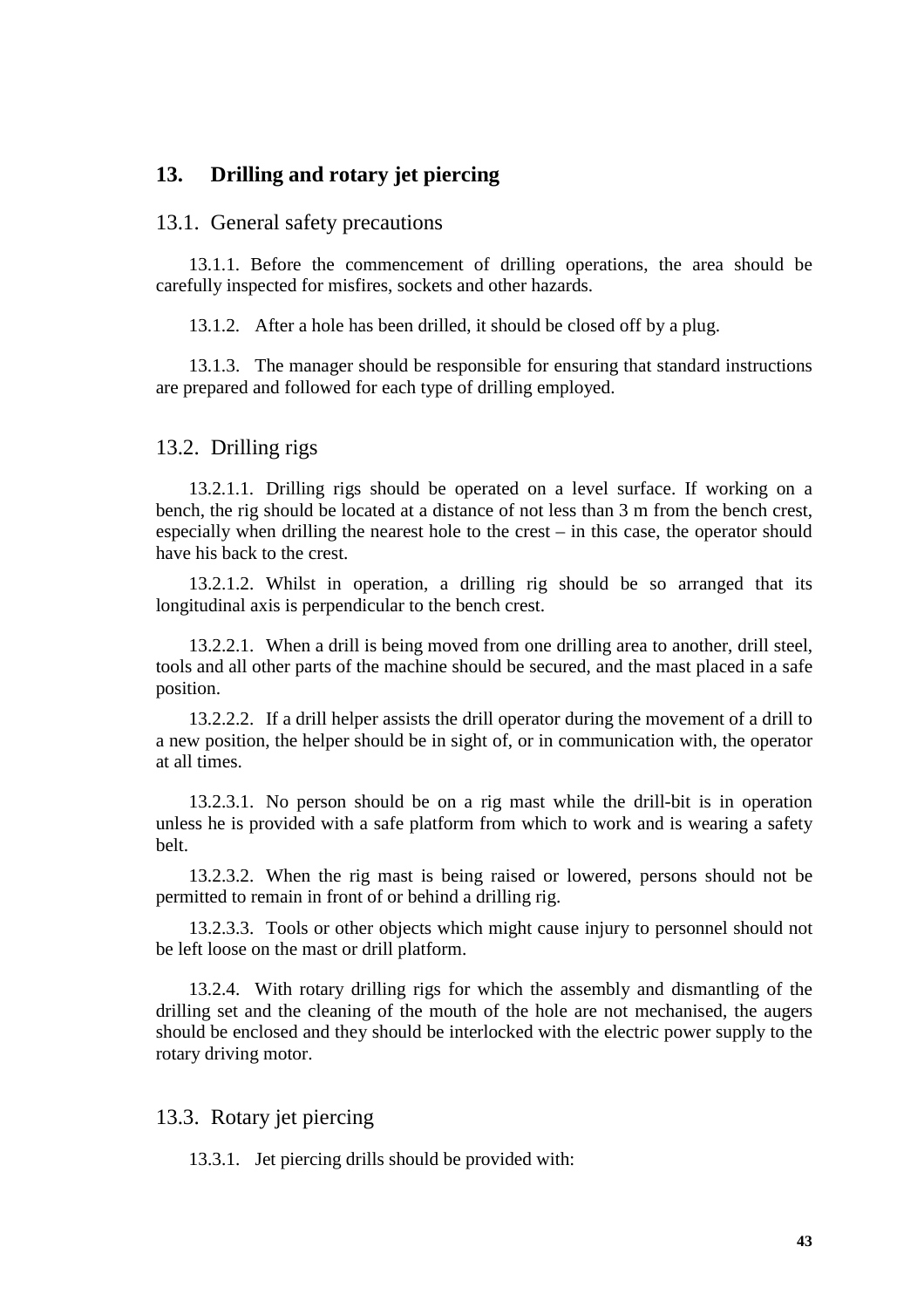## 13. Drilling and rotary jet piercing

### 13.1. General safety precautions

13.1.1. Before the commencement of drilling operations, the area should be carefully inspected for misfires, sockets and other hazards.

13.1.2. After a hole has been drilled, it should be closed off by a plug.

13.1.3. The manager should be responsible for ensuring that standard instructions are prepared and followed for each type of drilling employed.

### 13.2. Drilling rigs

13.2.1.1. Drilling rigs should be operated on a level surface. If working on a bench, the rig should be located at a distance of not less than 3 m from the bench crest, especially when drilling the nearest hole to the crest – in this case, the operator should have his back to the crest.

13.2.1.2. Whilst in operation, a drilling rig should be so arranged that its longitudinal axis is perpendicular to the bench crest.

13.2.2.1. When a drill is being moved from one drilling area to another, drill steel, tools and all other parts of the machine should be secured, and the mast placed in a safe position.

13.2.2.2. If a drill helper assists the drill operator during the movement of a drill to a new position, the helper should be in sight of, or in communication with, the operator at all times.

13.2.3.1. No person should be on a rig mast while the drill-bit is in operation unless he is provided with a safe platform from which to work and is wearing a safety belt.

13.2.3.2. When the rig mast is being raised or lowered, persons should not be permitted to remain in front of or behind a drilling rig.

13.2.3.3. Tools or other objects which might cause injury to personnel should not be left loose on the mast or drill platform.

13.2.4. With rotary drilling rigs for which the assembly and dismantling of the drilling set and the cleaning of the mouth of the hole are not mechanised, the augers should be enclosed and they should be interlocked with the electric power supply to the rotary driving motor.

### 13.3. Rotary jet piercing

13.3.1. Jet piercing drills should be provided with: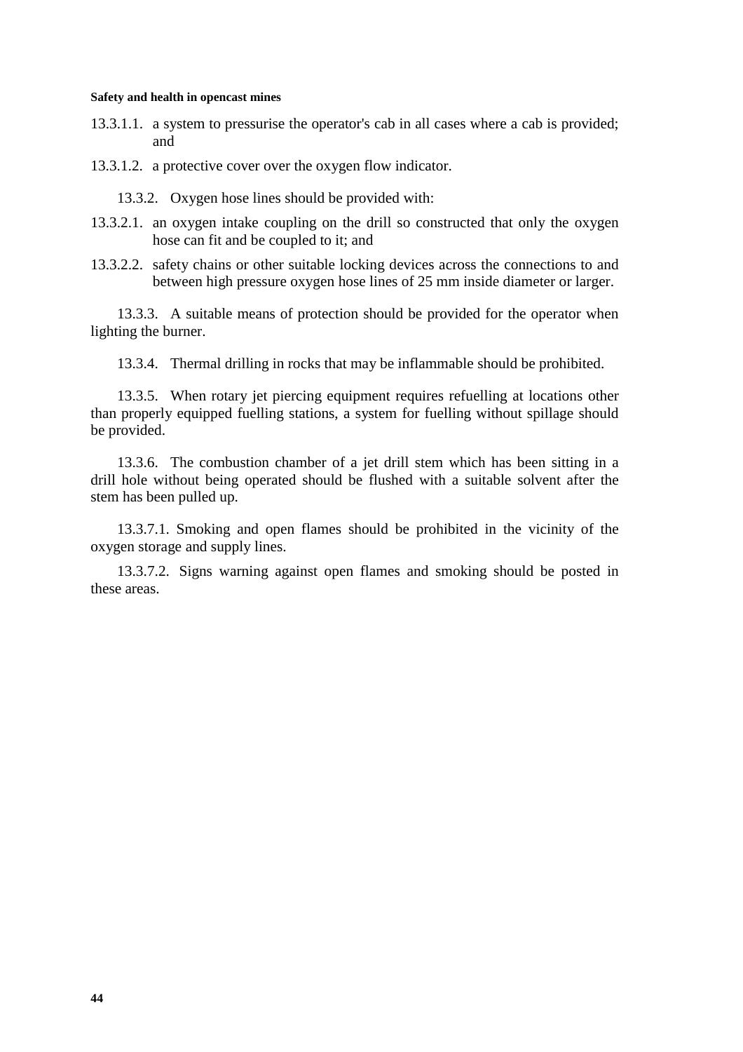13.3.1.1. a system to pressurise the operator's cab in all cases where a cab is provided; and

13.3.1.2. a protective cover over the oxygen flow indicator.

13.3.2. Oxygen hose lines should be provided with:

13.3.2.1. an oxygen intake coupling on the drill so constructed that only the oxygen hose can fit and be coupled to it; and

13.3.2.2. safety chains or other suitable locking devices across the connections to and between high pressure oxygen hose lines of 25 mm inside diameter or larger.

13.3.3. A suitable means of protection should be provided for the operator when lighting the burner.

13.3.4. Thermal drilling in rocks that may be inflammable should be prohibited.

13.3.5. When rotary jet piercing equipment requires refuelling at locations other than properly equipped fuelling stations, a system for fuelling without spillage should be provided.

13.3.6. The combustion chamber of a jet drill stem which has been sitting in a drill hole without being operated should be flushed with a suitable solvent after the stem has been pulled up.

13.3.7.1. Smoking and open flames should be prohibited in the vicinity of the oxygen storage and supply lines.

13.3.7.2. Signs warning against open flames and smoking should be posted in these areas.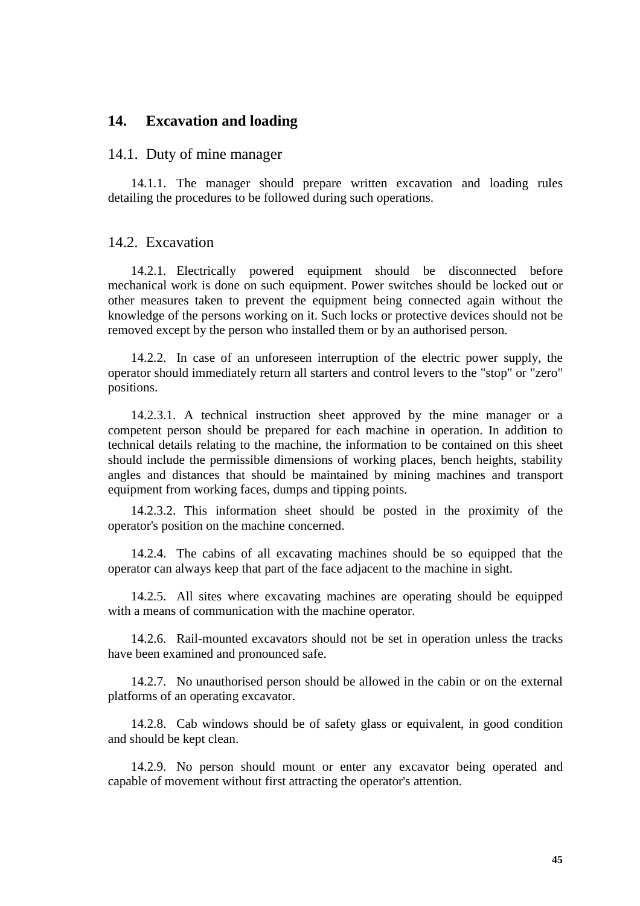## 14. Excavation and loading

### 14.1. Duty of mine manager

14.1.1. The manager should prepare written excavation and loading rules detailing the procedures to be followed during such operations.

### 14.2. Excavation

14.2.1. Electrically powered equipment should be disconnected before mechanical work is done on such equipment. Power switches should be locked out or other measures taken to prevent the equipment being connected again without the knowledge of the persons working on it. Such locks or protective devices should not be removed except by the person who installed them or by an authorised person.

14.2.2. In case of an unforeseen interruption of the electric power supply, the operator should immediately return all starters and control levers to the "stop" or "zero" positions.

14.2.3.1. A technical instruction sheet approved by the mine manager or a competent person should be prepared for each machine in operation. In addition to technical details relating to the machine, the information to be contained on this sheet should include the permissible dimensions of working places, bench heights, stability angles and distances that should be maintained by mining machines and transport equipment from working faces, dumps and tipping points.

14.2.3.2. This information sheet should be posted in the proximity of the operator's position on the machine concerned.

14.2.4. The cabins of all excavating machines should be so equipped that the operator can always keep that part of the face adjacent to the machine in sight.

14.2.5. All sites where excavating machines are operating should be equipped with a means of communication with the machine operator.

14.2.6. Rail-mounted excavators should not be set in operation unless the tracks have been examined and pronounced safe.

14.2.7. No unauthorised person should be allowed in the cabin or on the external platforms of an operating excavator.

14.2.8. Cab windows should be of safety glass or equivalent, in good condition and should be kept clean.

14.2.9. No person should mount or enter any excavator being operated and capable of movement without first attracting the operator's attention.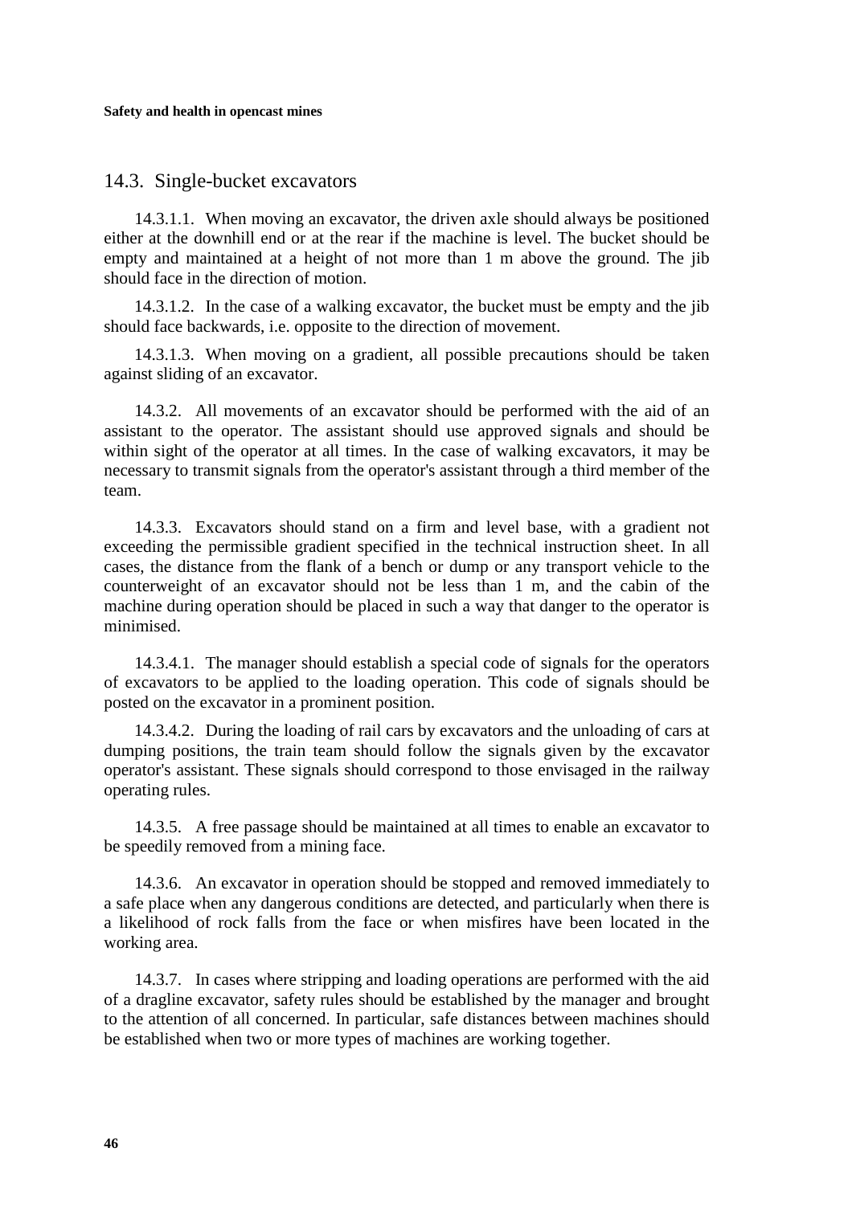## 14.3. Single-bucket excavators

14.3.1.1. When moving an excavator, the driven axle should always be positioned either at the downhill end or at the rear if the machine is level. The bucket should be empty and maintained at a height of not more than 1 m above the ground. The jib should face in the direction of motion.

14.3.1.2. In the case of a walking excavator, the bucket must be empty and the jib should face backwards, i.e. opposite to the direction of movement.

14.3.1.3. When moving on a gradient, all possible precautions should be taken against sliding of an excavator.

14.3.2. All movements of an excavator should be performed with the aid of an assistant to the operator. The assistant should use approved signals and should be within sight of the operator at all times. In the case of walking excavators, it may be necessary to transmit signals from the operator's assistant through a third member of the team.

14.3.3. Excavators should stand on a firm and level base, with a gradient not exceeding the permissible gradient specified in the technical instruction sheet. In all cases, the distance from the flank of a bench or dump or any transport vehicle to the counterweight of an excavator should not be less than 1 m, and the cabin of the machine during operation should be placed in such a way that danger to the operator is minimised.

14.3.4.1. The manager should establish a special code of signals for the operators of excavators to be applied to the loading operation. This code of signals should be posted on the excavator in a prominent position.

14.3.4.2. During the loading of rail cars by excavators and the unloading of cars at dumping positions, the train team should follow the signals given by the excavator operator's assistant. These signals should correspond to those envisaged in the railway operating rules.

14.3.5. A free passage should be maintained at all times to enable an excavator to be speedily removed from a mining face.

14.3.6. An excavator in operation should be stopped and removed immediately to a safe place when any dangerous conditions are detected, and particularly when there is a likelihood of rock falls from the face or when misfires have been located in the working area.

14.3.7. In cases where stripping and loading operations are performed with the aid of a dragline excavator, safety rules should be established by the manager and brought to the attention of all concerned. In particular, safe distances between machines should be established when two or more types of machines are working together.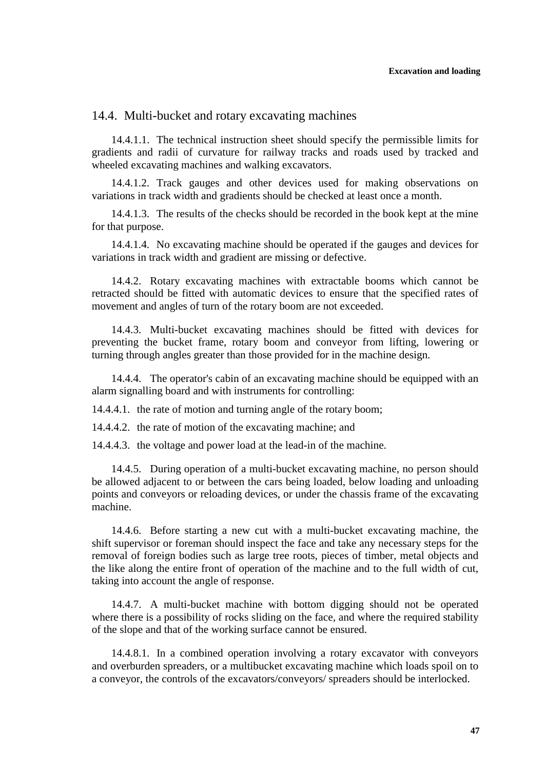## 14.4. Multi-bucket and rotary excavating machines

14.4.1.1. The technical instruction sheet should specify the permissible limits for gradients and radii of curvature for railway tracks and roads used by tracked and wheeled excavating machines and walking excavators.

14.4.1.2. Track gauges and other devices used for making observations on variations in track width and gradients should be checked at least once a month.

14.4.1.3. The results of the checks should be recorded in the book kept at the mine for that purpose.

14.4.1.4. No excavating machine should be operated if the gauges and devices for variations in track width and gradient are missing or defective.

14.4.2. Rotary excavating machines with extractable booms which cannot be retracted should be fitted with automatic devices to ensure that the specified rates of movement and angles of turn of the rotary boom are not exceeded.

14.4.3. Multi-bucket excavating machines should be fitted with devices for preventing the bucket frame, rotary boom and conveyor from lifting, lowering or turning through angles greater than those provided for in the machine design.

14.4.4. The operator's cabin of an excavating machine should be equipped with an alarm signalling board and with instruments for controlling:

14.4.4.1. the rate of motion and turning angle of the rotary boom;

14.4.4.2. the rate of motion of the excavating machine; and

14.4.4.3. the voltage and power load at the lead-in of the machine.

14.4.5. During operation of a multi-bucket excavating machine, no person should be allowed adjacent to or between the cars being loaded, below loading and unloading points and conveyors or reloading devices, or under the chassis frame of the excavating machine.

14.4.6. Before starting a new cut with a multi-bucket excavating machine, the shift supervisor or foreman should inspect the face and take any necessary steps for the removal of foreign bodies such as large tree roots, pieces of timber, metal objects and the like along the entire front of operation of the machine and to the full width of cut, taking into account the angle of response.

14.4.7. A multi-bucket machine with bottom digging should not be operated where there is a possibility of rocks sliding on the face, and where the required stability of the slope and that of the working surface cannot be ensured.

14.4.8.1. In a combined operation involving a rotary excavator with conveyors and overburden spreaders, or a multibucket excavating machine which loads spoil on to a conveyor, the controls of the excavators/conveyors/ spreaders should be interlocked.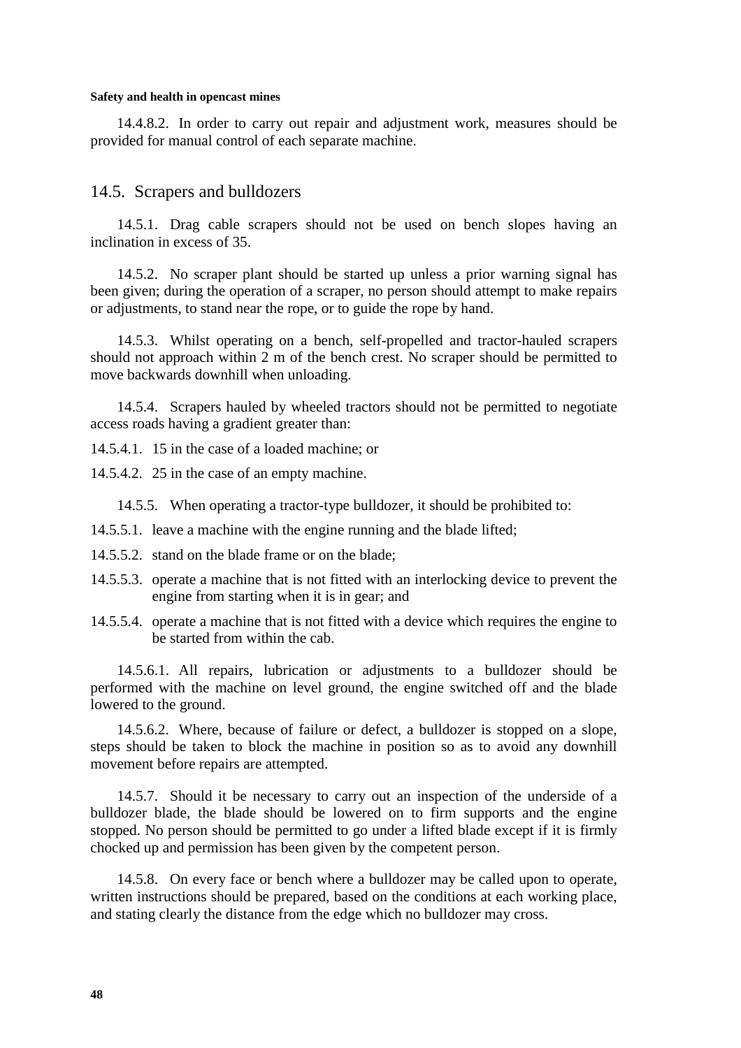14.4.8.2. In order to carry out repair and adjustment work, measures should be provided for manual control of each separate machine.

## 14.5. Scrapers and bulldozers

14.5.1. Drag cable scrapers should not be used on bench slopes having an inclination in excess of 35.

14.5.2. No scraper plant should be started up unless a prior warning signal has been given; during the operation of a scraper, no person should attempt to make repairs or adjustments, to stand near the rope, or to guide the rope by hand.

14.5.3. Whilst operating on a bench, self-propelled and tractor-hauled scrapers should not approach within 2 m of the bench crest. No scraper should be permitted to move backwards downhill when unloading.

14.5.4. Scrapers hauled by wheeled tractors should not be permitted to negotiate access roads having a gradient greater than:

14.5.4.1. 15 in the case of a loaded machine; or

14.5.4.2. 25 in the case of an empty machine.

14.5.5. When operating a tractor-type bulldozer, it should be prohibited to:

14.5.5.1. leave a machine with the engine running and the blade lifted;

14.5.5.2. stand on the blade frame or on the blade;

14.5.5.3. operate a machine that is not fitted with an interlocking device to prevent the engine from starting when it is in gear; and

14.5.5.4. operate a machine that is not fitted with a device which requires the engine to be started from within the cab.

14.5.6.1. All repairs, lubrication or adjustments to a bulldozer should be performed with the machine on level ground, the engine switched off and the blade lowered to the ground.

14.5.6.2. Where, because of failure or defect, a bulldozer is stopped on a slope, steps should be taken to block the machine in position so as to avoid any downhill movement before repairs are attempted.

14.5.7. Should it be necessary to carry out an inspection of the underside of a bulldozer blade, the blade should be lowered on to firm supports and the engine stopped. No person should be permitted to go under a lifted blade except if it is firmly chocked up and permission has been given by the competent person.

14.5.8. On every face or bench where a bulldozer may be called upon to operate, written instructions should be prepared, based on the conditions at each working place, and stating clearly the distance from the edge which no bulldozer may cross.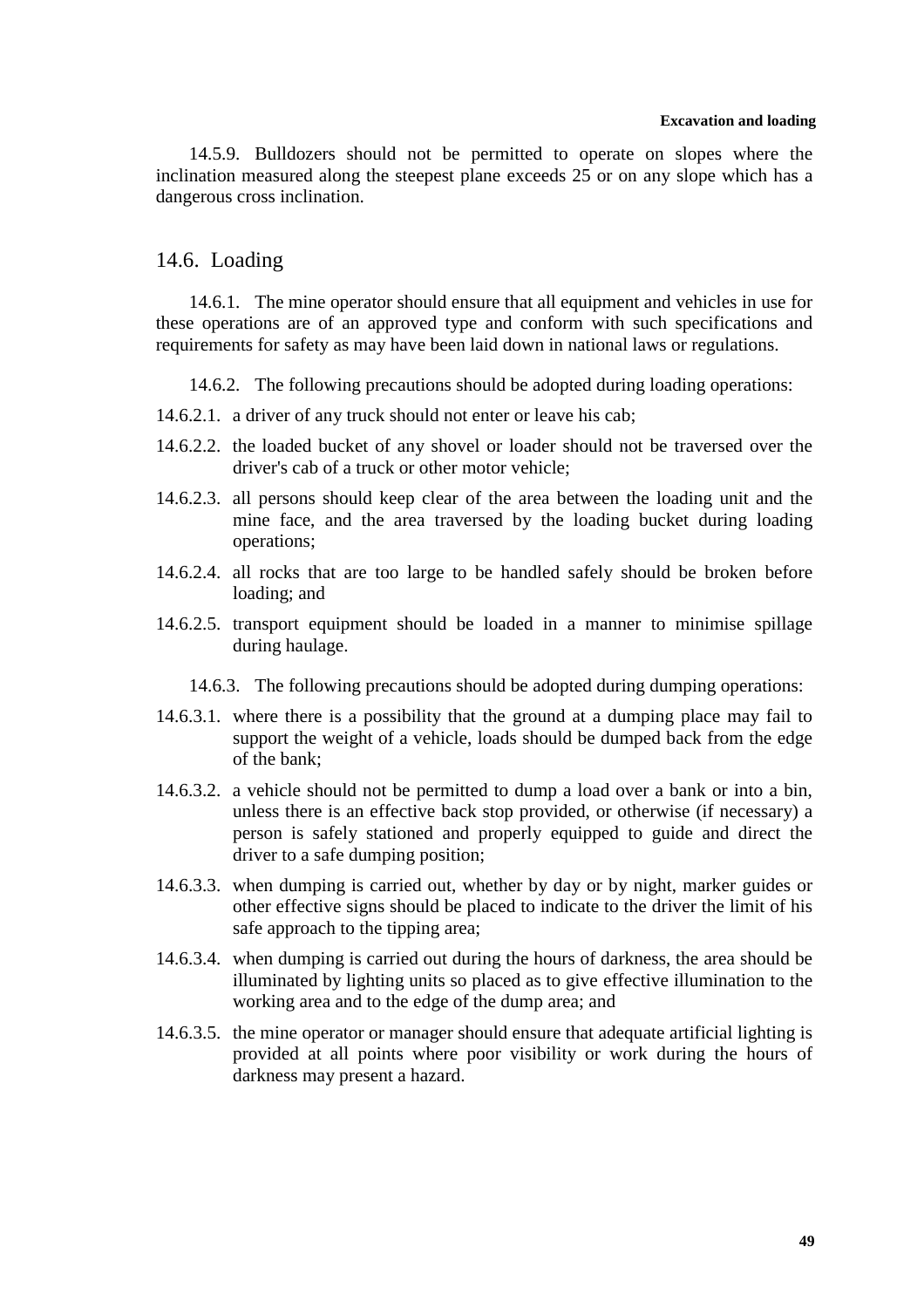14.5.9. Bulldozers should not be permitted to operate on slopes where the inclination measured along the steepest plane exceeds 25 or on any slope which has a dangerous cross inclination.

## 14.6. Loading

14.6.1. The mine operator should ensure that all equipment and vehicles in use for these operations are of an approved type and conform with such specifications and requirements for safety as may have been laid down in national laws or regulations.

14.6.2. The following precautions should be adopted during loading operations:

14.6.2.1. a driver of any truck should not enter or leave his cab;

14.6.2.2. the loaded bucket of any shovel or loader should not be traversed over the driver's cab of a truck or other motor vehicle;

14.6.2.3. all persons should keep clear of the area between the loading unit and the mine face, and the area traversed by the loading bucket during loading operations;

14.6.2.4. all rocks that are too large to be handled safely should be broken before loading; and

14.6.2.5. transport equipment should be loaded in a manner to minimise spillage during haulage.

14.6.3. The following precautions should be adopted during dumping operations:

14.6.3.1. where there is a possibility that the ground at a dumping place may fail to support the weight of a vehicle, loads should be dumped back from the edge of the bank;

14.6.3.2. a vehicle should not be permitted to dump a load over a bank or into a bin, unless there is an effective back stop provided, or otherwise (if necessary) a person is safely stationed and properly equipped to guide and direct the driver to a safe dumping position;

14.6.3.3. when dumping is carried out, whether by day or by night, marker guides or other effective signs should be placed to indicate to the driver the limit of his safe approach to the tipping area;

14.6.3.4. when dumping is carried out during the hours of darkness, the area should be illuminated by lighting units so placed as to give effective illumination to the working area and to the edge of the dump area; and

14.6.3.5. the mine operator or manager should ensure that adequate artificial lighting is provided at all points where poor visibility or work during the hours of darkness may present a hazard.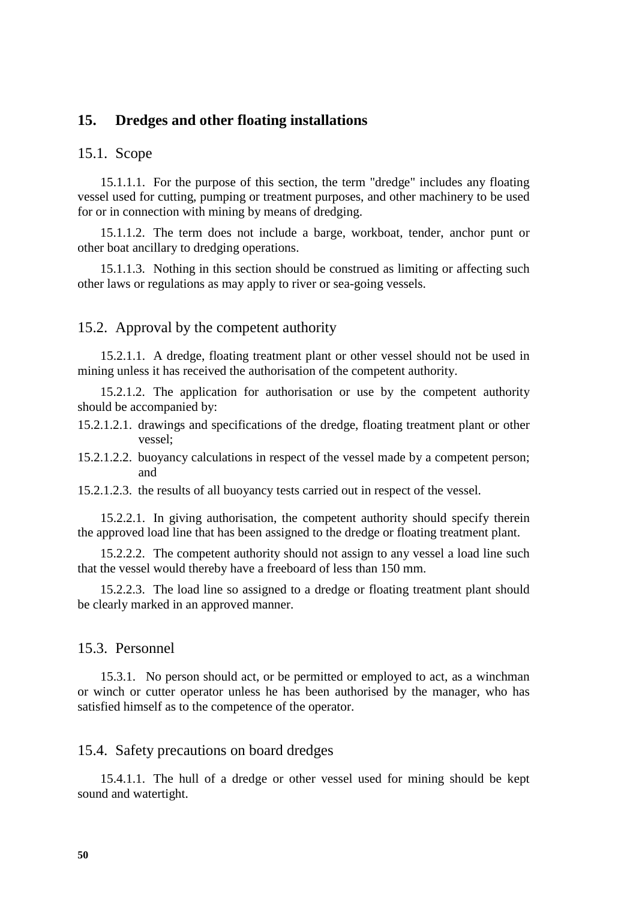## 15. Dredges and other floating installations

### 15.1. Scope

15.1.1.1. For the purpose of this section, the term "dredge" includes any floating vessel used for cutting, pumping or treatment purposes, and other machinery to be used for or in connection with mining by means of dredging.

15.1.1.2. The term does not include a barge, workboat, tender, anchor punt or other boat ancillary to dredging operations.

15.1.1.3. Nothing in this section should be construed as limiting or affecting such other laws or regulations as may apply to river or sea-going vessels.

### 15.2. Approval by the competent authority

15.2.1.1. A dredge, floating treatment plant or other vessel should not be used in mining unless it has received the authorisation of the competent authority.

15.2.1.2. The application for authorisation or use by the competent authority should be accompanied by:

15.2.1.2.1. drawings and specifications of the dredge, floating treatment plant or other vessel;

15.2.1.2.2. buoyancy calculations in respect of the vessel made by a competent person; and

15.2.1.2.3. the results of all buoyancy tests carried out in respect of the vessel.

15.2.2.1. In giving authorisation, the competent authority should specify therein the approved load line that has been assigned to the dredge or floating treatment plant.

15.2.2.2. The competent authority should not assign to any vessel a load line such that the vessel would thereby have a freeboard of less than 150 mm.

15.2.2.3. The load line so assigned to a dredge or floating treatment plant should be clearly marked in an approved manner.

### 15.3. Personnel

15.3.1. No person should act, or be permitted or employed to act, as a winchman or winch or cutter operator unless he has been authorised by the manager, who has satisfied himself as to the competence of the operator.

### 15.4. Safety precautions on board dredges

15.4.1.1. The hull of a dredge or other vessel used for mining should be kept sound and watertight.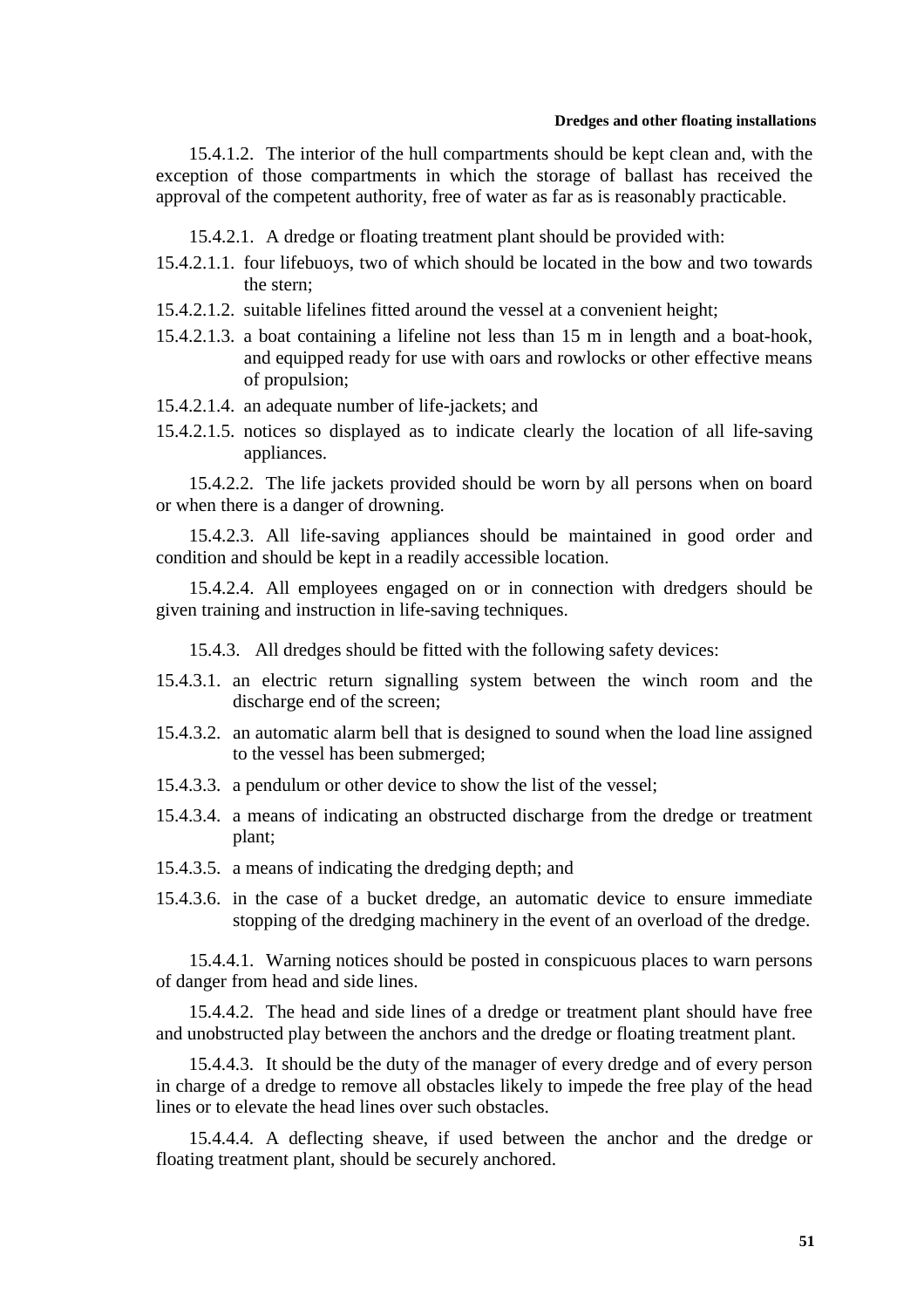15.4.1.2. The interior of the hull compartments should be kept clean and, with the exception of those compartments in which the storage of ballast has received the approval of the competent authority, free of water as far as is reasonably practicable.

15.4.2.1. A dredge or floating treatment plant should be provided with:

15.4.2.1.1. four lifebuoys, two of which should be located in the bow and two towards the stern;

15.4.2.1.2. suitable lifelines fitted around the vessel at a convenient height;

15.4.2.1.3. a boat containing a lifeline not less than 15 m in length and a boat-hook, and equipped ready for use with oars and rowlocks or other effective means of propulsion;

15.4.2.1.4. an adequate number of life-jackets; and

15.4.2.1.5. notices so displayed as to indicate clearly the location of all life-saving appliances.

15.4.2.2. The life jackets provided should be worn by all persons when on board or when there is a danger of drowning.

15.4.2.3. All life-saving appliances should be maintained in good order and condition and should be kept in a readily accessible location.

15.4.2.4. All employees engaged on or in connection with dredgers should be given training and instruction in life-saving techniques.

15.4.3. All dredges should be fitted with the following safety devices:

15.4.3.1. an electric return signalling system between the winch room and the discharge end of the screen;

15.4.3.2. an automatic alarm bell that is designed to sound when the load line assigned to the vessel has been submerged;

15.4.3.3. a pendulum or other device to show the list of the vessel;

15.4.3.4. a means of indicating an obstructed discharge from the dredge or treatment plant;

15.4.3.5. a means of indicating the dredging depth; and

15.4.3.6. in the case of a bucket dredge, an automatic device to ensure immediate stopping of the dredging machinery in the event of an overload of the dredge.

15.4.4.1. Warning notices should be posted in conspicuous places to warn persons of danger from head and side lines.

15.4.4.2. The head and side lines of a dredge or treatment plant should have free and unobstructed play between the anchors and the dredge or floating treatment plant.

15.4.4.3. It should be the duty of the manager of every dredge and of every person in charge of a dredge to remove all obstacles likely to impede the free play of the head lines or to elevate the head lines over such obstacles.

15.4.4.4. A deflecting sheave, if used between the anchor and the dredge or floating treatment plant, should be securely anchored.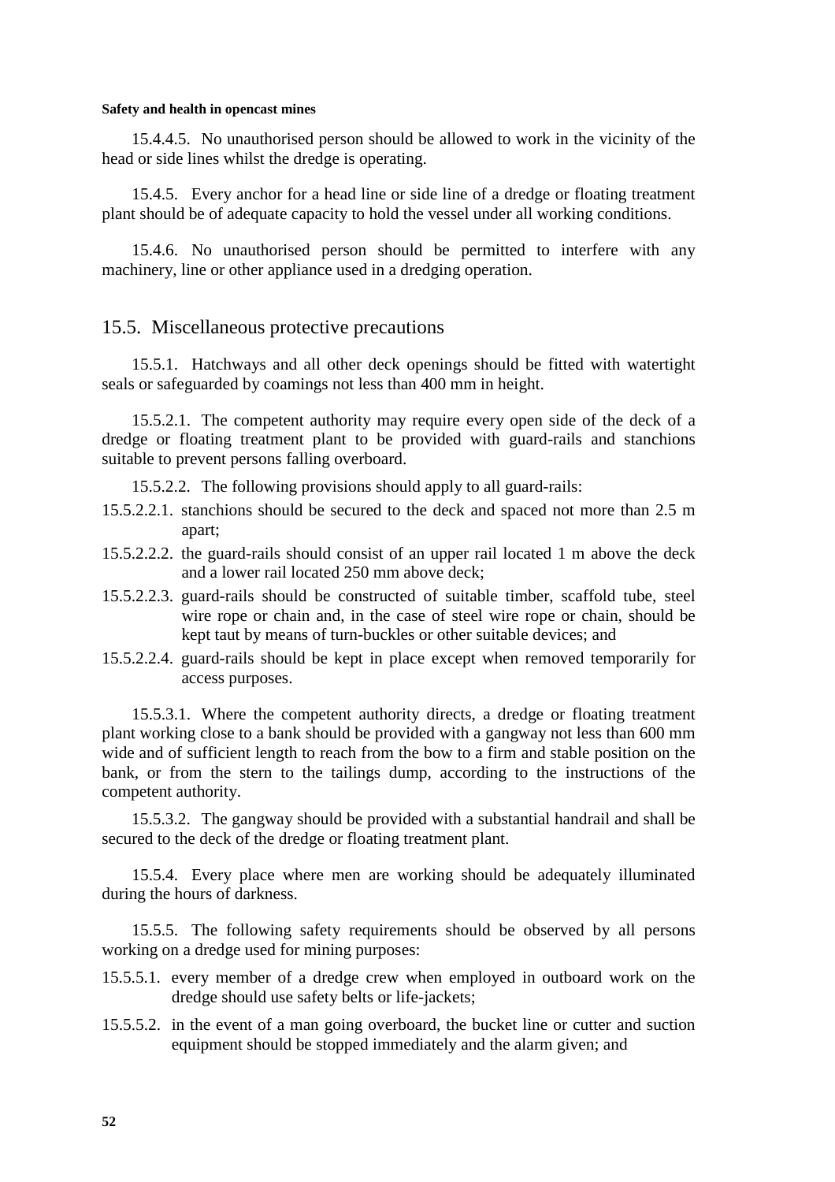15.4.4.5. No unauthorised person should be allowed to work in the vicinity of the head or side lines whilst the dredge is operating.

15.4.5. Every anchor for a head line or side line of a dredge or floating treatment plant should be of adequate capacity to hold the vessel under all working conditions.

15.4.6. No unauthorised person should be permitted to interfere with any machinery, line or other appliance used in a dredging operation.

## 15.5. Miscellaneous protective precautions

15.5.1. Hatchways and all other deck openings should be fitted with watertight seals or safeguarded by coamings not less than 400 mm in height.

15.5.2.1. The competent authority may require every open side of the deck of a dredge or floating treatment plant to be provided with guard-rails and stanchions suitable to prevent persons falling overboard.

15.5.2.2. The following provisions should apply to all guard-rails:

15.5.2.2.1. stanchions should be secured to the deck and spaced not more than 2.5 m apart;

15.5.2.2.2. the guard-rails should consist of an upper rail located 1 m above the deck and a lower rail located 250 mm above deck;

15.5.2.2.3. guard-rails should be constructed of suitable timber, scaffold tube, steel wire rope or chain and, in the case of steel wire rope or chain, should be kept taut by means of turn-buckles or other suitable devices; and

15.5.2.2.4. guard-rails should be kept in place except when removed temporarily for access purposes.

15.5.3.1. Where the competent authority directs, a dredge or floating treatment plant working close to a bank should be provided with a gangway not less than 600 mm wide and of sufficient length to reach from the bow to a firm and stable position on the bank, or from the stern to the tailings dump, according to the instructions of the competent authority.

15.5.3.2. The gangway should be provided with a substantial handrail and shall be secured to the deck of the dredge or floating treatment plant.

15.5.4. Every place where men are working should be adequately illuminated during the hours of darkness.

15.5.5. The following safety requirements should be observed by all persons working on a dredge used for mining purposes:

15.5.5.1. every member of a dredge crew when employed in outboard work on the dredge should use safety belts or life-jackets;

15.5.5.2. in the event of a man going overboard, the bucket line or cutter and suction equipment should be stopped immediately and the alarm given; and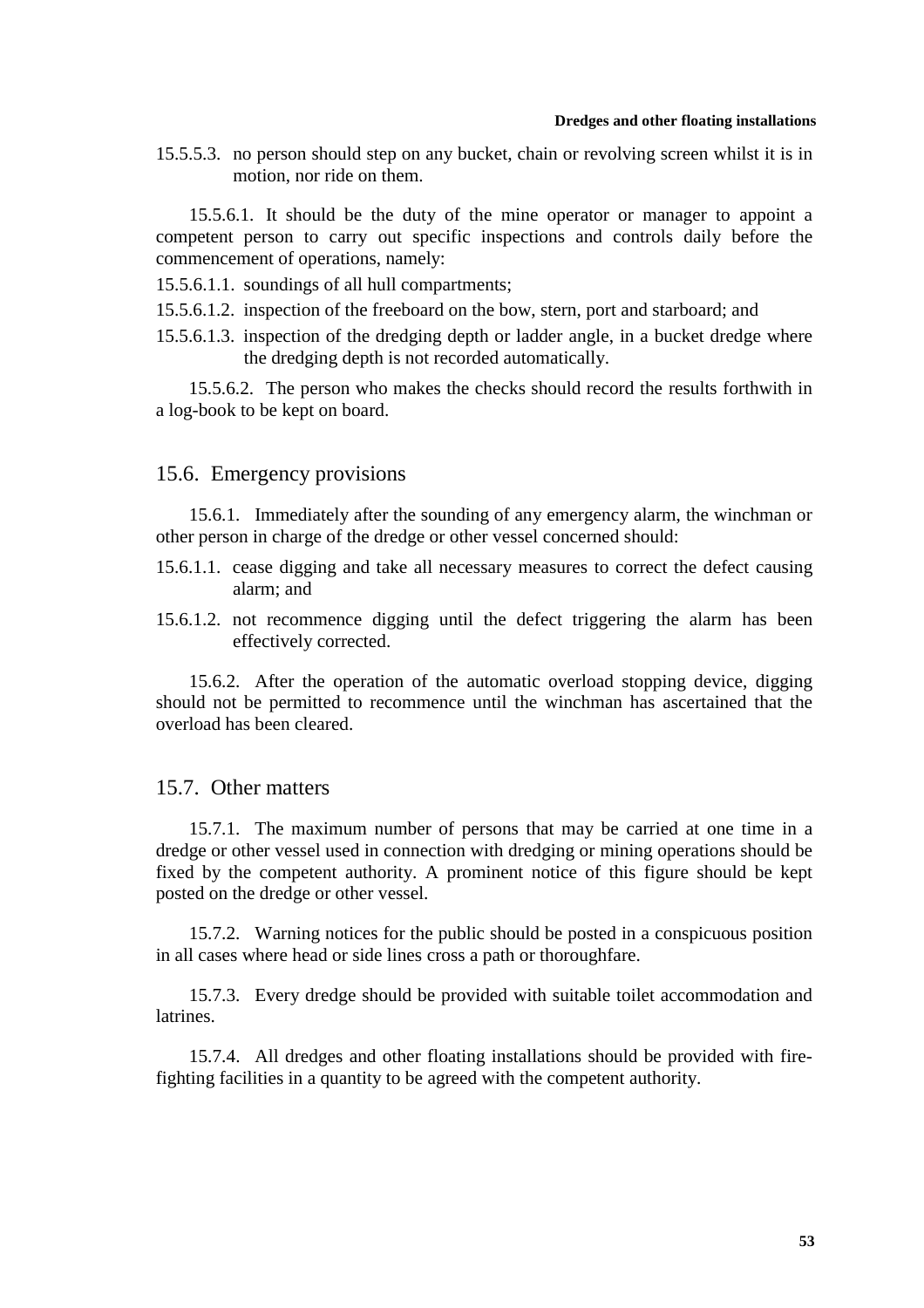15.5.5.3. no person should step on any bucket, chain or revolving screen whilst it is in motion, nor ride on them.

15.5.6.1. It should be the duty of the mine operator or manager to appoint a competent person to carry out specific inspections and controls daily before the commencement of operations, namely:

15.5.6.1.1. soundings of all hull compartments;

15.5.6.1.2. inspection of the freeboard on the bow, stern, port and starboard; and

15.5.6.1.3. inspection of the dredging depth or ladder angle, in a bucket dredge where the dredging depth is not recorded automatically.

15.5.6.2. The person who makes the checks should record the results forthwith in a log-book to be kept on board.

## 15.6. Emergency provisions

15.6.1. Immediately after the sounding of any emergency alarm, the winchman or other person in charge of the dredge or other vessel concerned should:

15.6.1.1. cease digging and take all necessary measures to correct the defect causing alarm; and

15.6.1.2. not recommence digging until the defect triggering the alarm has been effectively corrected.

15.6.2. After the operation of the automatic overload stopping device, digging should not be permitted to recommence until the winchman has ascertained that the overload has been cleared.

## 15.7. Other matters

15.7.1. The maximum number of persons that may be carried at one time in a dredge or other vessel used in connection with dredging or mining operations should be fixed by the competent authority. A prominent notice of this figure should be kept posted on the dredge or other vessel.

15.7.2. Warning notices for the public should be posted in a conspicuous position in all cases where head or side lines cross a path or thoroughfare.

15.7.3. Every dredge should be provided with suitable toilet accommodation and latrines.

15.7.4. All dredges and other floating installations should be provided with fire-fighting facilities in a quantity to be agreed with the competent authority.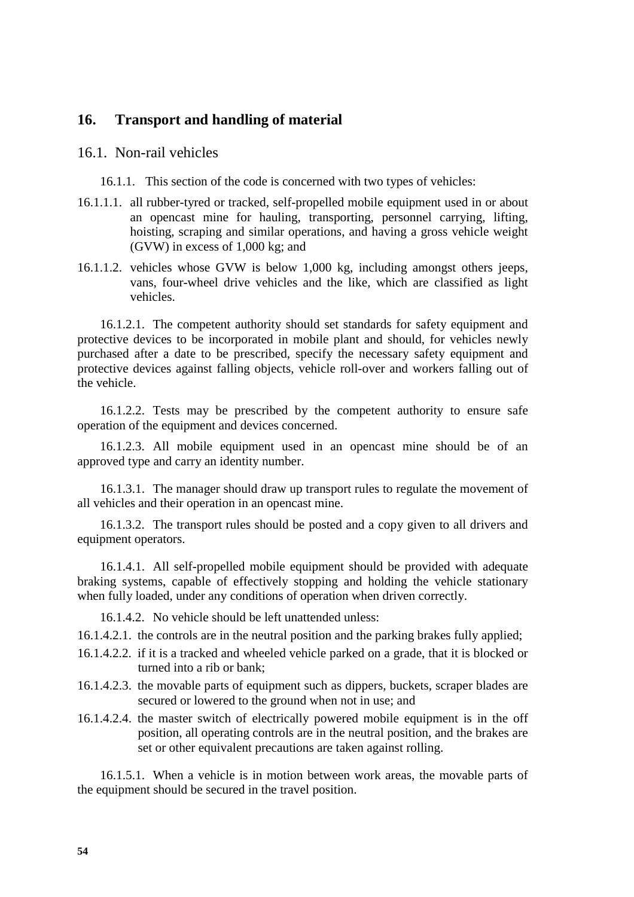## 16. Transport and handling of material

### 16.1. Non-rail vehicles

16.1.1. This section of the code is concerned with two types of vehicles:

16.1.1.1. all rubber-tyred or tracked, self-propelled mobile equipment used in or about an opencast mine for hauling, transporting, personnel carrying, lifting, hoisting, scraping and similar operations, and having a gross vehicle weight (GVW) in excess of 1,000 kg; and

16.1.1.2. vehicles whose GVW is below 1,000 kg, including amongst others jeeps, vans, four-wheel drive vehicles and the like, which are classified as light vehicles.

16.1.2.1. The competent authority should set standards for safety equipment and protective devices to be incorporated in mobile plant and should, for vehicles newly purchased after a date to be prescribed, specify the necessary safety equipment and protective devices against falling objects, vehicle roll-over and workers falling out of the vehicle.

16.1.2.2. Tests may be prescribed by the competent authority to ensure safe operation of the equipment and devices concerned.

16.1.2.3. All mobile equipment used in an opencast mine should be of an approved type and carry an identity number.

16.1.3.1. The manager should draw up transport rules to regulate the movement of all vehicles and their operation in an opencast mine.

16.1.3.2. The transport rules should be posted and a copy given to all drivers and equipment operators.

16.1.4.1. All self-propelled mobile equipment should be provided with adequate braking systems, capable of effectively stopping and holding the vehicle stationary when fully loaded, under any conditions of operation when driven correctly.

16.1.4.2. No vehicle should be left unattended unless:

16.1.4.2.1. the controls are in the neutral position and the parking brakes fully applied;

16.1.4.2.2. if it is a tracked and wheeled vehicle parked on a grade, that it is blocked or turned into a rib or bank;

16.1.4.2.3. the movable parts of equipment such as dippers, buckets, scraper blades are secured or lowered to the ground when not in use; and

16.1.4.2.4. the master switch of electrically powered mobile equipment is in the off position, all operating controls are in the neutral position, and the brakes are set or other equivalent precautions are taken against rolling.

16.1.5.1. When a vehicle is in motion between work areas, the movable parts of the equipment should be secured in the travel position.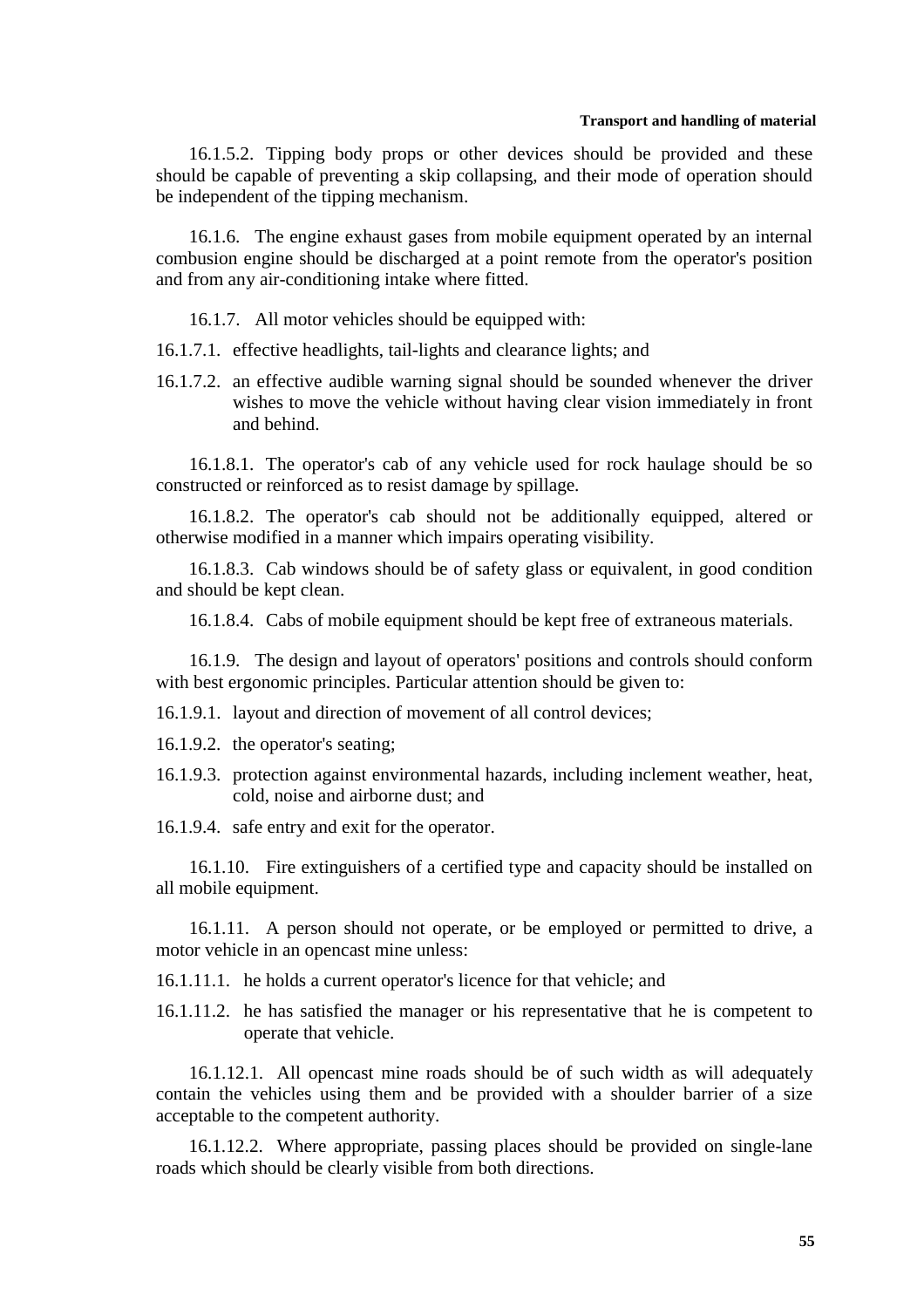16.1.5.2. Tipping body props or other devices should be provided and these should be capable of preventing a skip collapsing, and their mode of operation should be independent of the tipping mechanism.

16.1.6. The engine exhaust gases from mobile equipment operated by an internal combustion engine should be discharged at a point remote from the operator's position and from any air-conditioning intake where fitted.

16.1.7. All motor vehicles should be equipped with:

16.1.7.1. effective headlights, tail-lights and clearance lights; and

16.1.7.2. an effective audible warning signal should be sounded whenever the driver wishes to move the vehicle without having clear vision immediately in front and behind.

16.1.8.1. The operator's cab of any vehicle used for rock haulage should be so constructed or reinforced as to resist damage by spillage.

16.1.8.2. The operator's cab should not be additionally equipped, altered or otherwise modified in a manner which impairs operating visibility.

16.1.8.3. Cab windows should be of safety glass or equivalent, in good condition and should be kept clean.

16.1.8.4. Cabs of mobile equipment should be kept free of extraneous materials.

16.1.9. The design and layout of operators' positions and controls should conform with best ergonomic principles. Particular attention should be given to:

16.1.9.1. layout and direction of movement of all control devices;

16.1.9.2. the operator's seating;

16.1.9.3. protection against environmental hazards, including inclement weather, heat, cold, noise and airborne dust; and

16.1.9.4. safe entry and exit for the operator.

16.1.10. Fire extinguishers of a certified type and capacity should be installed on all mobile equipment.

16.1.11. A person should not operate, or be employed or permitted to drive, a motor vehicle in an opencast mine unless:

16.1.11.1. he holds a current operator's licence for that vehicle; and

16.1.11.2. he has satisfied the manager or his representative that he is competent to operate that vehicle.

16.1.12.1. All opencast mine roads should be of such width as will adequately contain the vehicles using them and be provided with a shoulder barrier of a size acceptable to the competent authority.

16.1.12.2. Where appropriate, passing places should be provided on single-lane roads which should be clearly visible from both directions.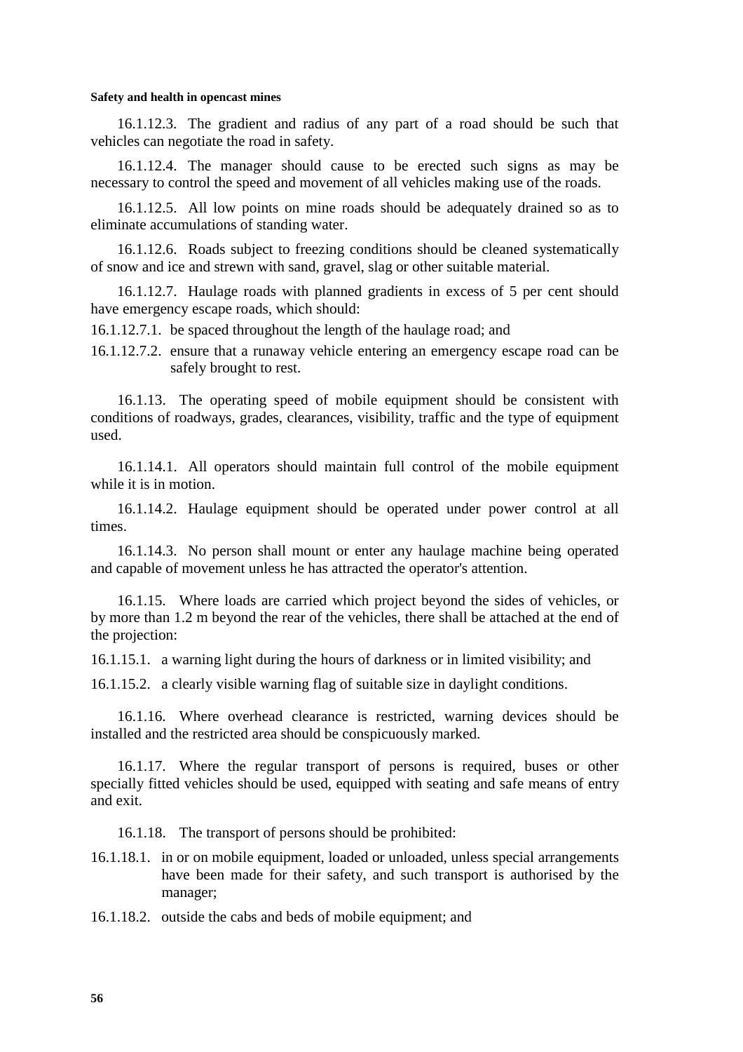16.1.12.3. The gradient and radius of any part of a road should be such that vehicles can negotiate the road in safety.

16.1.12.4. The manager should cause to be erected such signs as may be necessary to control the speed and movement of all vehicles making use of the roads.

16.1.12.5. All low points on mine roads should be adequately drained so as to eliminate accumulations of standing water.

16.1.12.6. Roads subject to freezing conditions should be cleaned systematically of snow and ice and strewn with sand, gravel, slag or other suitable material.

16.1.12.7. Haulage roads with planned gradients in excess of 5 per cent should have emergency escape roads, which should:

16.1.12.7.1. be spaced throughout the length of the haulage road; and

16.1.12.7.2. ensure that a runaway vehicle entering an emergency escape road can be safely brought to rest.

16.1.13. The operating speed of mobile equipment should be consistent with conditions of roadways, grades, clearances, visibility, traffic and the type of equipment used.

16.1.14.1. All operators should maintain full control of the mobile equipment while it is in motion.

16.1.14.2. Haulage equipment should be operated under power control at all times.

16.1.14.3. No person shall mount or enter any haulage machine being operated and capable of movement unless he has attracted the operator's attention.

16.1.15. Where loads are carried which project beyond the sides of vehicles, or by more than 1.2 m beyond the rear of the vehicles, there shall be attached at the end of the projection:

16.1.15.1. a warning light during the hours of darkness or in limited visibility; and

16.1.15.2. a clearly visible warning flag of suitable size in daylight conditions.

16.1.16. Where overhead clearance is restricted, warning devices should be installed and the restricted area should be conspicuously marked.

16.1.17. Where the regular transport of persons is required, buses or other specially fitted vehicles should be used, equipped with seating and safe means of entry and exit.

16.1.18. The transport of persons should be prohibited:

16.1.18.1. in or on mobile equipment, loaded or unloaded, unless special arrangements have been made for their safety, and such transport is authorised by the manager;

16.1.18.2. outside the cabs and beds of mobile equipment; and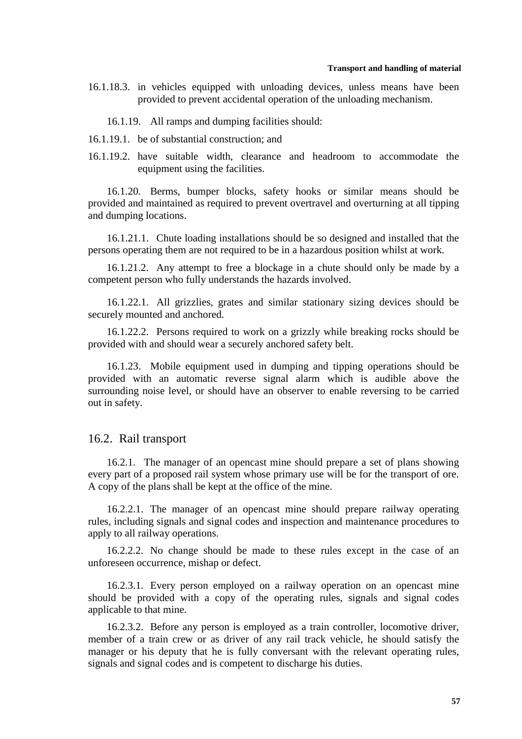16.1.18.3. in vehicles equipped with unloading devices, unless means have been provided to prevent accidental operation of the unloading mechanism.

16.1.19. All ramps and dumping facilities should:

16.1.19.1. be of substantial construction; and

16.1.19.2. have suitable width, clearance and headroom to accommodate the equipment using the facilities.

16.1.20. Berms, bumper blocks, safety hooks or similar means should be provided and maintained as required to prevent overtravel and overturning at all tipping and dumping locations.

16.1.21.1. Chute loading installations should be so designed and installed that the persons operating them are not required to be in a hazardous position whilst at work.

16.1.21.2. Any attempt to free a blockage in a chute should only be made by a competent person who fully understands the hazards involved.

16.1.22.1. All grizzlies, grates and similar stationary sizing devices should be securely mounted and anchored.

16.1.22.2. Persons required to work on a grizzly while breaking rocks should be provided with and should wear a securely anchored safety belt.

16.1.23. Mobile equipment used in dumping and tipping operations should be provided with an automatic reverse signal alarm which is audible above the surrounding noise level, or should have an observer to enable reversing to be carried out in safety.

## 16.2. Rail transport

16.2.1. The manager of an opencast mine should prepare a set of plans showing every part of a proposed rail system whose primary use will be for the transport of ore. A copy of the plans shall be kept at the office of the mine.

16.2.2.1. The manager of an opencast mine should prepare railway operating rules, including signals and signal codes and inspection and maintenance procedures to apply to all railway operations.

16.2.2.2. No change should be made to these rules except in the case of an unforeseen occurrence, mishap or defect.

16.2.3.1. Every person employed on a railway operation on an opencast mine should be provided with a copy of the operating rules, signals and signal codes applicable to that mine.

16.2.3.2. Before any person is employed as a train controller, locomotive driver, member of a train crew or as driver of any rail track vehicle, he should satisfy the manager or his deputy that he is fully conversant with the relevant operating rules, signals and signal codes and is competent to discharge his duties.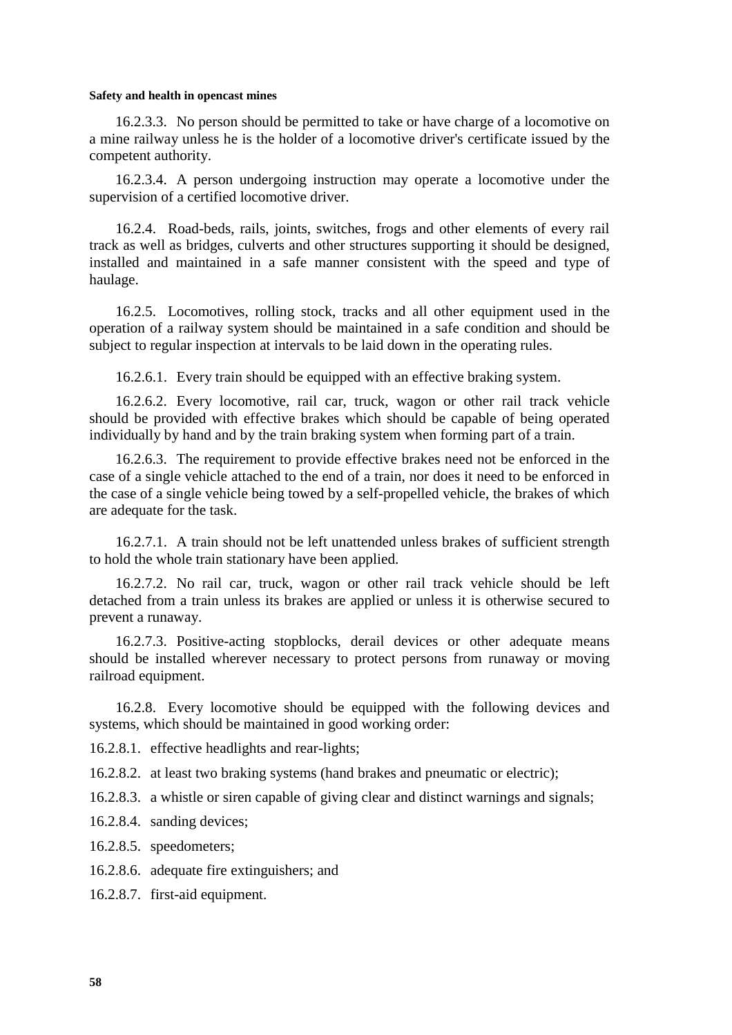16.2.3.3. No person should be permitted to take or have charge of a locomotive on a mine railway unless he is the holder of a locomotive driver's certificate issued by the competent authority.

16.2.3.4. A person undergoing instruction may operate a locomotive under the supervision of a certified locomotive driver.

16.2.4. Road-beds, rails, joints, switches, frogs and other elements of every rail track as well as bridges, culverts and other structures supporting it should be designed, installed and maintained in a safe manner consistent with the speed and type of haulage.

16.2.5. Locomotives, rolling stock, tracks and all other equipment used in the operation of a railway system should be maintained in a safe condition and should be subject to regular inspection at intervals to be laid down in the operating rules.

16.2.6.1. Every train should be equipped with an effective braking system.

16.2.6.2. Every locomotive, rail car, truck, wagon or other rail track vehicle should be provided with effective brakes which should be capable of being operated individually by hand and by the train braking system when forming part of a train.

16.2.6.3. The requirement to provide effective brakes need not be enforced in the case of a single vehicle attached to the end of a train, nor does it need to be enforced in the case of a single vehicle being towed by a self-propelled vehicle, the brakes of which are adequate for the task.

16.2.7.1. A train should not be left unattended unless brakes of sufficient strength to hold the whole train stationary have been applied.

16.2.7.2. No rail car, truck, wagon or other rail track vehicle should be left detached from a train unless its brakes are applied or unless it is otherwise secured to prevent a runaway.

16.2.7.3. Positive-acting stopblocks, derail devices or other adequate means should be installed wherever necessary to protect persons from runaway or moving railroad equipment.

16.2.8. Every locomotive should be equipped with the following devices and systems, which should be maintained in good working order:

16.2.8.1. effective headlights and rear-lights;

16.2.8.2. at least two braking systems (hand brakes and pneumatic or electric);

16.2.8.3. a whistle or siren capable of giving clear and distinct warnings and signals;

16.2.8.4. sanding devices;

16.2.8.5. speedometers;

16.2.8.6. adequate fire extinguishers; and

16.2.8.7. first-aid equipment.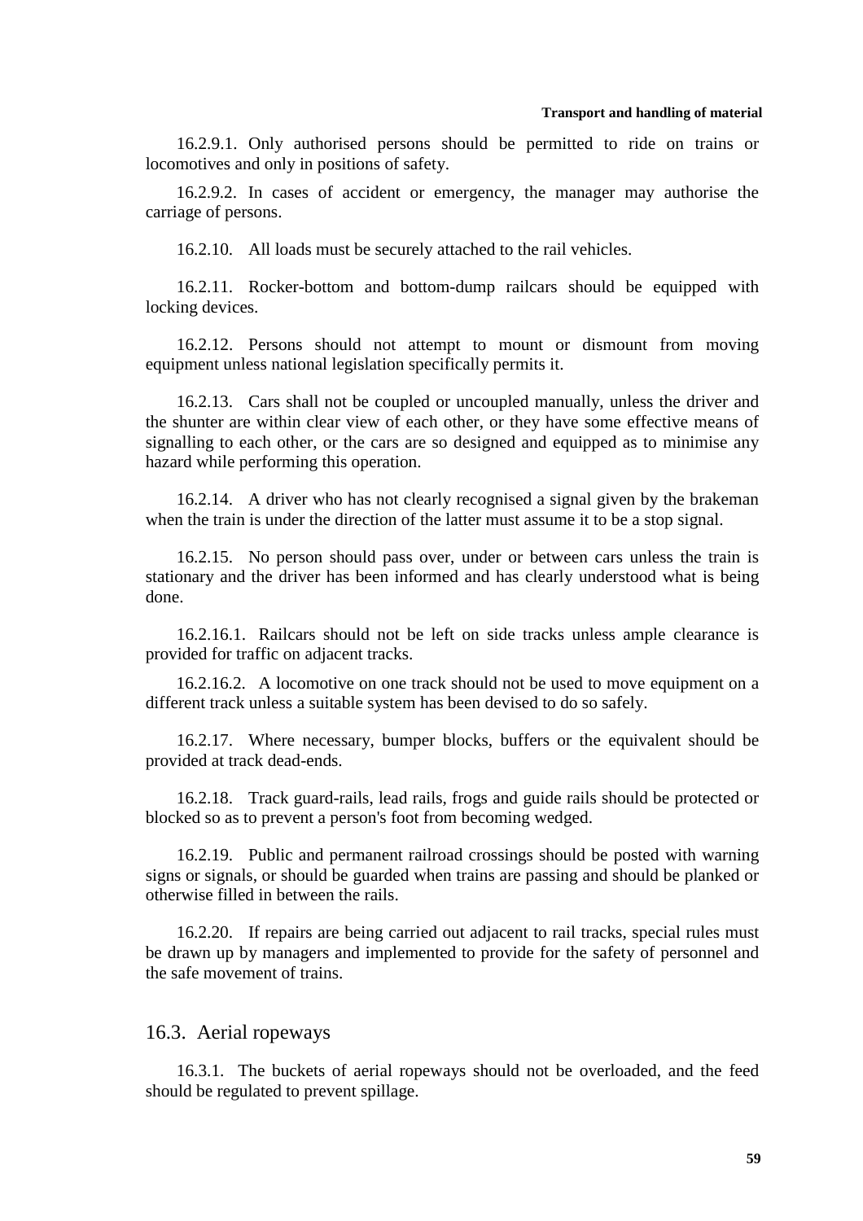16.2.9.1. Only authorised persons should be permitted to ride on trains or locomotives and only in positions of safety.

16.2.9.2. In cases of accident or emergency, the manager may authorise the carriage of persons.

16.2.10. All loads must be securely attached to the rail vehicles.

16.2.11. Rocker-bottom and bottom-dump railcars should be equipped with locking devices.

16.2.12. Persons should not attempt to mount or dismount from moving equipment unless national legislation specifically permits it.

16.2.13. Cars shall not be coupled or uncoupled manually, unless the driver and the shunter are within clear view of each other, or they have some effective means of signalling to each other, or the cars are so designed and equipped as to minimise any hazard while performing this operation.

16.2.14. A driver who has not clearly recognised a signal given by the brakeman when the train is under the direction of the latter must assume it to be a stop signal.

16.2.15. No person should pass over, under or between cars unless the train is stationary and the driver has been informed and has clearly understood what is being done.

16.2.16.1. Railcars should not be left on side tracks unless ample clearance is provided for traffic on adjacent tracks.

16.2.16.2. A locomotive on one track should not be used to move equipment on a different track unless a suitable system has been devised to do so safely.

16.2.17. Where necessary, bumper blocks, buffers or the equivalent should be provided at track dead-ends.

16.2.18. Track guard-rails, lead rails, frogs and guide rails should be protected or blocked so as to prevent a person's foot from becoming wedged.

16.2.19. Public and permanent railroad crossings should be posted with warning signs or signals, or should be guarded when trains are passing and should be planked or otherwise filled in between the rails.

16.2.20. If repairs are being carried out adjacent to rail tracks, special rules must be drawn up by managers and implemented to provide for the safety of personnel and the safe movement of trains.

## 16.3. Aerial ropeways

16.3.1. The buckets of aerial ropeways should not be overloaded, and the feed should be regulated to prevent spillage.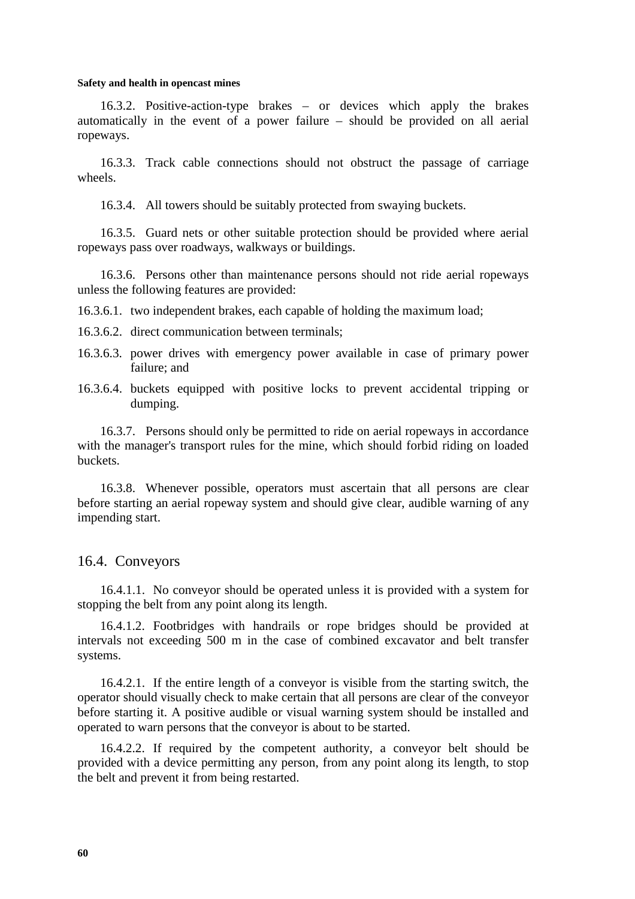16.3.2. Positive-action-type brakes – or devices which apply the brakes automatically in the event of a power failure – should be provided on all aerial ropeways.

16.3.3. Track cable connections should not obstruct the passage of carriage wheels.

16.3.4. All towers should be suitably protected from swaying buckets.

16.3.5. Guard nets or other suitable protection should be provided where aerial ropeways pass over roadways, walkways or buildings.

16.3.6. Persons other than maintenance persons should not ride aerial ropeways unless the following features are provided:

16.3.6.1. two independent brakes, each capable of holding the maximum load;

16.3.6.2. direct communication between terminals;

16.3.6.3. power drives with emergency power available in case of primary power failure; and

16.3.6.4. buckets equipped with positive locks to prevent accidental tripping or dumping.

16.3.7. Persons should only be permitted to ride on aerial ropeways in accordance with the manager's transport rules for the mine, which should forbid riding on loaded buckets.

16.3.8. Whenever possible, operators must ascertain that all persons are clear before starting an aerial ropeway system and should give clear, audible warning of any impending start.

## 16.4. Conveyors

16.4.1.1. No conveyor should be operated unless it is provided with a system for stopping the belt from any point along its length.

16.4.1.2. Footbridges with handrails or rope bridges should be provided at intervals not exceeding 500 m in the case of combined excavator and belt transfer systems.

16.4.2.1. If the entire length of a conveyor is visible from the starting switch, the operator should visually check to make certain that all persons are clear of the conveyor before starting it. A positive audible or visual warning system should be installed and operated to warn persons that the conveyor is about to be started.

16.4.2.2. If required by the competent authority, a conveyor belt should be provided with a device permitting any person, from any point along its length, to stop the belt and prevent it from being restarted.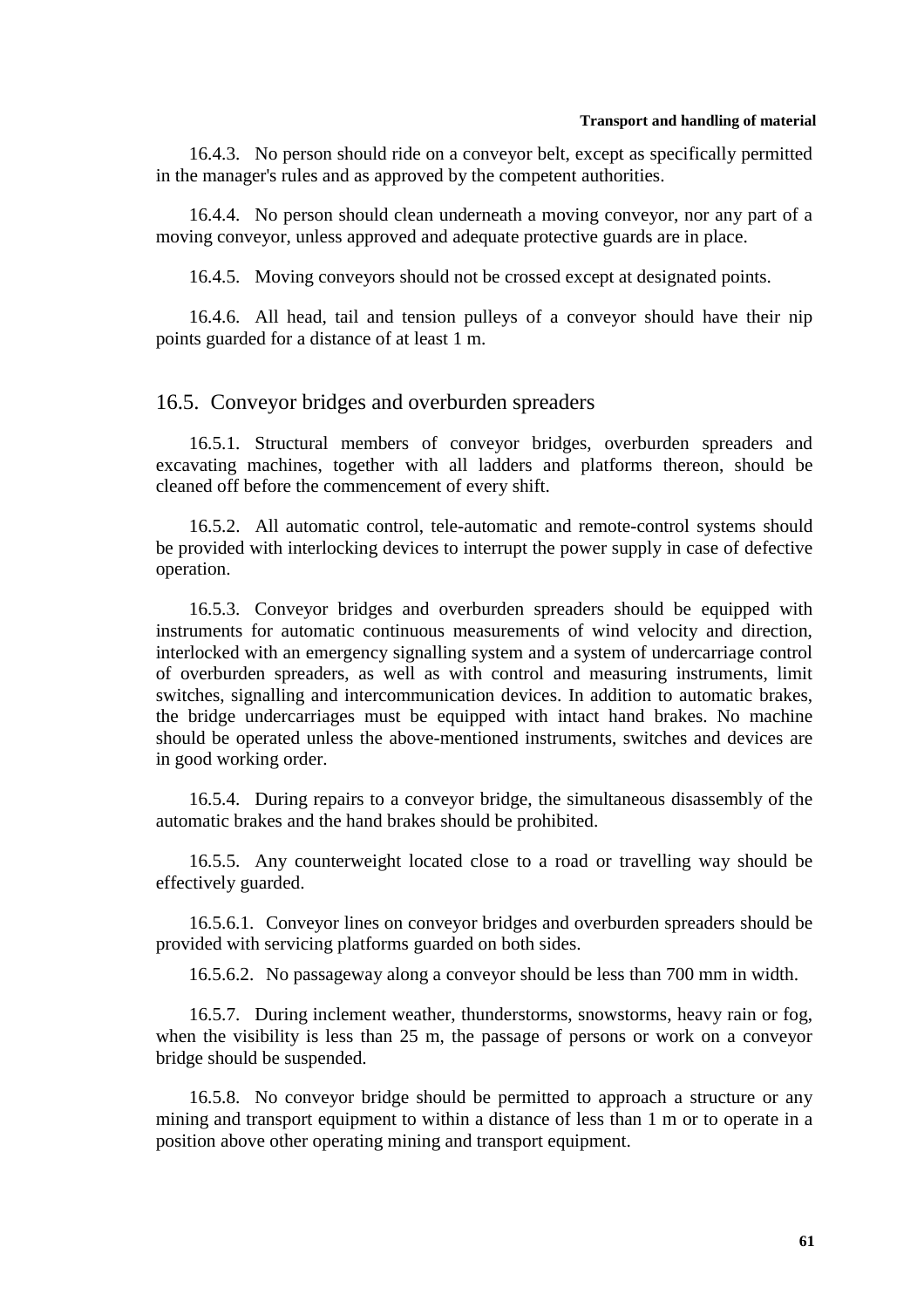16.4.3. No person should ride on a conveyor belt, except as specifically permitted in the manager's rules and as approved by the competent authorities.

16.4.4. No person should clean underneath a moving conveyor, nor any part of a moving conveyor, unless approved and adequate protective guards are in place.

16.4.5. Moving conveyors should not be crossed except at designated points.

16.4.6. All head, tail and tension pulleys of a conveyor should have their nip points guarded for a distance of at least 1 m.

## 16.5. Conveyor bridges and overburden spreaders

16.5.1. Structural members of conveyor bridges, overburden spreaders and excavating machines, together with all ladders and platforms thereon, should be cleaned off before the commencement of every shift.

16.5.2. All automatic control, tele-automatic and remote-control systems should be provided with interlocking devices to interrupt the power supply in case of defective operation.

16.5.3. Conveyor bridges and overburden spreaders should be equipped with instruments for automatic continuous measurements of wind velocity and direction, interlocked with an emergency signalling system and a system of undercarriage control of overburden spreaders, as well as with control and measuring instruments, limit switches, signalling and intercommunication devices. In addition to automatic brakes, the bridge undercarriages must be equipped with intact hand brakes. No machine should be operated unless the above-mentioned instruments, switches and devices are in good working order.

16.5.4. During repairs to a conveyor bridge, the simultaneous disassembly of the automatic brakes and the hand brakes should be prohibited.

16.5.5. Any counterweight located close to a road or travelling way should be effectively guarded.

16.5.6.1. Conveyor lines on conveyor bridges and overburden spreaders should be provided with servicing platforms guarded on both sides.

16.5.6.2. No passageway along a conveyor should be less than 700 mm in width.

16.5.7. During inclement weather, thunderstorms, snowstorms, heavy rain or fog, when the visibility is less than 25 m, the passage of persons or work on a conveyor bridge should be suspended.

16.5.8. No conveyor bridge should be permitted to approach a structure or any mining and transport equipment to within a distance of less than 1 m or to operate in a position above other operating mining and transport equipment.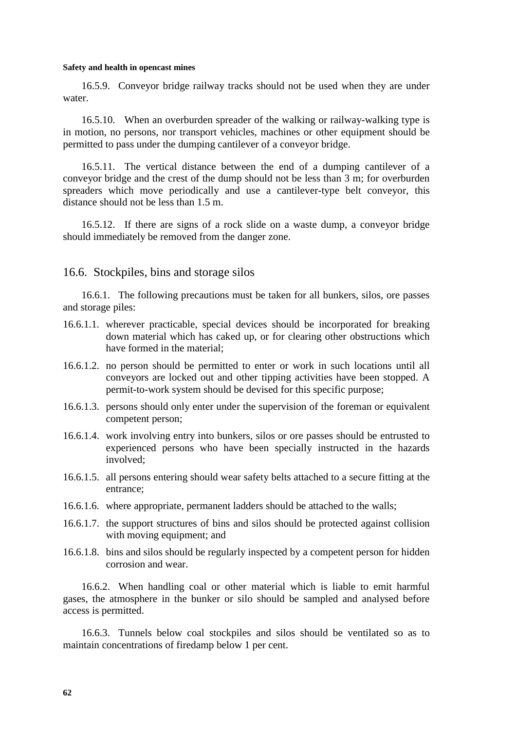16.5.9. Conveyor bridge railway tracks should not be used when they are under water.

16.5.10. When an overburden spreader of the walking or railway-walking type is in motion, no persons, nor transport vehicles, machines or other equipment should be permitted to pass under the dumping cantilever of a conveyor bridge.

16.5.11. The vertical distance between the end of a dumping cantilever of a conveyor bridge and the crest of the dump should not be less than 3 m; for overburden spreaders which move periodically and use a cantilever-type belt conveyor, this distance should not be less than 1.5 m.

16.5.12. If there are signs of a rock slide on a waste dump, a conveyor bridge should immediately be removed from the danger zone.

## 16.6. Stockpiles, bins and storage silos

16.6.1. The following precautions must be taken for all bunkers, silos, ore passes and storage piles:

16.6.1.1. wherever practicable, special devices should be incorporated for breaking down material which has caked up, or for clearing other obstructions which have formed in the material;

16.6.1.2. no person should be permitted to enter or work in such locations until all conveyors are locked out and other tipping activities have been stopped. A permit-to-work system should be devised for this specific purpose;

16.6.1.3. persons should only enter under the supervision of the foreman or equivalent competent person;

16.6.1.4. work involving entry into bunkers, silos or ore passes should be entrusted to experienced persons who have been specially instructed in the hazards involved;

16.6.1.5. all persons entering should wear safety belts attached to a secure fitting at the entrance;

16.6.1.6. where appropriate, permanent ladders should be attached to the walls;

16.6.1.7. the support structures of bins and silos should be protected against collision with moving equipment; and

16.6.1.8. bins and silos should be regularly inspected by a competent person for hidden corrosion and wear.

16.6.2. When handling coal or other material which is liable to emit harmful gases, the atmosphere in the bunker or silo should be sampled and analysed before access is permitted.

16.6.3. Tunnels below coal stockpiles and silos should be ventilated so as to maintain concentrations of firedamp below 1 per cent.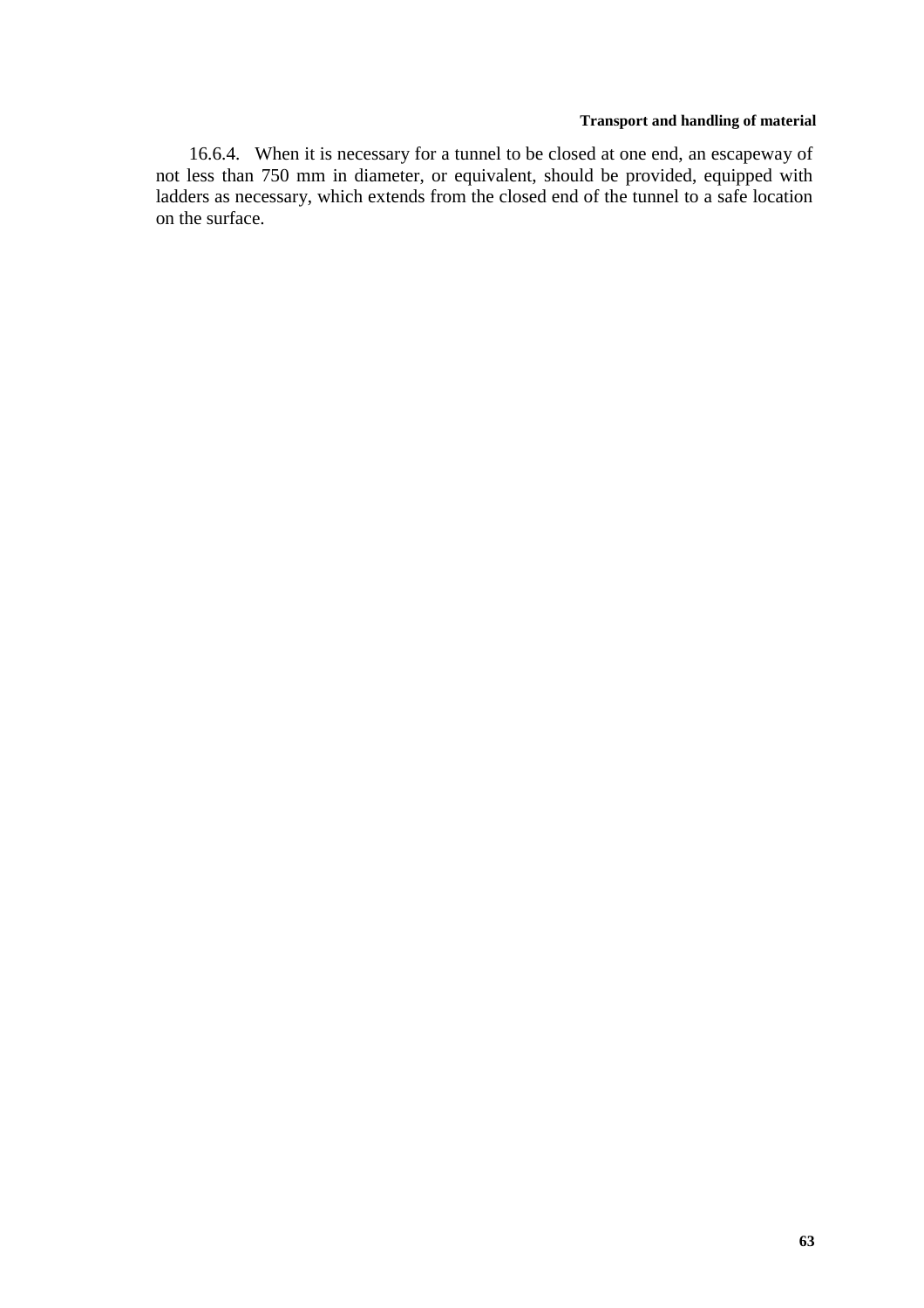16.6.4. When it is necessary for a tunnel to be closed at one end, an escapeway of not less than 750 mm in diameter, or equivalent, should be provided, equipped with ladders as necessary, which extends from the closed end of the tunnel to a safe location on the surface.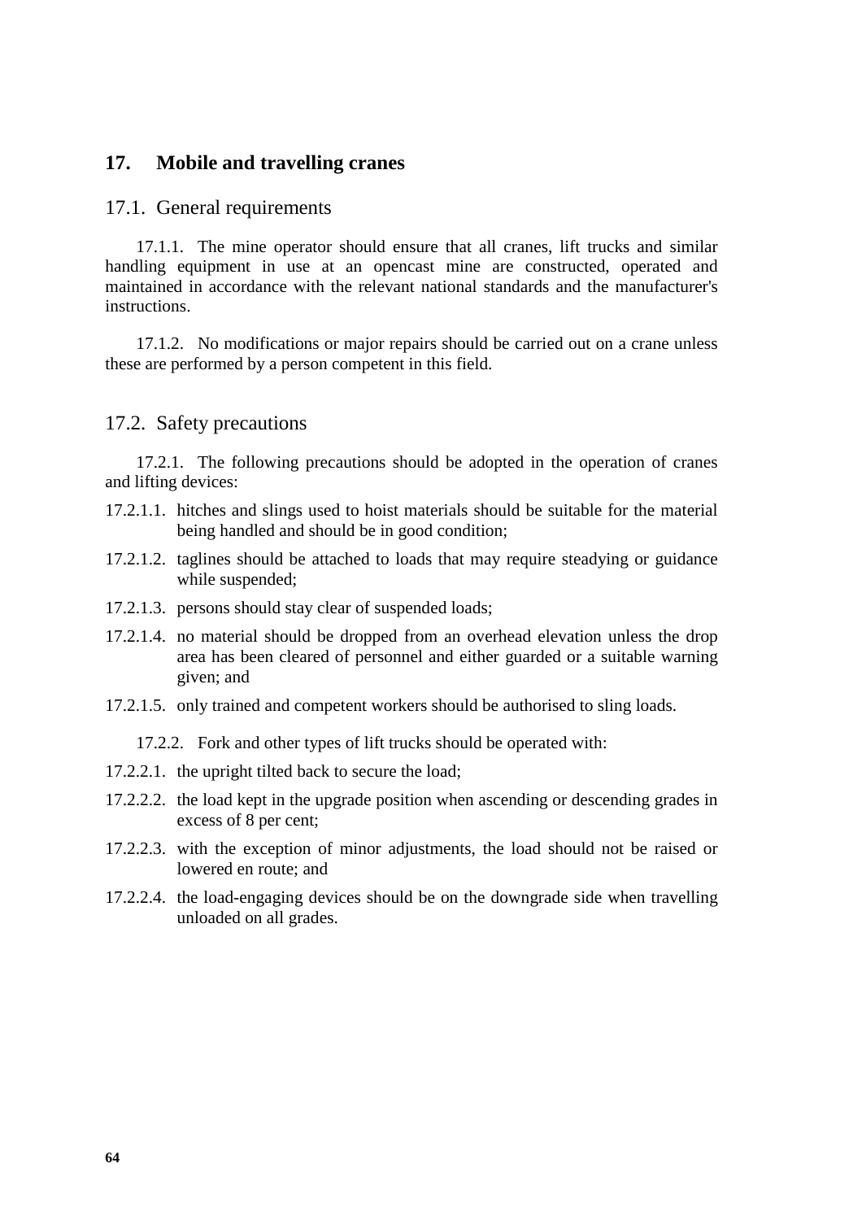## 17. Mobile and travelling cranes

### 17.1. General requirements

17.1.1. The mine operator should ensure that all cranes, lift trucks and similar handling equipment in use at an opencast mine are constructed, operated and maintained in accordance with the relevant national standards and the manufacturer's instructions.

17.1.2. No modifications or major repairs should be carried out on a crane unless these are performed by a person competent in this field.

### 17.2. Safety precautions

17.2.1. The following precautions should be adopted in the operation of cranes and lifting devices:

17.2.1.1. hitches and slings used to hoist materials should be suitable for the material being handled and should be in good condition;

17.2.1.2. taglines should be attached to loads that may require steadying or guidance while suspended;

17.2.1.3. persons should stay clear of suspended loads;

17.2.1.4. no material should be dropped from an overhead elevation unless the drop area has been cleared of personnel and either guarded or a suitable warning given; and

17.2.1.5. only trained and competent workers should be authorised to sling loads.

17.2.2. Fork and other types of lift trucks should be operated with:

17.2.2.1. the upright tilted back to secure the load;

17.2.2.2. the load kept in the upgrade position when ascending or descending grades in excess of 8 per cent;

17.2.2.3. with the exception of minor adjustments, the load should not be raised or lowered en route; and

17.2.2.4. the load-engaging devices should be on the downgrade side when travelling unloaded on all grades.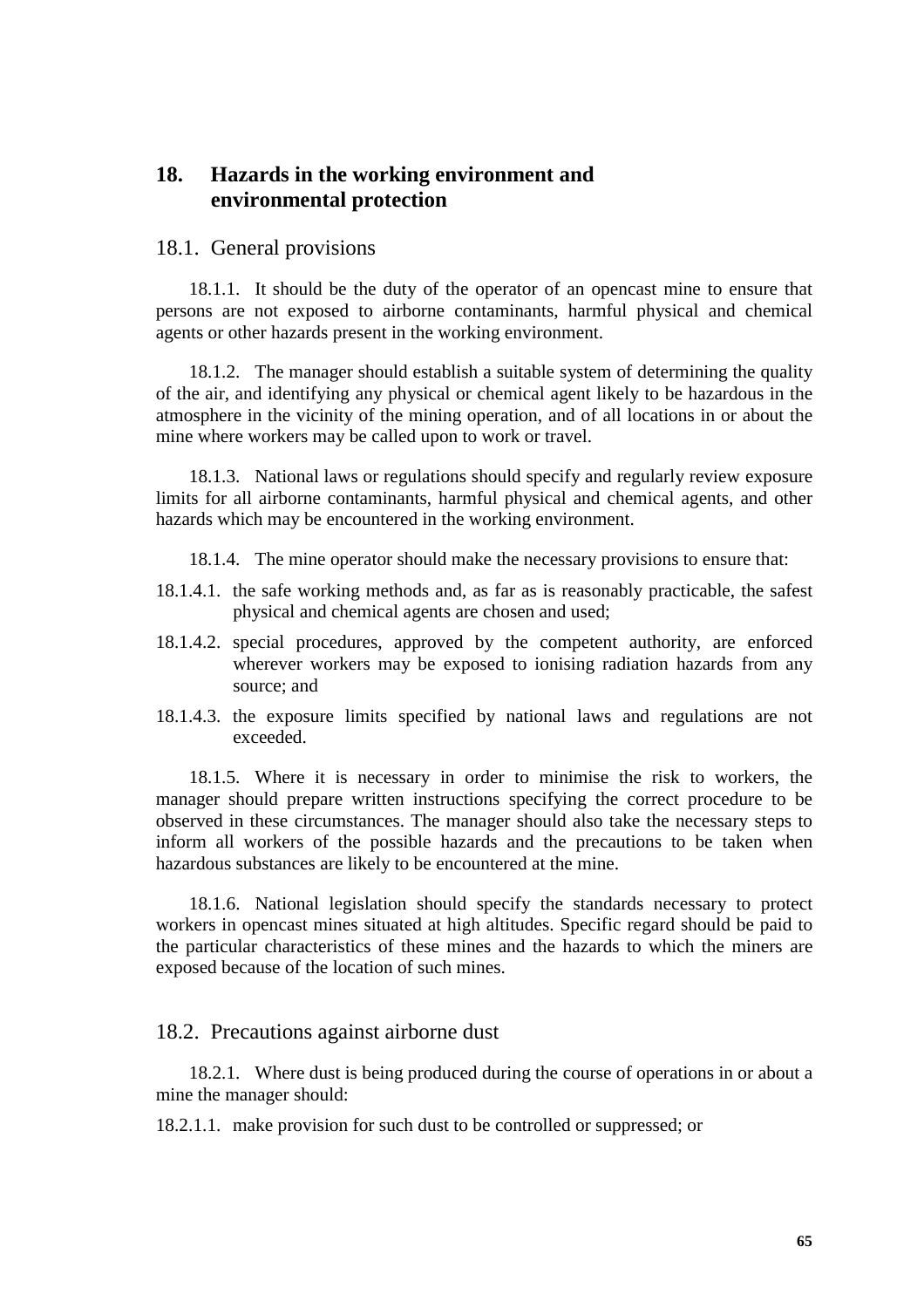## 18. Hazards in the working environment and environmental protection

### 18.1. General provisions

18.1.1. It should be the duty of the operator of an opencast mine to ensure that persons are not exposed to airborne contaminants, harmful physical and chemical agents or other hazards present in the working environment.

18.1.2. The manager should establish a suitable system of determining the quality of the air, and identifying any physical or chemical agent likely to be hazardous in the atmosphere in the vicinity of the mining operation, and of all locations in or about the mine where workers may be called upon to work or travel.

18.1.3. National laws or regulations should specify and regularly review exposure limits for all airborne contaminants, harmful physical and chemical agents, and other hazards which may be encountered in the working environment.

18.1.4. The mine operator should make the necessary provisions to ensure that:

18.1.4.1. the safe working methods and, as far as is reasonably practicable, the safest physical and chemical agents are chosen and used;

18.1.4.2. special procedures, approved by the competent authority, are enforced wherever workers may be exposed to ionising radiation hazards from any source; and

18.1.4.3. the exposure limits specified by national laws and regulations are not exceeded.

18.1.5. Where it is necessary in order to minimise the risk to workers, the manager should prepare written instructions specifying the correct procedure to be observed in these circumstances. The manager should also take the necessary steps to inform all workers of the possible hazards and the precautions to be taken when hazardous substances are likely to be encountered at the mine.

18.1.6. National legislation should specify the standards necessary to protect workers in opencast mines situated at high altitudes. Specific regard should be paid to the particular characteristics of these mines and the hazards to which the miners are exposed because of the location of such mines.

### 18.2. Precautions against airborne dust

18.2.1. Where dust is being produced during the course of operations in or about a mine the manager should:

18.2.1.1. make provision for such dust to be controlled or suppressed; or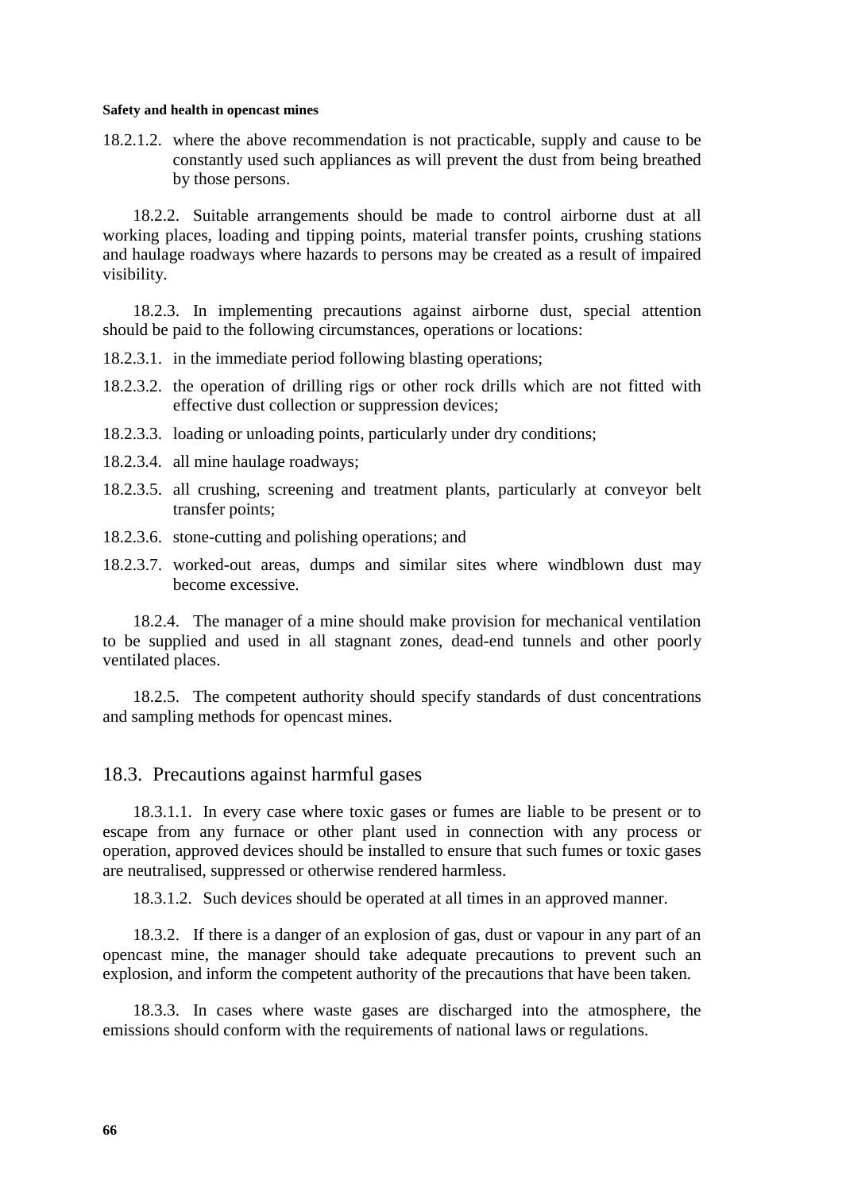18.2.1.2. where the above recommendation is not practicable, supply and cause to be constantly used such appliances as will prevent the dust from being breathed by those persons.

18.2.2. Suitable arrangements should be made to control airborne dust at all working places, loading and tipping points, material transfer points, crushing stations and haulage roadways where hazards to persons may be created as a result of impaired visibility.

18.2.3. In implementing precautions against airborne dust, special attention should be paid to the following circumstances, operations or locations:

18.2.3.1. in the immediate period following blasting operations;

18.2.3.2. the operation of drilling rigs or other rock drills which are not fitted with effective dust collection or suppression devices;

18.2.3.3. loading or unloading points, particularly under dry conditions;

18.2.3.4. all mine haulage roadways;

18.2.3.5. all crushing, screening and treatment plants, particularly at conveyor belt transfer points;

18.2.3.6. stone-cutting and polishing operations; and

18.2.3.7. worked-out areas, dumps and similar sites where windblown dust may become excessive.

18.2.4. The manager of a mine should make provision for mechanical ventilation to be supplied and used in all stagnant zones, dead-end tunnels and other poorly ventilated places.

18.2.5. The competent authority should specify standards of dust concentrations and sampling methods for opencast mines.

## 18.3. Precautions against harmful gases

18.3.1.1. In every case where toxic gases or fumes are liable to be present or to escape from any furnace or other plant used in connection with any process or operation, approved devices should be installed to ensure that such fumes or toxic gases are neutralised, suppressed or otherwise rendered harmless.

18.3.1.2. Such devices should be operated at all times in an approved manner.

18.3.2. If there is a danger of an explosion of gas, dust or vapour in any part of an opencast mine, the manager should take adequate precautions to prevent such an explosion, and inform the competent authority of the precautions that have been taken.

18.3.3. In cases where waste gases are discharged into the atmosphere, the emissions should conform with the requirements of national laws or regulations.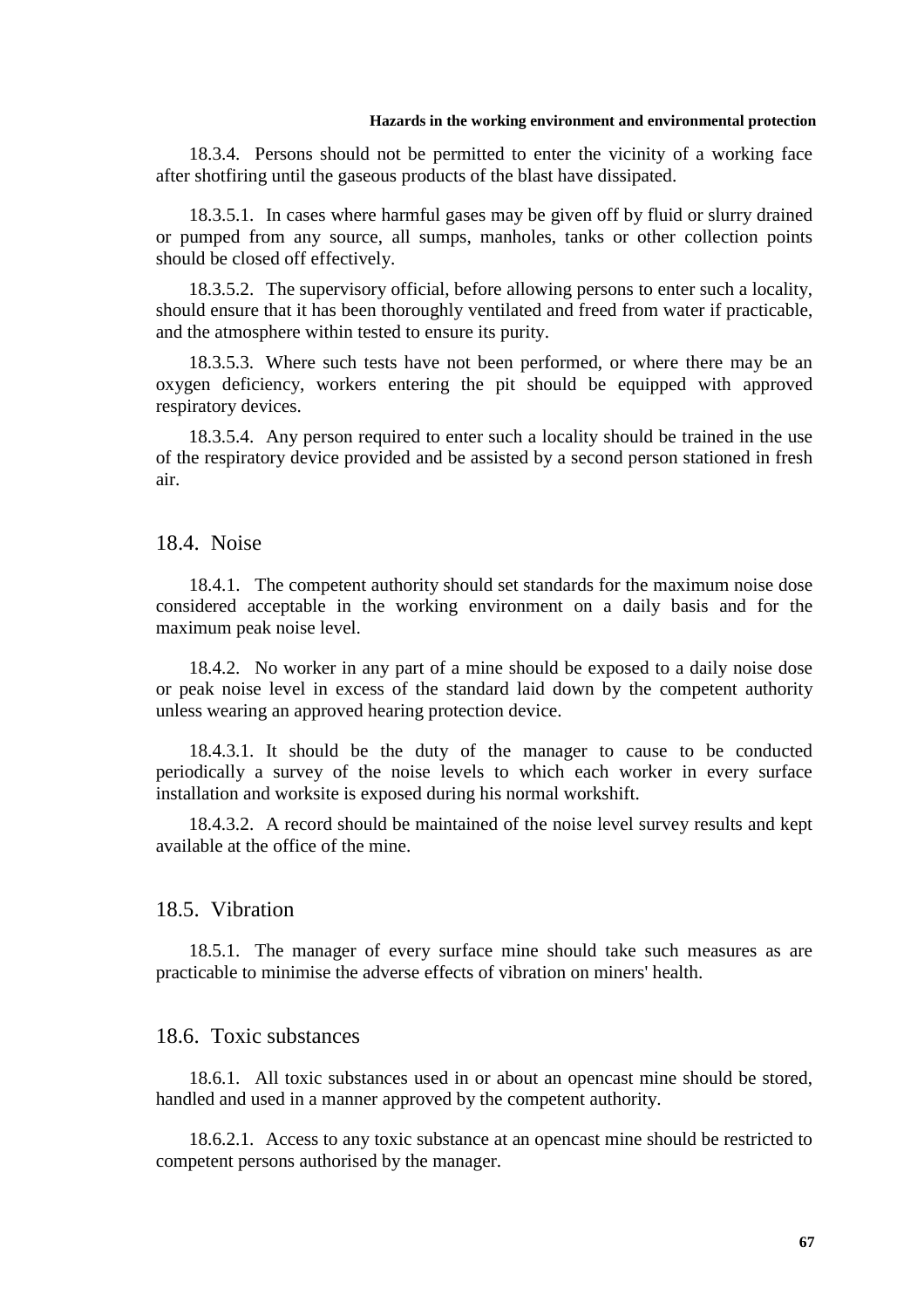18.3.4. Persons should not be permitted to enter the vicinity of a working face after shotfiring until the gaseous products of the blast have dissipated.

18.3.5.1. In cases where harmful gases may be given off by fluid or slurry drained or pumped from any source, all sumps, manholes, tanks or other collection points should be closed off effectively.

18.3.5.2. The supervisory official, before allowing persons to enter such a locality, should ensure that it has been thoroughly ventilated and freed from water if practicable, and the atmosphere within tested to ensure its purity.

18.3.5.3. Where such tests have not been performed, or where there may be an oxygen deficiency, workers entering the pit should be equipped with approved respiratory devices.

18.3.5.4. Any person required to enter such a locality should be trained in the use of the respiratory device provided and be assisted by a second person stationed in fresh air.

## 18.4. Noise

18.4.1. The competent authority should set standards for the maximum noise dose considered acceptable in the working environment on a daily basis and for the maximum peak noise level.

18.4.2. No worker in any part of a mine should be exposed to a daily noise dose or peak noise level in excess of the standard laid down by the competent authority unless wearing an approved hearing protection device.

18.4.3.1. It should be the duty of the manager to cause to be conducted periodically a survey of the noise levels to which each worker in every surface installation and worksite is exposed during his normal workshift.

18.4.3.2. A record should be maintained of the noise level survey results and kept available at the office of the mine.

## 18.5. Vibration

18.5.1. The manager of every surface mine should take such measures as are practicable to minimise the adverse effects of vibration on miners' health.

## 18.6. Toxic substances

18.6.1. All toxic substances used in or about an opencast mine should be stored, handled and used in a manner approved by the competent authority.

18.6.2.1. Access to any toxic substance at an opencast mine should be restricted to competent persons authorised by the manager.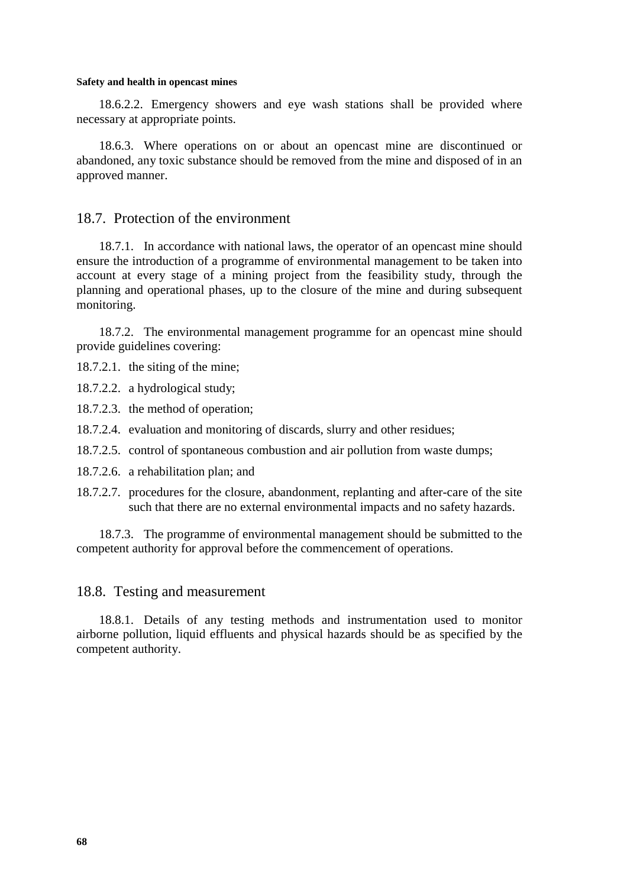18.6.2.2. Emergency showers and eye wash stations shall be provided where necessary at appropriate points.

18.6.3. Where operations on or about an opencast mine are discontinued or abandoned, any toxic substance should be removed from the mine and disposed of in an approved manner.

## 18.7. Protection of the environment

18.7.1. In accordance with national laws, the operator of an opencast mine should ensure the introduction of a programme of environmental management to be taken into account at every stage of a mining project from the feasibility study, through the planning and operational phases, up to the closure of the mine and during subsequent monitoring.

18.7.2. The environmental management programme for an opencast mine should provide guidelines covering:

18.7.2.1. the siting of the mine;

18.7.2.2. a hydrological study;

18.7.2.3. the method of operation;

18.7.2.4. evaluation and monitoring of discards, slurry and other residues;

18.7.2.5. control of spontaneous combustion and air pollution from waste dumps;

18.7.2.6. a rehabilitation plan; and

18.7.2.7. procedures for the closure, abandonment, replanting and after-care of the site such that there are no external environmental impacts and no safety hazards.

18.7.3. The programme of environmental management should be submitted to the competent authority for approval before the commencement of operations.

## 18.8. Testing and measurement

18.8.1. Details of any testing methods and instrumentation used to monitor airborne pollution, liquid effluents and physical hazards should be as specified by the competent authority.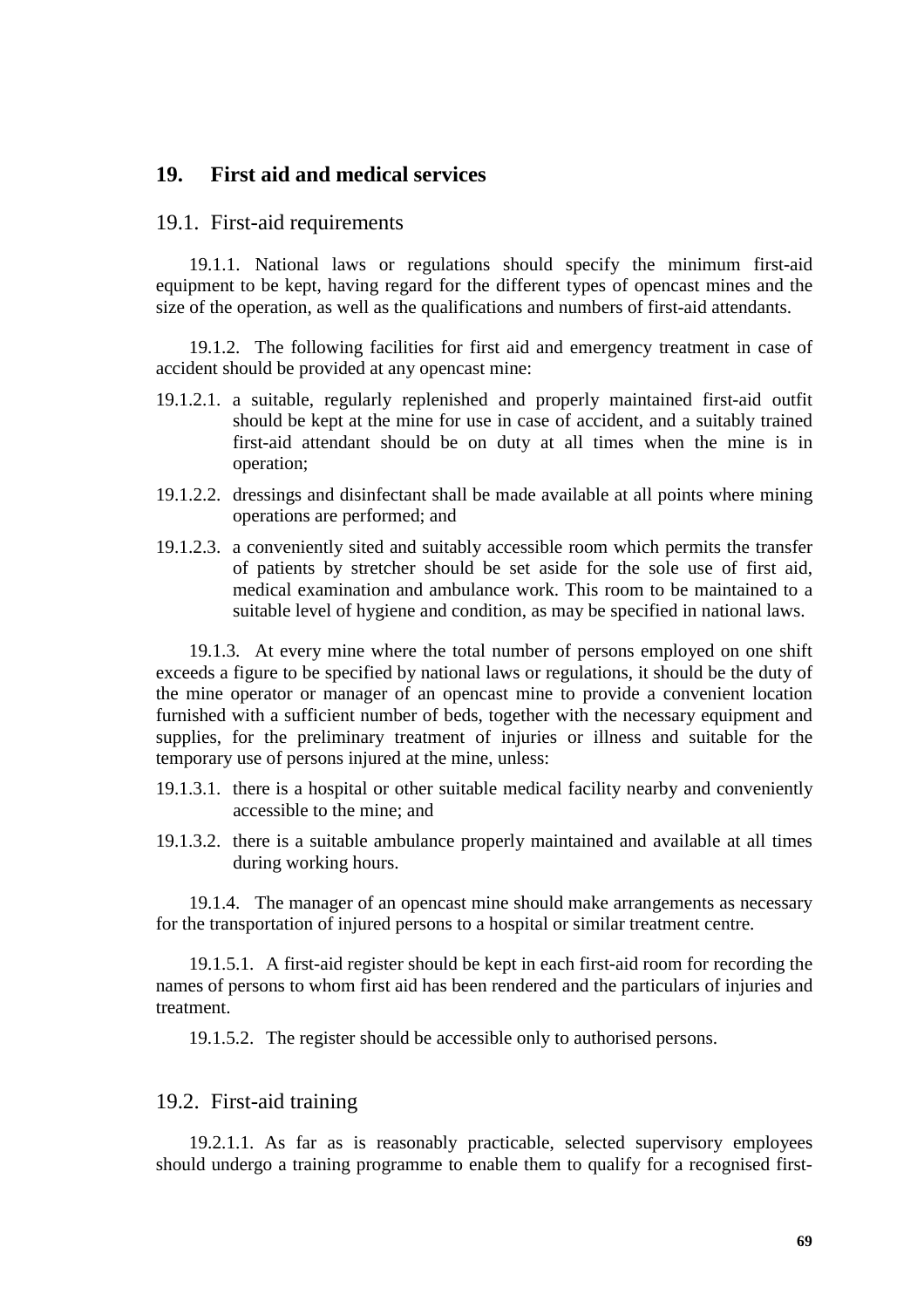## 19. First aid and medical services

### 19.1. First-aid requirements

19.1.1. National laws or regulations should specify the minimum first-aid equipment to be kept, having regard for the different types of opencast mines and the size of the operation, as well as the qualifications and numbers of first-aid attendants.

19.1.2. The following facilities for first aid and emergency treatment in case of accident should be provided at any opencast mine:

19.1.2.1. a suitable, regularly replenished and properly maintained first-aid outfit should be kept at the mine for use in case of accident, and a suitably trained first-aid attendant should be on duty at all times when the mine is in operation;

19.1.2.2. dressings and disinfectant shall be made available at all points where mining operations are performed; and

19.1.2.3. a conveniently sited and suitably accessible room which permits the transfer of patients by stretcher should be set aside for the sole use of first aid, medical examination and ambulance work. This room to be maintained to a suitable level of hygiene and condition, as may be specified in national laws.

19.1.3. At every mine where the total number of persons employed on one shift exceeds a figure to be specified by national laws or regulations, it should be the duty of the mine operator or manager of an opencast mine to provide a convenient location furnished with a sufficient number of beds, together with the necessary equipment and supplies, for the preliminary treatment of injuries or illness and suitable for the temporary use of persons injured at the mine, unless:

19.1.3.1. there is a hospital or other suitable medical facility nearby and conveniently accessible to the mine; and

19.1.3.2. there is a suitable ambulance properly maintained and available at all times during working hours.

19.1.4. The manager of an opencast mine should make arrangements as necessary for the transportation of injured persons to a hospital or similar treatment centre.

19.1.5.1. A first-aid register should be kept in each first-aid room for recording the names of persons to whom first aid has been rendered and the particulars of injuries and treatment.

19.1.5.2. The register should be accessible only to authorised persons.

### 19.2. First-aid training

19.2.1.1. As far as is reasonably practicable, selected supervisory employees should undergo a training programme to enable them to qualify for a recognised first-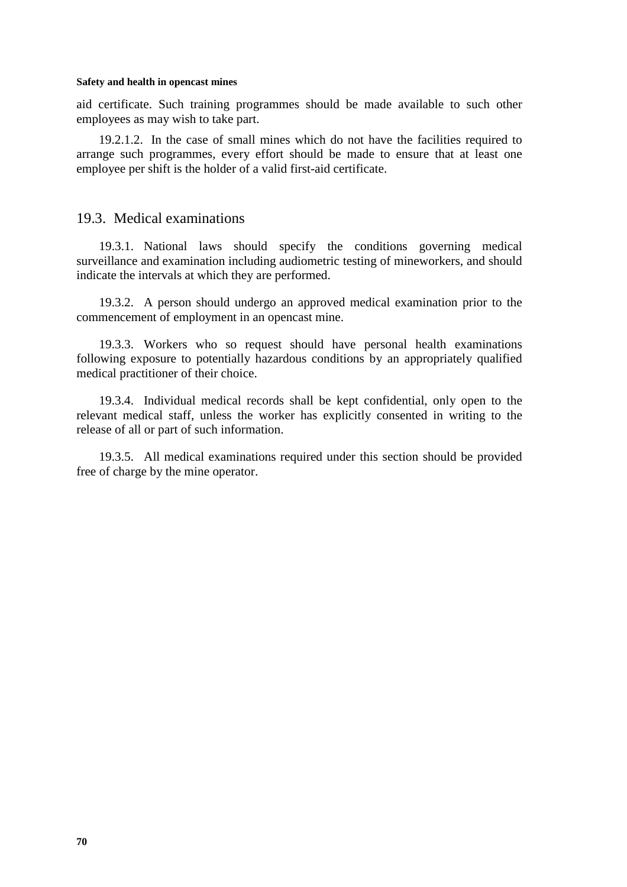aid certificate. Such training programmes should be made available to such other employees as may wish to take part.

19.2.1.2. In the case of small mines which do not have the facilities required to arrange such programmes, every effort should be made to ensure that at least one employee per shift is the holder of a valid first-aid certificate.

## 19.3. Medical examinations

19.3.1. National laws should specify the conditions governing medical surveillance and examination including audiometric testing of mineworkers, and should indicate the intervals at which they are performed.

19.3.2. A person should undergo an approved medical examination prior to the commencement of employment in an opencast mine.

19.3.3. Workers who so request should have personal health examinations following exposure to potentially hazardous conditions by an appropriately qualified medical practitioner of their choice.

19.3.4. Individual medical records shall be kept confidential, only open to the relevant medical staff, unless the worker has explicitly consented in writing to the release of all or part of such information.

19.3.5. All medical examinations required under this section should be provided free of charge by the mine operator.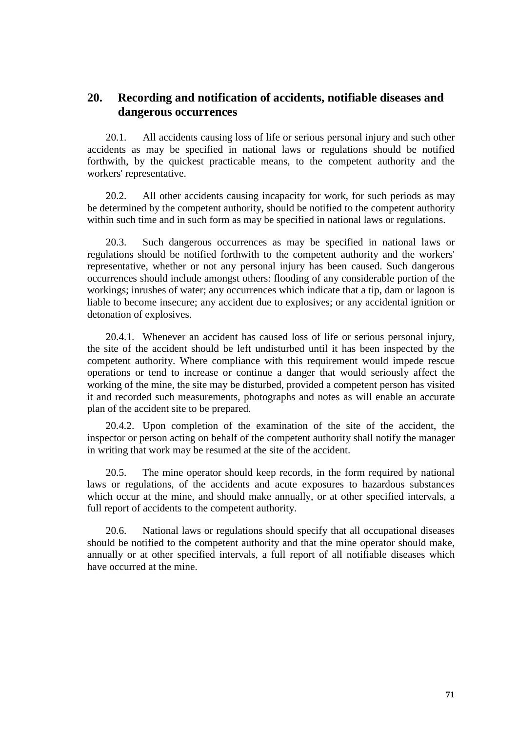## 20. Recording and notification of accidents, notifiable diseases and dangerous occurrences

20.1. All accidents causing loss of life or serious personal injury and such other accidents as may be specified in national laws or regulations should be notified forthwith, by the quickest practicable means, to the competent authority and the workers' representative.

20.2. All other accidents causing incapacity for work, for such periods as may be determined by the competent authority, should be notified to the competent authority within such time and in such form as may be specified in national laws or regulations.

20.3. Such dangerous occurrences as may be specified in national laws or regulations should be notified forthwith to the competent authority and the workers' representative, whether or not any personal injury has been caused. Such dangerous occurrences should include amongst others: flooding of any considerable portion of the workings; inrushes of water; any occurrences which indicate that a tip, dam or lagoon is liable to become insecure; any accident due to explosives; or any accidental ignition or detonation of explosives.

20.4.1. Whenever an accident has caused loss of life or serious personal injury, the site of the accident should be left undisturbed until it has been inspected by the competent authority. Where compliance with this requirement would impede rescue operations or tend to increase or continue a danger that would seriously affect the working of the mine, the site may be disturbed, provided a competent person has visited it and recorded such measurements, photographs and notes as will enable an accurate plan of the accident site to be prepared.

20.4.2. Upon completion of the examination of the site of the accident, the inspector or person acting on behalf of the competent authority shall notify the manager in writing that work may be resumed at the site of the accident.

20.5. The mine operator should keep records, in the form required by national laws or regulations, of the accidents and acute exposures to hazardous substances which occur at the mine, and should make annually, or at other specified intervals, a full report of accidents to the competent authority.

20.6. National laws or regulations should specify that all occupational diseases should be notified to the competent authority and that the mine operator should make, annually or at other specified intervals, a full report of all notifiable diseases which have occurred at the mine.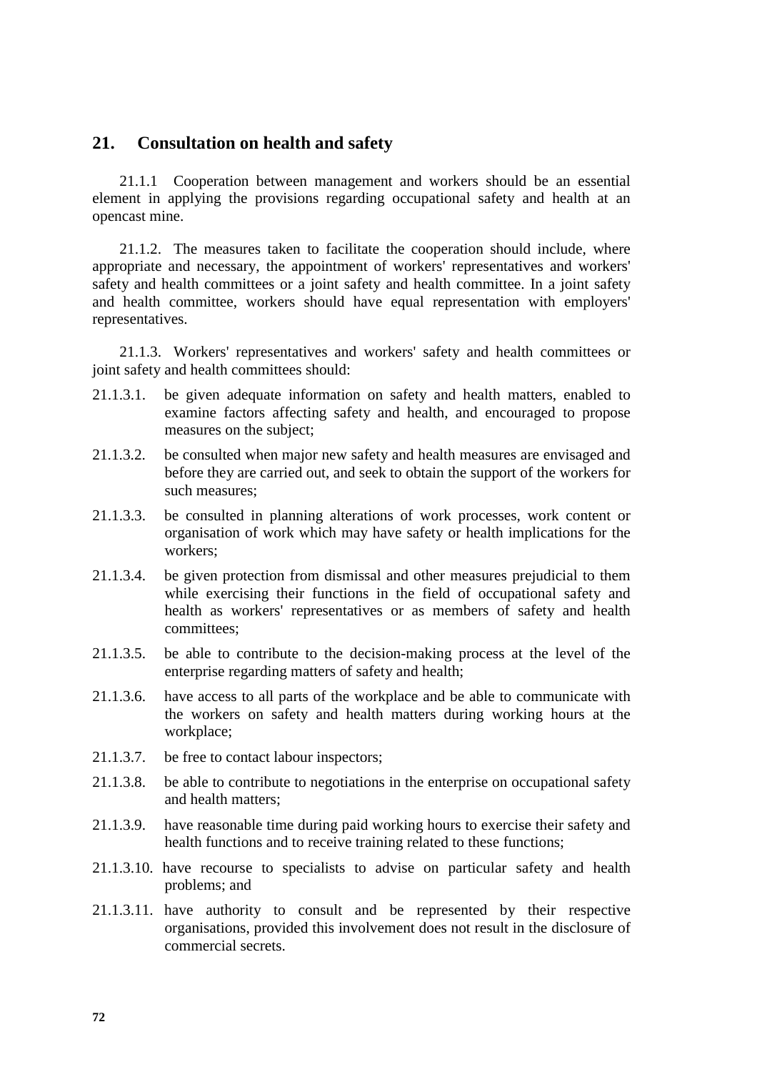## 21. Consultation on health and safety

21.1.1 Cooperation between management and workers should be an essential element in applying the provisions regarding occupational safety and health at an opencast mine.

21.1.2. The measures taken to facilitate the cooperation should include, where appropriate and necessary, the appointment of workers' representatives and workers' safety and health committees or a joint safety and health committee. In a joint safety and health committee, workers should have equal representation with employers' representatives.

21.1.3. Workers' representatives and workers' safety and health committees or joint safety and health committees should:

21.1.3.1. be given adequate information on safety and health matters, enabled to examine factors affecting safety and health, and encouraged to propose measures on the subject;

21.1.3.2. be consulted when major new safety and health measures are envisaged and before they are carried out, and seek to obtain the support of the workers for such measures;

21.1.3.3. be consulted in planning alterations of work processes, work content or organisation of work which may have safety or health implications for the workers;

21.1.3.4. be given protection from dismissal and other measures prejudicial to them while exercising their functions in the field of occupational safety and health as workers' representatives or as members of safety and health committees;

21.1.3.5. be able to contribute to the decision-making process at the level of the enterprise regarding matters of safety and health;

21.1.3.6. have access to all parts of the workplace and be able to communicate with the workers on safety and health matters during working hours at the workplace;

21.1.3.7. be free to contact labour inspectors;

21.1.3.8. be able to contribute to negotiations in the enterprise on occupational safety and health matters;

21.1.3.9. have reasonable time during paid working hours to exercise their safety and health functions and to receive training related to these functions;

21.1.3.10. have recourse to specialists to advise on particular safety and health problems; and

21.1.3.11. have authority to consult and be represented by their respective organisations, provided this involvement does not result in the disclosure of commercial secrets.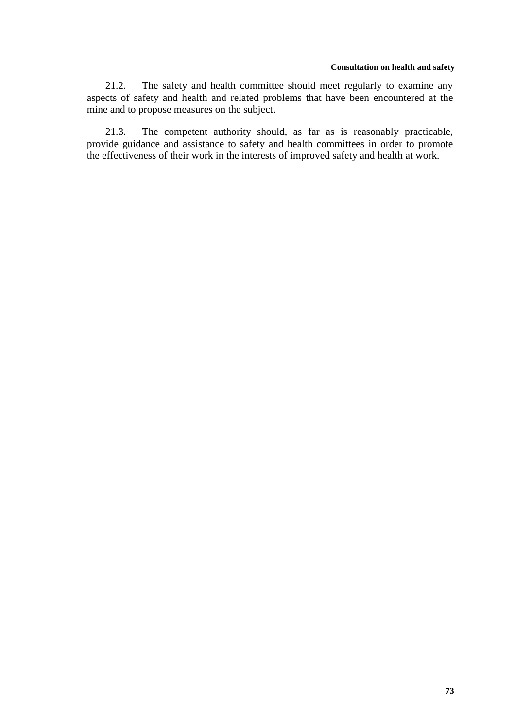21.2. The safety and health committee should meet regularly to examine any aspects of safety and health and related problems that have been encountered at the mine and to propose measures on the subject.

21.3. The competent authority should, as far as is reasonably practicable, provide guidance and assistance to safety and health committees in order to promote the effectiveness of their work in the interests of improved safety and health at work.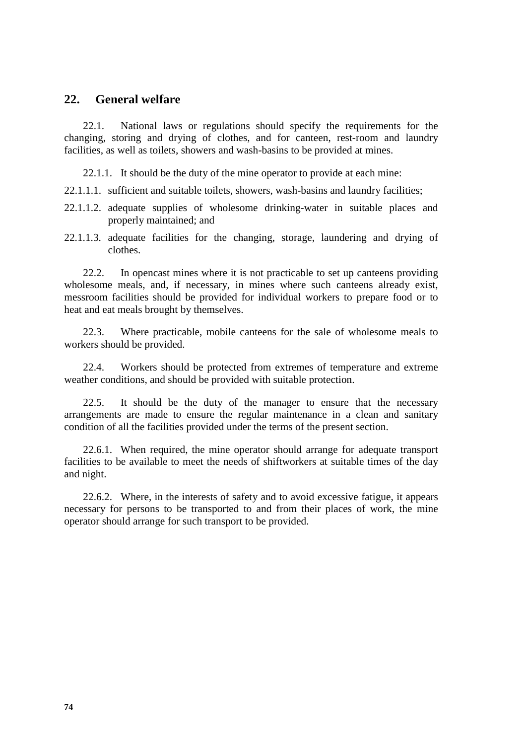## 22. General welfare

22.1. National laws or regulations should specify the requirements for the changing, storing and drying of clothes, and for canteen, rest-room and laundry facilities, as well as toilets, showers and wash-basins to be provided at mines.

22.1.1. It should be the duty of the mine operator to provide at each mine:

22.1.1.1. sufficient and suitable toilets, showers, wash-basins and laundry facilities;

22.1.1.2. adequate supplies of wholesome drinking-water in suitable places and properly maintained; and

22.1.1.3. adequate facilities for the changing, storage, laundering and drying of clothes.

22.2. In opencast mines where it is not practicable to set up canteens providing wholesome meals, and, if necessary, in mines where such canteens already exist, messroom facilities should be provided for individual workers to prepare food or to heat and eat meals brought by themselves.

22.3. Where practicable, mobile canteens for the sale of wholesome meals to workers should be provided.

22.4. Workers should be protected from extremes of temperature and extreme weather conditions, and should be provided with suitable protection.

22.5. It should be the duty of the manager to ensure that the necessary arrangements are made to ensure the regular maintenance in a clean and sanitary condition of all the facilities provided under the terms of the present section.

22.6.1. When required, the mine operator should arrange for adequate transport facilities to be available to meet the needs of shiftworkers at suitable times of the day and night.

22.6.2. Where, in the interests of safety and to avoid excessive fatigue, it appears necessary for persons to be transported to and from their places of work, the mine operator should arrange for such transport to be provided.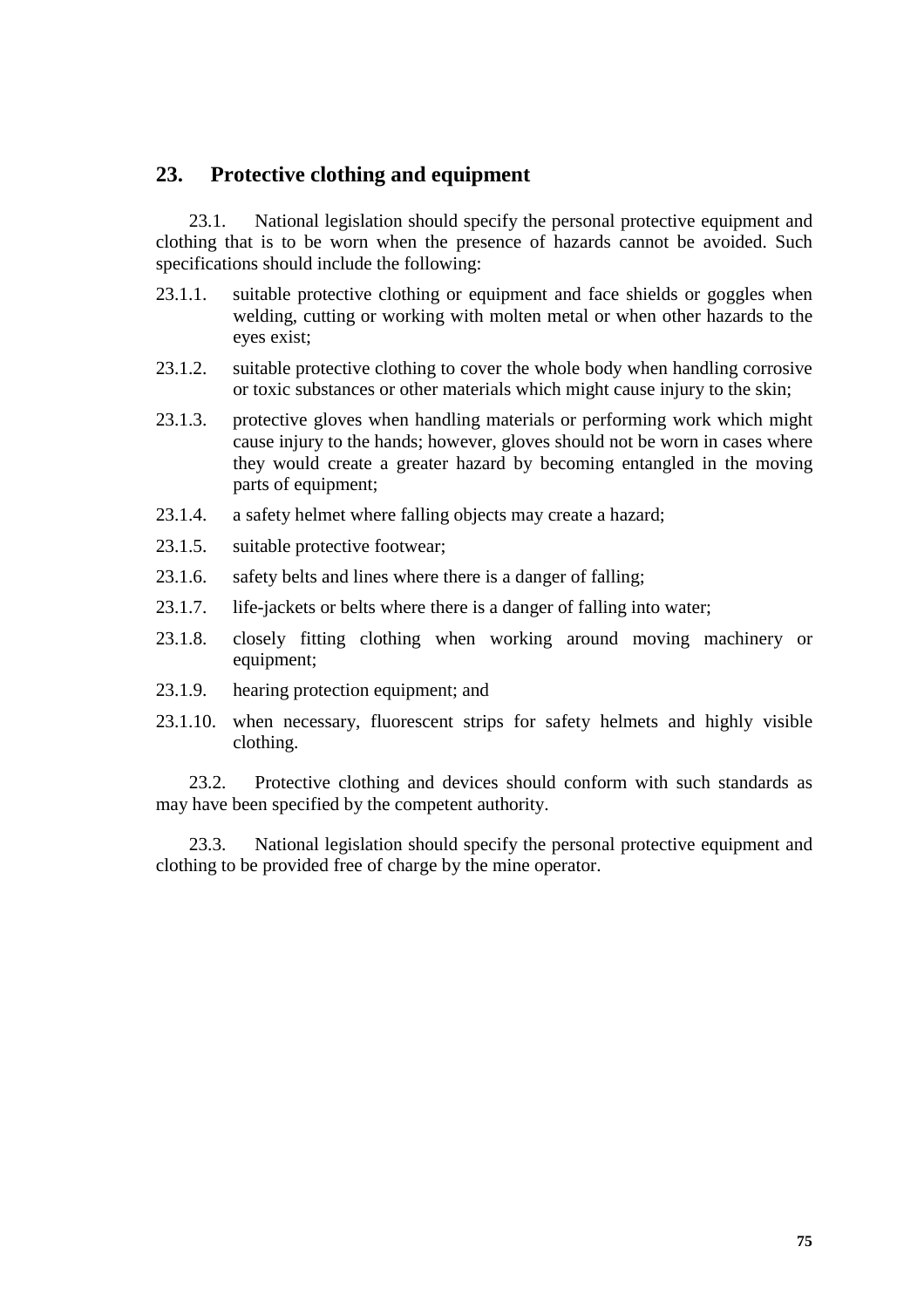## 23. Protective clothing and equipment

23.1. National legislation should specify the personal protective equipment and clothing that is to be worn when the presence of hazards cannot be avoided. Such specifications should include the following:

23.1.1. suitable protective clothing or equipment and face shields or goggles when welding, cutting or working with molten metal or when other hazards to the eyes exist;

23.1.2. suitable protective clothing to cover the whole body when handling corrosive or toxic substances or other materials which might cause injury to the skin;

23.1.3. protective gloves when handling materials or performing work which might cause injury to the hands; however, gloves should not be worn in cases where they would create a greater hazard by becoming entangled in the moving parts of equipment;

23.1.4. a safety helmet where falling objects may create a hazard;

23.1.5. suitable protective footwear;

23.1.6. safety belts and lines where there is a danger of falling;

23.1.7. life-jackets or belts where there is a danger of falling into water;

23.1.8. closely fitting clothing when working around moving machinery or equipment;

23.1.9. hearing protection equipment; and

23.1.10. when necessary, fluorescent strips for safety helmets and highly visible clothing.

23.2. Protective clothing and devices should conform with such standards as may have been specified by the competent authority.

23.3. National legislation should specify the personal protective equipment and clothing to be provided free of charge by the mine operator.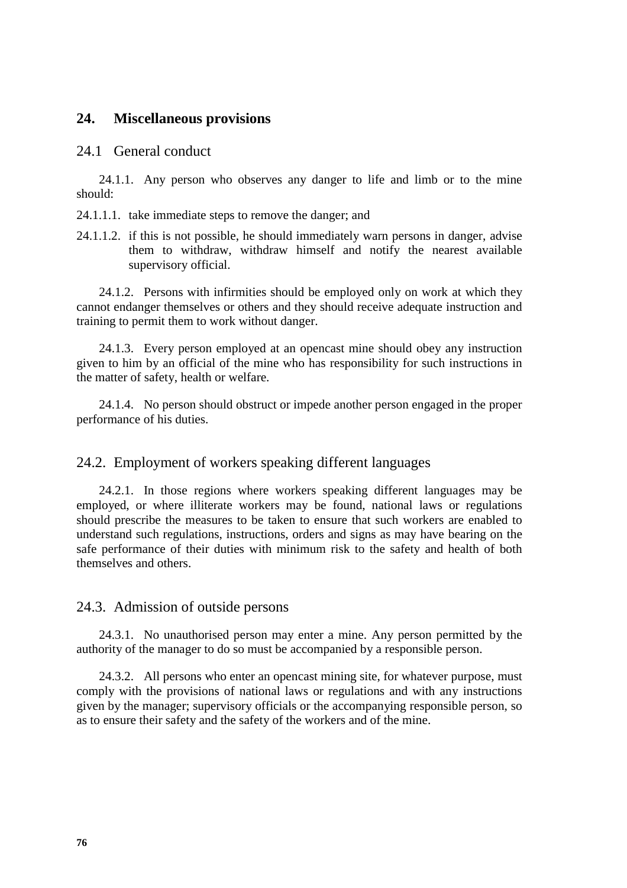## 24. Miscellaneous provisions

### 24.1 General conduct

24.1.1. Any person who observes any danger to life and limb or to the mine should:

24.1.1.1. take immediate steps to remove the danger; and

24.1.1.2. if this is not possible, he should immediately warn persons in danger, advise them to withdraw, withdraw himself and notify the nearest available supervisory official.

24.1.2. Persons with infirmities should be employed only on work at which they cannot endanger themselves or others and they should receive adequate instruction and training to permit them to work without danger.

24.1.3. Every person employed at an opencast mine should obey any instruction given to him by an official of the mine who has responsibility for such instructions in the matter of safety, health or welfare.

24.1.4. No person should obstruct or impede another person engaged in the proper performance of his duties.

### 24.2. Employment of workers speaking different languages

24.2.1. In those regions where workers speaking different languages may be employed, or where illiterate workers may be found, national laws or regulations should prescribe the measures to be taken to ensure that such workers are enabled to understand such regulations, instructions, orders and signs as may have bearing on the safe performance of their duties with minimum risk to the safety and health of both themselves and others.

### 24.3. Admission of outside persons

24.3.1. No unauthorised person may enter a mine. Any person permitted by the authority of the manager to do so must be accompanied by a responsible person.

24.3.2. All persons who enter an opencast mining site, for whatever purpose, must comply with the provisions of national laws or regulations and with any instructions given by the manager; supervisory officials or the accompanying responsible person, so as to ensure their safety and the safety of the workers and of the mine.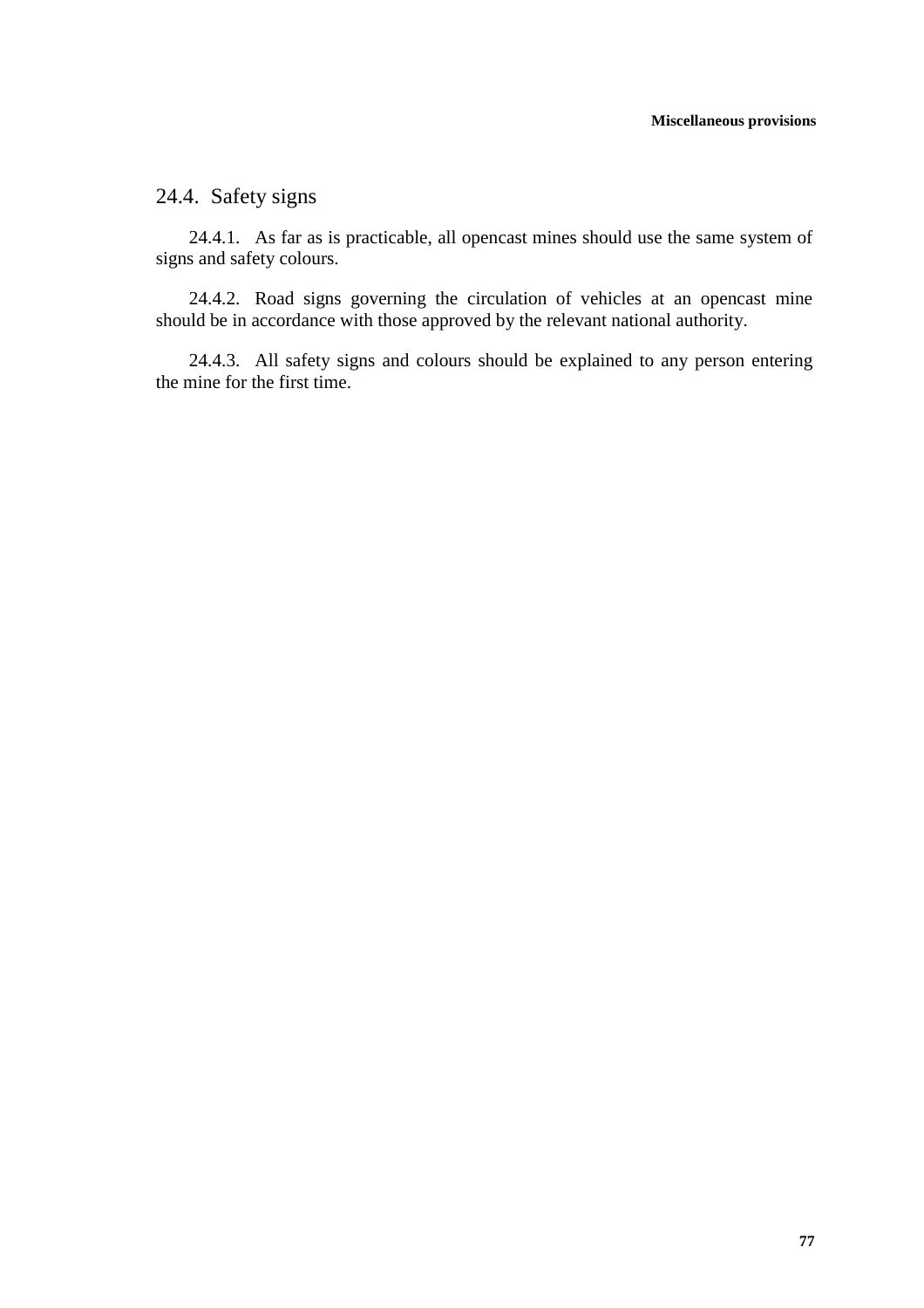## 24.4. Safety signs

24.4.1. As far as is practicable, all opencast mines should use the same system of signs and safety colours.

24.4.2. Road signs governing the circulation of vehicles at an opencast mine should be in accordance with those approved by the relevant national authority.

24.4.3. All safety signs and colours should be explained to any person entering the mine for the first time.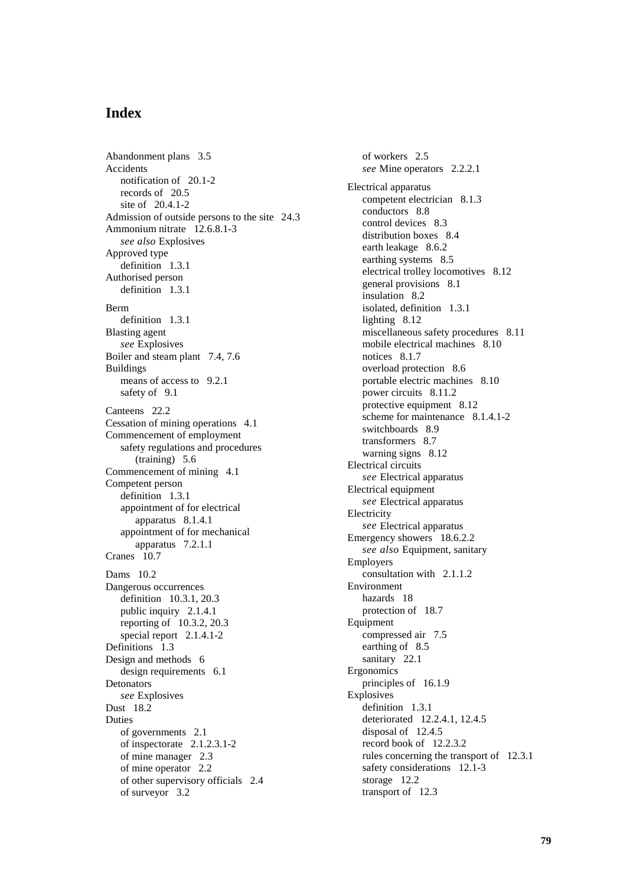# Index

Abandonment plans 3.5
Accidents
  notification of 20.1-2
  records of 20.5
  site of 20.4.1-2
Admission of outside persons to the site 24.3
Ammonium nitrate 12.6.8.1-3
  *see also* Explosives
Approved type
  definition 1.3.1
Authorised person
  definition 1.3.1

Berm
  definition 1.3.1
Blasting agent
  *see* Explosives
Boiler and steam plant 7.4, 7.6
Buildings
  means of access to 9.2.1
  safety of 9.1

Canteens 22.2
Cessation of mining operations 4.1
Commencement of employment
  safety regulations and procedures
    (training) 5.6
Commencement of mining 4.1
Competent person
  definition 1.3.1
  appointment of for electrical
    apparatus 8.1.4.1
  appointment of for mechanical
    apparatus 7.2.1.1
Cranes 10.7

Dams 10.2
Dangerous occurrences
  definition 10.3.1, 20.3
  public inquiry 2.1.4.1
  reporting of 10.3.2, 20.3
  special report 2.1.4.1-2
Definitions 1.3
Design and methods 6
  design requirements 6.1
Detonators
  *see* Explosives
Dust 18.2
Duties
  of governments 2.1
  of inspectorate 2.1.2.3.1-2
  of mine manager 2.3
  of mine operator 2.2
  of other supervisory officials 2.4
  of surveyor 3.2
  of workers 2.5
  *see* Mine operators 2.2.2.1

Electrical apparatus
  competent electrician 8.1.3
  conductors 8.8
  control devices 8.3
  distribution boxes 8.4
  earth leakage 8.6.2
  earthing systems 8.5
  electrical trolley locomotives 8.12
  general provisions 8.1
  insulation 8.2
  isolated, definition 1.3.1
  lighting 8.12
  miscellaneous safety procedures 8.11
  mobile electrical machines 8.10
  notices 8.1.7
  overload protection 8.6
  portable electric machines 8.10
  power circuits 8.11.2
  protective equipment 8.12
  scheme for maintenance 8.1.4.1-2
  switchboards 8.9
  transformers 8.7
  warning signs 8.12
Electrical circuits
  *see* Electrical apparatus
Electrical equipment
  *see* Electrical apparatus
Electricity
  *see* Electrical apparatus
Emergency showers 18.6.2.2
  *see also* Equipment, sanitary
Employers
  consultation with 2.1.1.2
Environment
  hazards 18
  protection of 18.7
Equipment
  compressed air 7.5
  earthing of 8.5
  sanitary 22.1
Ergonomics
  principles of 16.1.9
Explosives
  definition 1.3.1
  deteriorated 12.2.4.1, 12.4.5
  disposal of 12.4.5
  record book of 12.2.3.2
  rules concerning the transport of 12.3.1
  safety considerations 12.1-3
  storage 12.2
  transport of 12.3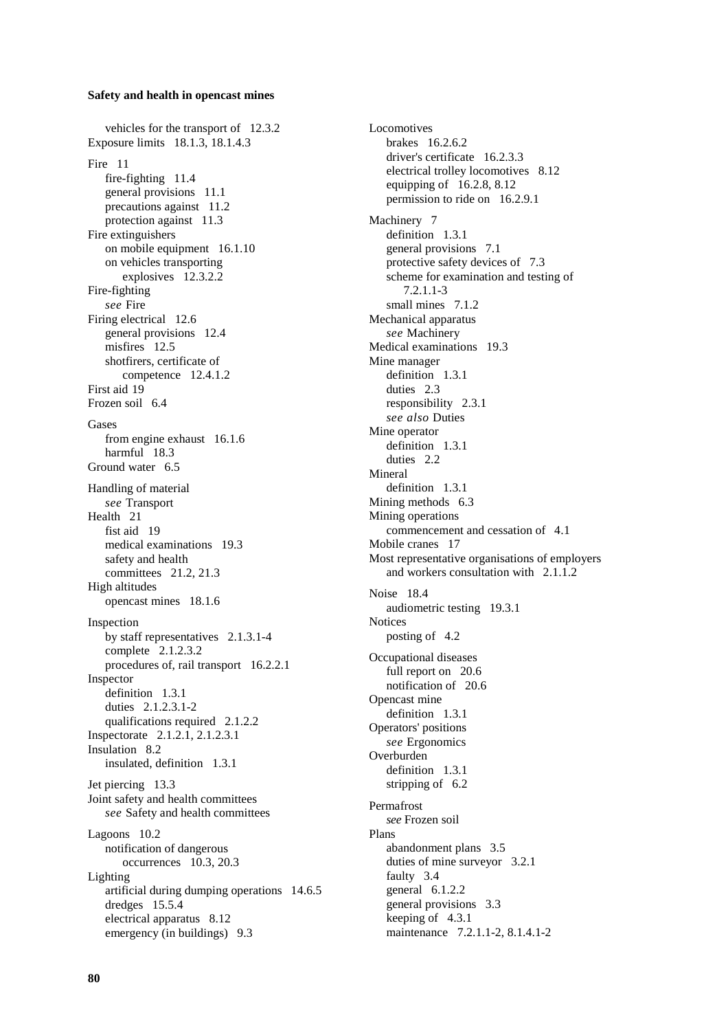vehicles for the transport of 12.3.2

Exposure limits 18.1.3, 18.1.4.3

Fire 11
- fire-fighting 11.4
- general provisions 11.1
- precautions against 11.2
- protection against 11.3

Fire extinguishers
- on mobile equipment 16.1.10
- on vehicles transporting explosives 12.3.2.2

Fire-fighting
- *see* Fire

Firing electrical 12.6
- general provisions 12.4
- misfires 12.5
- shotfirers, certificate of competence 12.4.1.2

First aid 19

Frozen soil 6.4

Gases
- from engine exhaust 16.1.6
- harmful 18.3

Ground water 6.5

Handling of material
- *see* Transport

Health 21
- fist aid 19
- medical examinations 19.3
- safety and health committees 21.2, 21.3

High altitudes
- opencast mines 18.1.6

Inspection
- by staff representatives 2.1.3.1-4
- complete 2.1.2.3.2
- procedures of, rail transport 16.2.2.1

Inspector
- definition 1.3.1
- duties 2.1.2.3.1-2
- qualifications required 2.1.2.2

Inspectorate 2.1.2.1, 2.1.2.3.1

Insulation 8.2
- insulated, definition 1.3.1

Jet piercing 13.3

Joint safety and health committees
- *see* Safety and health committees

Lagoons 10.2
- notification of dangerous occurrences 10.3, 20.3

Lighting
- artificial during dumping operations 14.6.5
- dredges 15.5.4
- electrical apparatus 8.12
- emergency (in buildings) 9.3

Locomotives
- brakes 16.2.6.2
- driver's certificate 16.2.3.3
- electrical trolley locomotives 8.12
- equipping of 16.2.8, 8.12
- permission to ride on 16.2.9.1

Machinery 7
- definition 1.3.1
- general provisions 7.1
- protective safety devices of 7.3
- scheme for examination and testing of 7.2.1.1-3
- small mines 7.1.2

Mechanical apparatus
- *see* Machinery

Medical examinations 19.3

Mine manager
- definition 1.3.1
- duties 2.3
- responsibility 2.3.1
- *see also* Duties

Mine operator
- definition 1.3.1
- duties 2.2

Mineral
- definition 1.3.1

Mining methods 6.3

Mining operations
- commencement and cessation of 4.1

Mobile cranes 17

Most representative organisations of employers and workers consultation with 2.1.1.2

Noise 18.4
- audiometric testing 19.3.1

Notices
- posting of 4.2

Occupational diseases
- full report on 20.6
- notification of 20.6

Opencast mine
- definition 1.3.1

Operators' positions
- *see* Ergonomics

Overburden
- definition 1.3.1
- stripping of 6.2

Permafrost
- *see* Frozen soil

Plans
- abandonment plans 3.5
- duties of mine surveyor 3.2.1
- faulty 3.4
- general 6.1.2.2
- general provisions 3.3
- keeping of 4.3.1
- maintenance 7.2.1.1-2, 8.1.4.1-2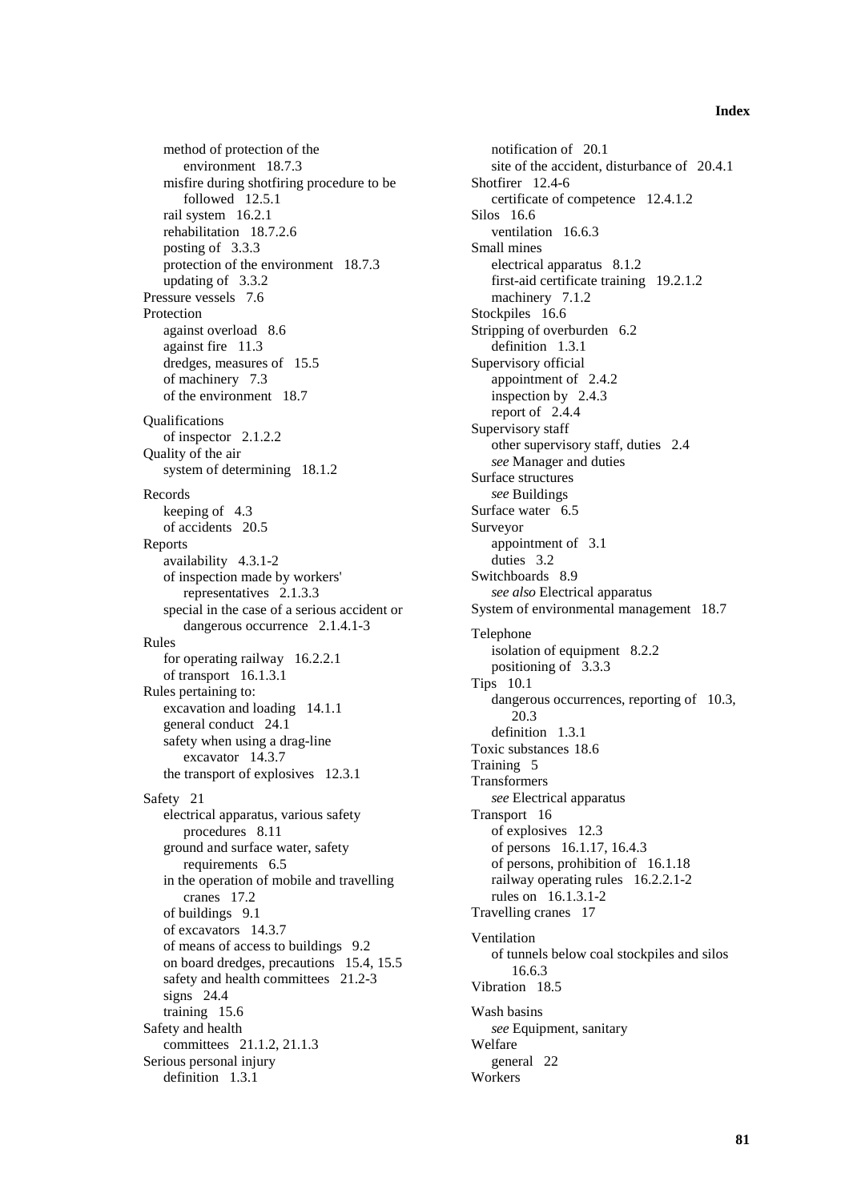method of protection of the environment 18.7.3
misfire during shotfiring procedure to be followed 12.5.1
rail system 16.2.1
rehabilitation 18.7.2.6
posting of 3.3.3
protection of the environment 18.7.3
updating of 3.3.2

Pressure vessels 7.6

Protection
- against overload 8.6
- against fire 11.3
- dredges, measures of 15.5
- of machinery 7.3
- of the environment 18.7

Qualifications
- of inspector 2.1.2.2

Quality of the air
- system of determining 18.1.2

Records
- keeping of 4.3
- of accidents 20.5

Reports
- availability 4.3.1-2
- of inspection made by workers' representatives 2.1.3.3
- special in the case of a serious accident or dangerous occurrence 2.1.4.1-3

Rules
- for operating railway 16.2.2.1
- of transport 16.1.3.1

Rules pertaining to:
- excavation and loading 14.1.1
- general conduct 24.1
- safety when using a drag-line excavator 14.3.7
- the transport of explosives 12.3.1

Safety 21
- electrical apparatus, various safety procedures 8.11
- ground and surface water, safety requirements 6.5
- in the operation of mobile and travelling cranes 17.2
- of buildings 9.1
- of excavators 14.3.7
- of means of access to buildings 9.2
- on board dredges, precautions 15.4, 15.5
- safety and health committees 21.2-3
- signs 24.4
- training 15.6

Safety and health
- committees 21.1.2, 21.1.3

Serious personal injury
- definition 1.3.1
- notification of 20.1
- site of the accident, disturbance of 20.4.1

Shotfirer 12.4-6
- certificate of competence 12.4.1.2

Silos 16.6
- ventilation 16.6.3

Small mines
- electrical apparatus 8.1.2
- first-aid certificate training 19.2.1.2
- machinery 7.1.2

Stockpiles 16.6

Stripping of overburden 6.2
- definition 1.3.1

Supervisory official
- appointment of 2.4.2
- inspection by 2.4.3
- report of 2.4.4

Supervisory staff
- other supervisory staff, duties 2.4
- *see* Manager and duties

Surface structures
- *see* Buildings

Surface water 6.5

Surveyor
- appointment of 3.1
- duties 3.2

Switchboards 8.9
- *see also* Electrical apparatus

System of environmental management 18.7

Telephone
- isolation of equipment 8.2.2
- positioning of 3.3.3

Tips 10.1
- dangerous occurrences, reporting of 10.3, 20.3
- definition 1.3.1

Toxic substances 18.6

Training 5

Transformers
- *see* Electrical apparatus

Transport 16
- of explosives 12.3
- of persons 16.1.17, 16.4.3
- of persons, prohibition of 16.1.18
- railway operating rules 16.2.2.1-2
- rules on 16.1.3.1-2

Travelling cranes 17

Ventilation
- of tunnels below coal stockpiles and silos 16.6.3

Vibration 18.5

Wash basins
- *see* Equipment, sanitary

Welfare
- general 22

Workers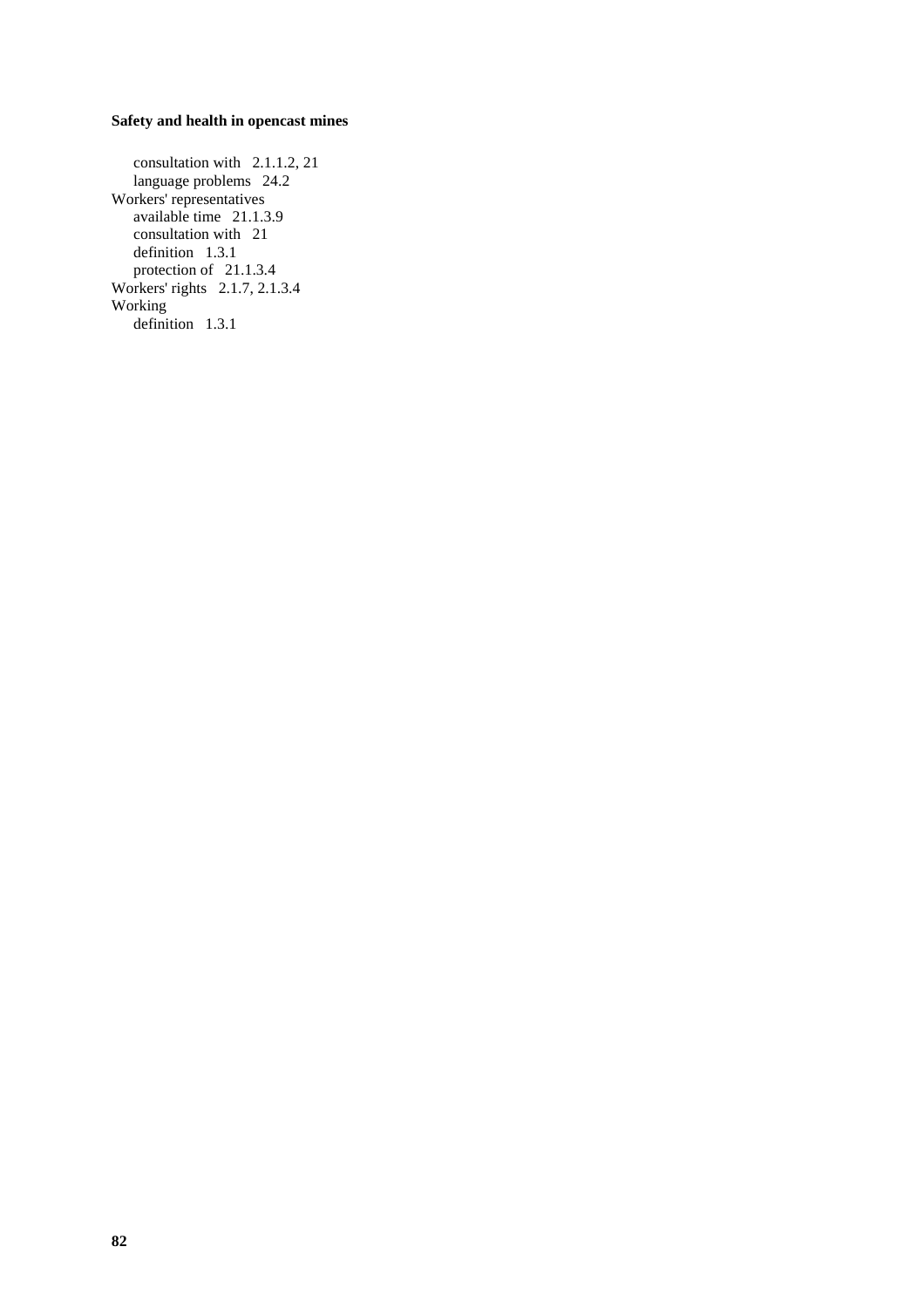- consultation with 2.1.1.2, 21
- language problems 24.2

Workers' representatives
- available time 21.1.3.9
- consultation with 21
- definition 1.3.1
- protection of 21.1.3.4

Workers' rights 2.1.7, 2.1.3.4

Working
- definition 1.3.1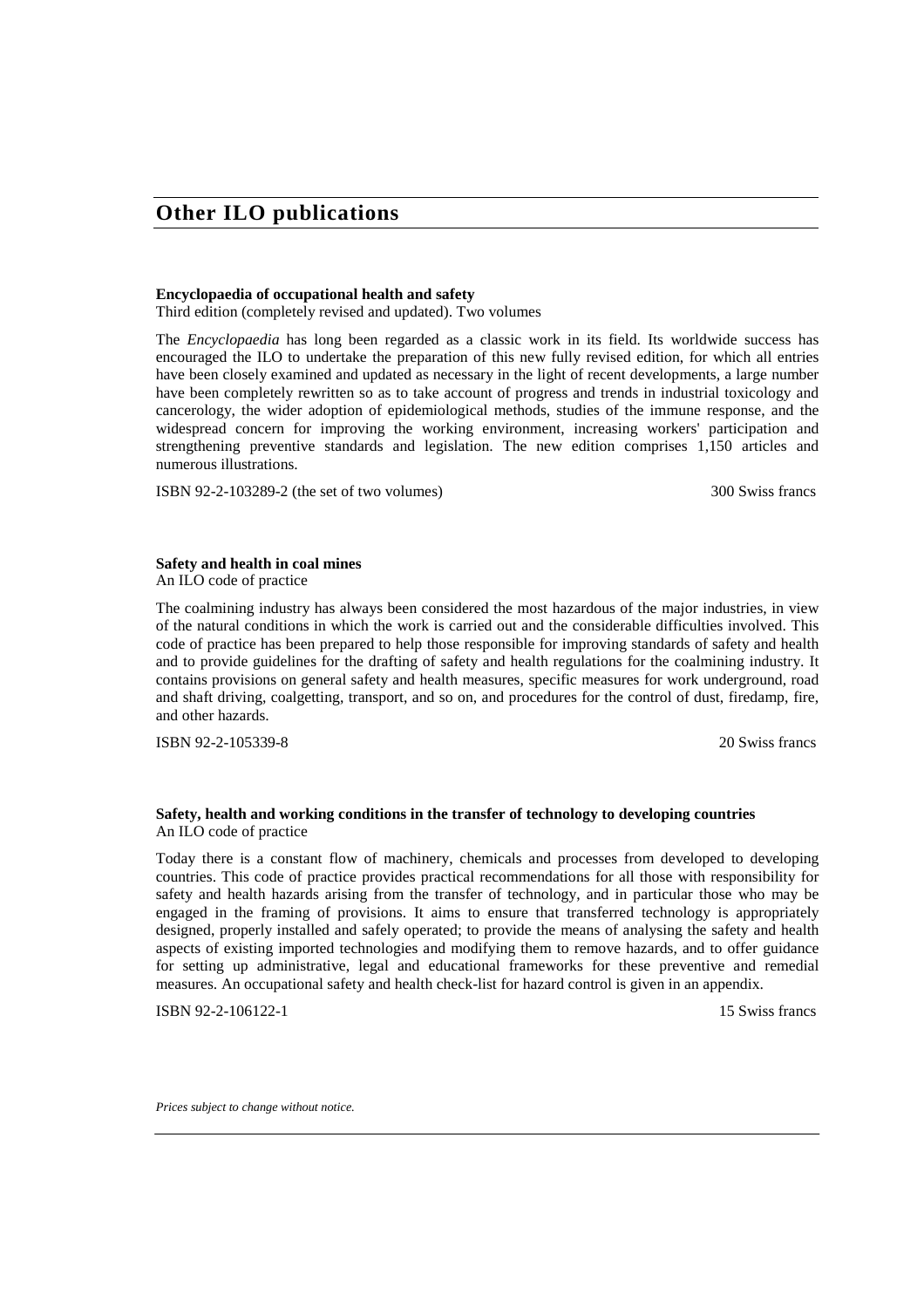# Other ILO publications

**Encyclopaedia of occupational health and safety**
Third edition (completely revised and updated). Two volumes

The *Encyclopaedia* has long been regarded as a classic work in its field. Its worldwide success has encouraged the ILO to undertake the preparation of this new fully revised edition, for which all entries have been closely examined and updated as necessary in the light of recent developments, a large number have been completely rewritten so as to take account of progress and trends in industrial toxicology and cancerology, the wider adoption of epidemiological methods, studies of the immune response, and the widespread concern for improving the working environment, increasing workers' participation and strengthening preventive standards and legislation. The new edition comprises 1,150 articles and numerous illustrations.

ISBN 92-2-103289-2 (the set of two volumes) 300 Swiss francs

**Safety and health in coal mines**
An ILO code of practice

The coalmining industry has always been considered the most hazardous of the major industries, in view of the natural conditions in which the work is carried out and the considerable difficulties involved. This code of practice has been prepared to help those responsible for improving standards of safety and health and to provide guidelines for the drafting of safety and health regulations for the coalmining industry. It contains provisions on general safety and health measures, specific measures for work underground, road and shaft driving, coalgetting, transport, and so on, and procedures for the control of dust, firedamp, fire, and other hazards.

ISBN 92-2-105339-8 20 Swiss francs

**Safety, health and working conditions in the transfer of technology to developing countries**
An ILO code of practice

Today there is a constant flow of machinery, chemicals and processes from developed to developing countries. This code of practice provides practical recommendations for all those with responsibility for safety and health hazards arising from the transfer of technology, and in particular those who may be engaged in the framing of provisions. It aims to ensure that transferred technology is appropriately designed, properly installed and safely operated; to provide the means of analysing the safety and health aspects of existing imported technologies and modifying them to remove hazards, and to offer guidance for setting up administrative, legal and educational frameworks for these preventive and remedial measures. An occupational safety and health check-list for hazard control is given in an appendix.

ISBN 92-2-106122-1 15 Swiss francs

*Prices subject to change without notice.*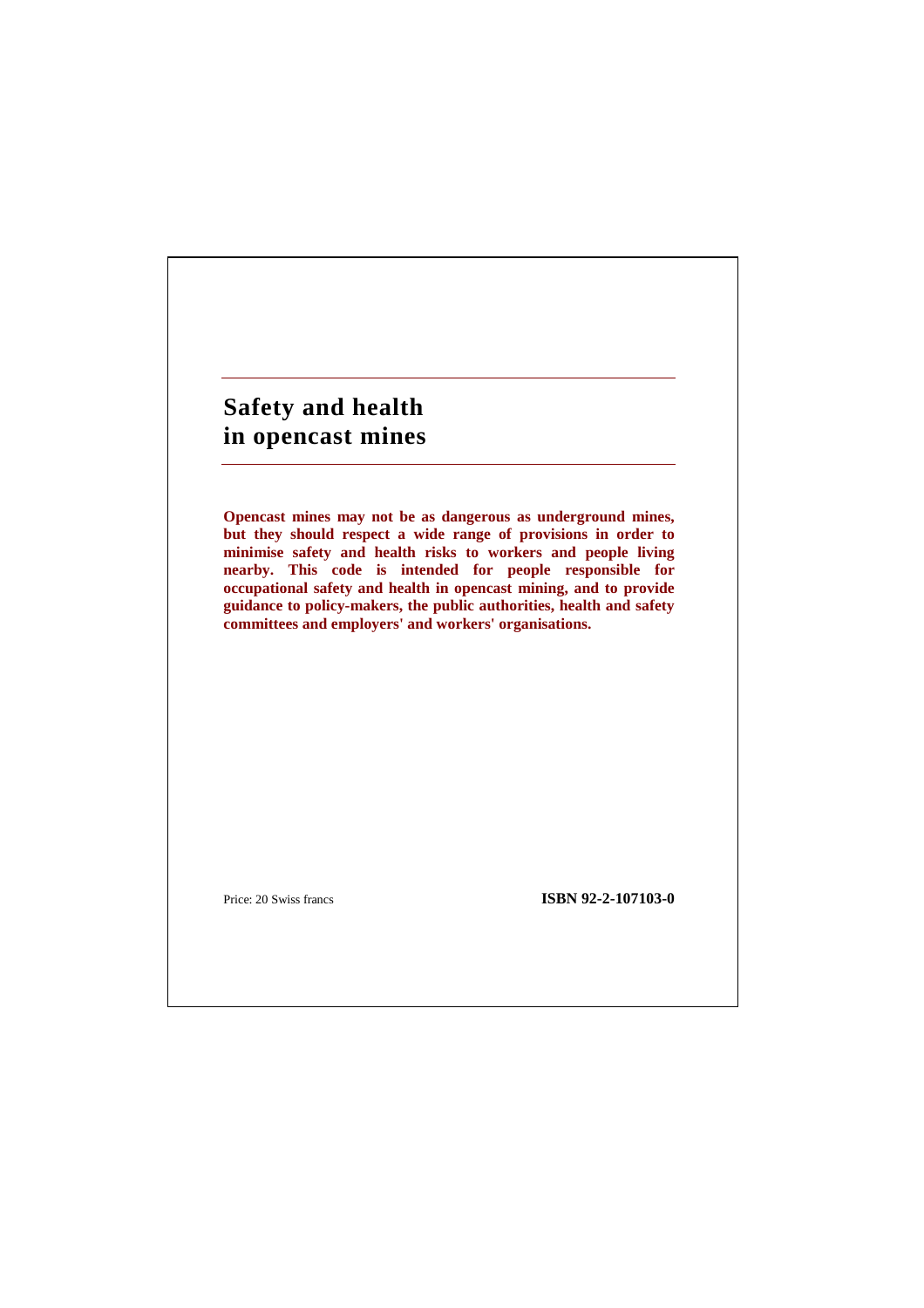# Safety and health in opencast mines

**Opencast mines may not be as dangerous as underground mines, but they should respect a wide range of provisions in order to minimise safety and health risks to workers and people living nearby. This code is intended for people responsible for occupational safety and health in opencast mining, and to provide guidance to policy-makers, the public authorities, health and safety committees and employers' and workers' organisations.**

Price: 20 Swiss francs

**ISBN 92-2-107103-0**